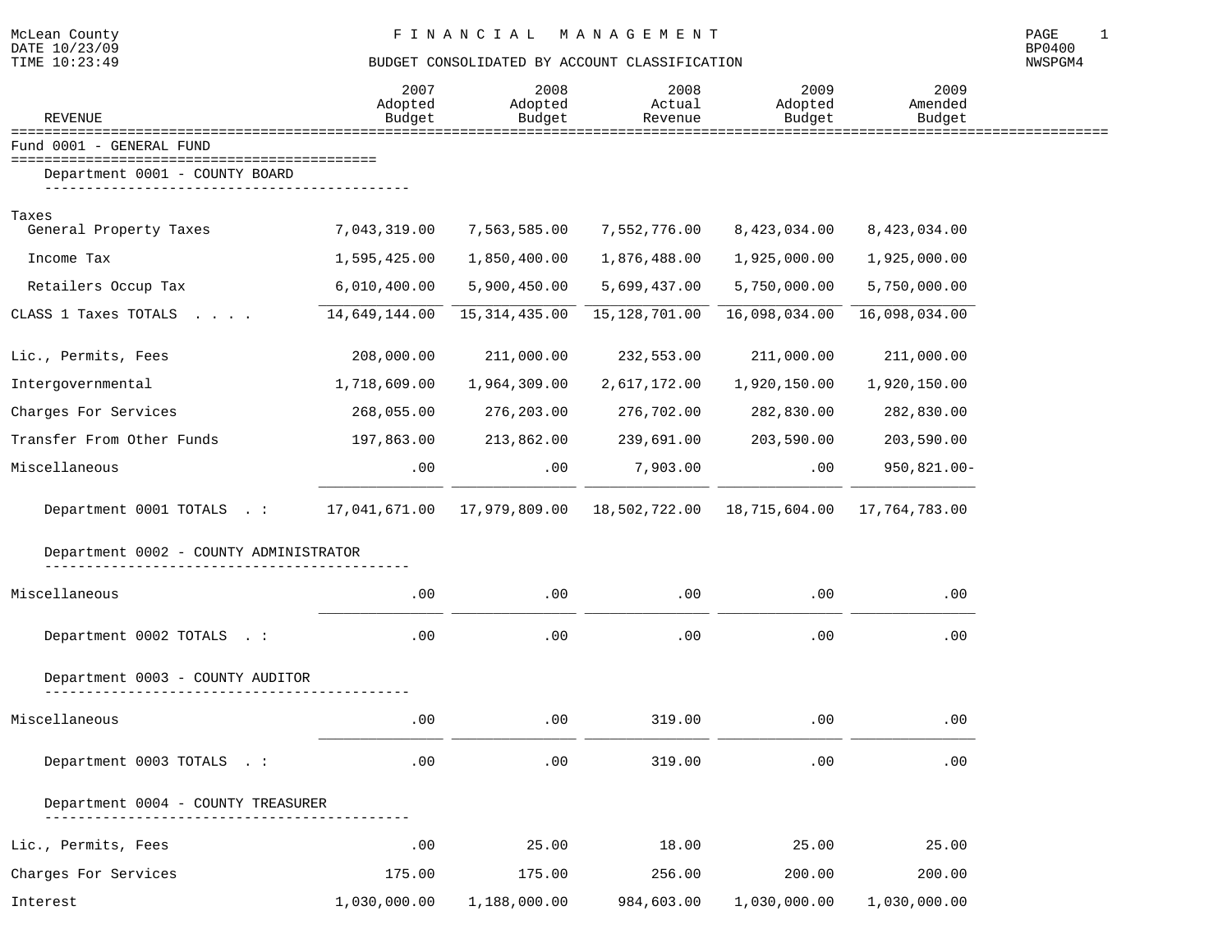McLean County
DATE 10/23/09
TIME 10:23:49

# F I N A N C I A L   M A N A G E M E N T

## BUDGET CONSOLIDATED BY ACCOUNT CLASSIFICATION

BP0400
NWSPGM4

| REVENUE | 2007 Adopted Budget | 2008 Adopted Budget | 2008 Actual Revenue | 2009 Adopted Budget | 2009 Amended Budget |
|---|---|---|---|---|---|
| **Fund 0001 - GENERAL FUND** | | | | | |
| **Department 0001 - COUNTY BOARD** | | | | | |
| Taxes | | | | | |
| General Property Taxes | 7,043,319.00 | 7,563,585.00 | 7,552,776.00 | 8,423,034.00 | 8,423,034.00 |
| Income Tax | 1,595,425.00 | 1,850,400.00 | 1,876,488.00 | 1,925,000.00 | 1,925,000.00 |
| Retailers Occup Tax | 6,010,400.00 | 5,900,450.00 | 5,699,437.00 | 5,750,000.00 | 5,750,000.00 |
| CLASS 1 Taxes TOTALS . . . . | 14,649,144.00 | 15,314,435.00 | 15,128,701.00 | 16,098,034.00 | 16,098,034.00 |
| Lic., Permits, Fees | 208,000.00 | 211,000.00 | 232,553.00 | 211,000.00 | 211,000.00 |
| Intergovernmental | 1,718,609.00 | 1,964,309.00 | 2,617,172.00 | 1,920,150.00 | 1,920,150.00 |
| Charges For Services | 268,055.00 | 276,203.00 | 276,702.00 | 282,830.00 | 282,830.00 |
| Transfer From Other Funds | 197,863.00 | 213,862.00 | 239,691.00 | 203,590.00 | 203,590.00 |
| Miscellaneous | .00 | .00 | 7,903.00 | .00 | 950,821.00- |
| Department 0001 TOTALS . : | 17,041,671.00 | 17,979,809.00 | 18,502,722.00 | 18,715,604.00 | 17,764,783.00 |
| **Department 0002 - COUNTY ADMINISTRATOR** | | | | | |
| Miscellaneous | .00 | .00 | .00 | .00 | .00 |
| Department 0002 TOTALS . : | .00 | .00 | .00 | .00 | .00 |
| **Department 0003 - COUNTY AUDITOR** | | | | | |
| Miscellaneous | .00 | .00 | 319.00 | .00 | .00 |
| Department 0003 TOTALS . : | .00 | .00 | 319.00 | .00 | .00 |
| **Department 0004 - COUNTY TREASURER** | | | | | |
| Lic., Permits, Fees | .00 | 25.00 | 18.00 | 25.00 | 25.00 |
| Charges For Services | 175.00 | 175.00 | 256.00 | 200.00 | 200.00 |
| Interest | 1,030,000.00 | 1,188,000.00 | 984,603.00 | 1,030,000.00 | 1,030,000.00 |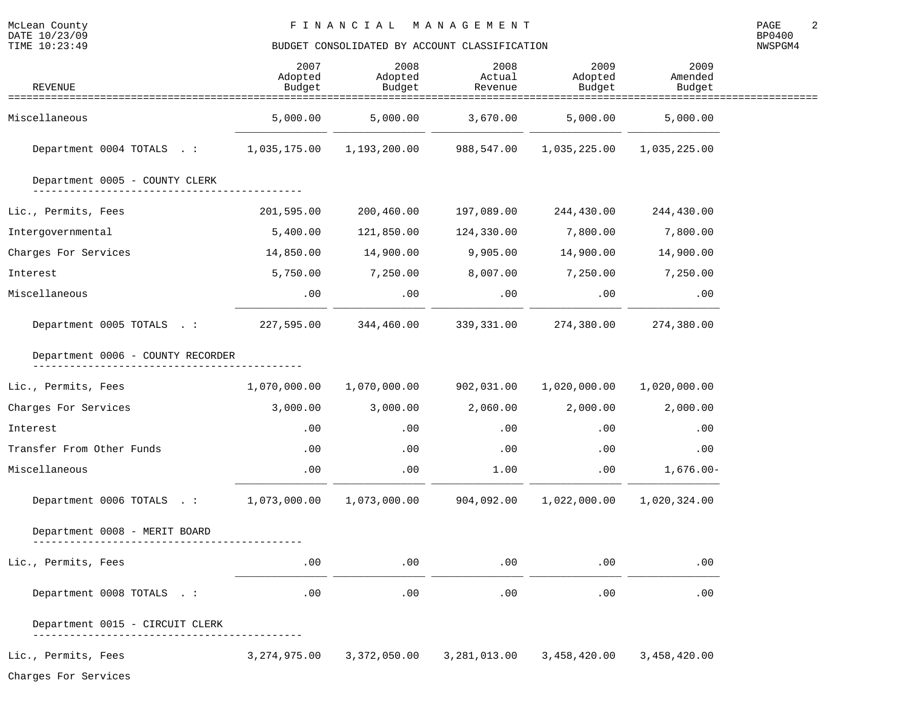McLean County — FINANCIAL MANAGEMENT — BUDGET CONSOLIDATED BY ACCOUNT CLASSIFICATION

| REVENUE | 2007 Adopted Budget | 2008 Adopted Budget | 2008 Actual Revenue | 2009 Adopted Budget | 2009 Amended Budget |
|---|---|---|---|---|---|
| Miscellaneous | 5,000.00 | 5,000.00 | 3,670.00 | 5,000.00 | 5,000.00 |
| Department 0004 TOTALS . : | 1,035,175.00 | 1,193,200.00 | 988,547.00 | 1,035,225.00 | 1,035,225.00 |
| **Department 0005 - COUNTY CLERK** | | | | | |
| Lic., Permits, Fees | 201,595.00 | 200,460.00 | 197,089.00 | 244,430.00 | 244,430.00 |
| Intergovernmental | 5,400.00 | 121,850.00 | 124,330.00 | 7,800.00 | 7,800.00 |
| Charges For Services | 14,850.00 | 14,900.00 | 9,905.00 | 14,900.00 | 14,900.00 |
| Interest | 5,750.00 | 7,250.00 | 8,007.00 | 7,250.00 | 7,250.00 |
| Miscellaneous | .00 | .00 | .00 | .00 | .00 |
| Department 0005 TOTALS . : | 227,595.00 | 344,460.00 | 339,331.00 | 274,380.00 | 274,380.00 |
| **Department 0006 - COUNTY RECORDER** | | | | | |
| Lic., Permits, Fees | 1,070,000.00 | 1,070,000.00 | 902,031.00 | 1,020,000.00 | 1,020,000.00 |
| Charges For Services | 3,000.00 | 3,000.00 | 2,060.00 | 2,000.00 | 2,000.00 |
| Interest | .00 | .00 | .00 | .00 | .00 |
| Transfer From Other Funds | .00 | .00 | .00 | .00 | .00 |
| Miscellaneous | .00 | .00 | 1.00 | .00 | 1,676.00- |
| Department 0006 TOTALS . : | 1,073,000.00 | 1,073,000.00 | 904,092.00 | 1,022,000.00 | 1,020,324.00 |
| **Department 0008 - MERIT BOARD** | | | | | |
| Lic., Permits, Fees | .00 | .00 | .00 | .00 | .00 |
| Department 0008 TOTALS . : | .00 | .00 | .00 | .00 | .00 |
| **Department 0015 - CIRCUIT CLERK** | | | | | |
| Lic., Permits, Fees | 3,274,975.00 | 3,372,050.00 | 3,281,013.00 | 3,458,420.00 | 3,458,420.00 |
| Charges For Services | | | | | |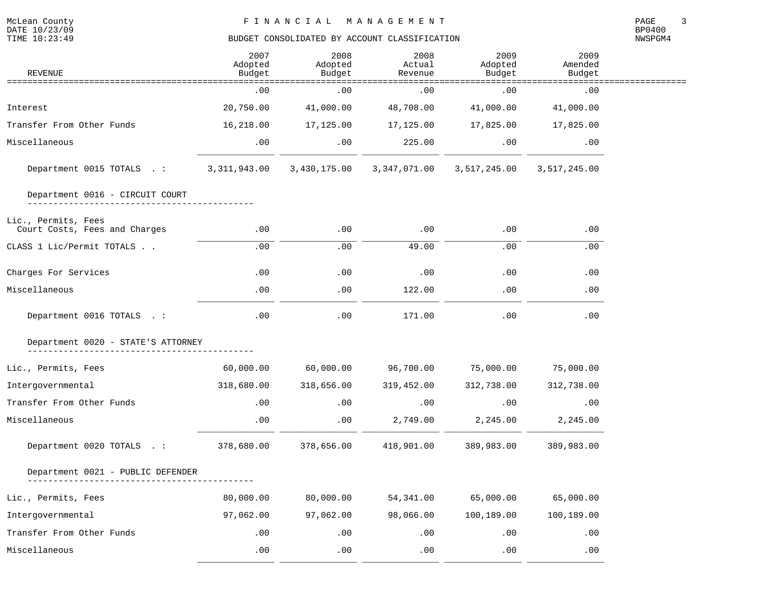McLean County

FINANCIAL MANAGEMENT

BUDGET CONSOLIDATED BY ACCOUNT CLASSIFICATION

| REVENUE | 2007 Adopted Budget | 2008 Adopted Budget | 2008 Actual Revenue | 2009 Adopted Budget | 2009 Amended Budget |
|---|---|---|---|---|---|
| | .00 | .00 | .00 | .00 | .00 |
| Interest | 20,750.00 | 41,000.00 | 48,708.00 | 41,000.00 | 41,000.00 |
| Transfer From Other Funds | 16,218.00 | 17,125.00 | 17,125.00 | 17,825.00 | 17,825.00 |
| Miscellaneous | .00 | .00 | 225.00 | .00 | .00 |
| Department 0015 TOTALS . : | 3,311,943.00 | 3,430,175.00 | 3,347,071.00 | 3,517,245.00 | 3,517,245.00 |
| **Department 0016 - CIRCUIT COURT** | | | | | |
| Lic., Permits, Fees | | | | | |
| Court Costs, Fees and Charges | .00 | .00 | .00 | .00 | .00 |
| CLASS 1 Lic/Permit TOTALS . . | .00 | .00 | 49.00 | .00 | .00 |
| Charges For Services | .00 | .00 | .00 | .00 | .00 |
| Miscellaneous | .00 | .00 | 122.00 | .00 | .00 |
| Department 0016 TOTALS . : | .00 | .00 | 171.00 | .00 | .00 |
| **Department 0020 - STATE'S ATTORNEY** | | | | | |
| Lic., Permits, Fees | 60,000.00 | 60,000.00 | 96,700.00 | 75,000.00 | 75,000.00 |
| Intergovernmental | 318,680.00 | 318,656.00 | 319,452.00 | 312,738.00 | 312,738.00 |
| Transfer From Other Funds | .00 | .00 | .00 | .00 | .00 |
| Miscellaneous | .00 | .00 | 2,749.00 | 2,245.00 | 2,245.00 |
| Department 0020 TOTALS . : | 378,680.00 | 378,656.00 | 418,901.00 | 389,983.00 | 389,983.00 |
| **Department 0021 - PUBLIC DEFENDER** | | | | | |
| Lic., Permits, Fees | 80,000.00 | 80,000.00 | 54,341.00 | 65,000.00 | 65,000.00 |
| Intergovernmental | 97,062.00 | 97,062.00 | 98,066.00 | 100,189.00 | 100,189.00 |
| Transfer From Other Funds | .00 | .00 | .00 | .00 | .00 |
| Miscellaneous | .00 | .00 | .00 | .00 | .00 |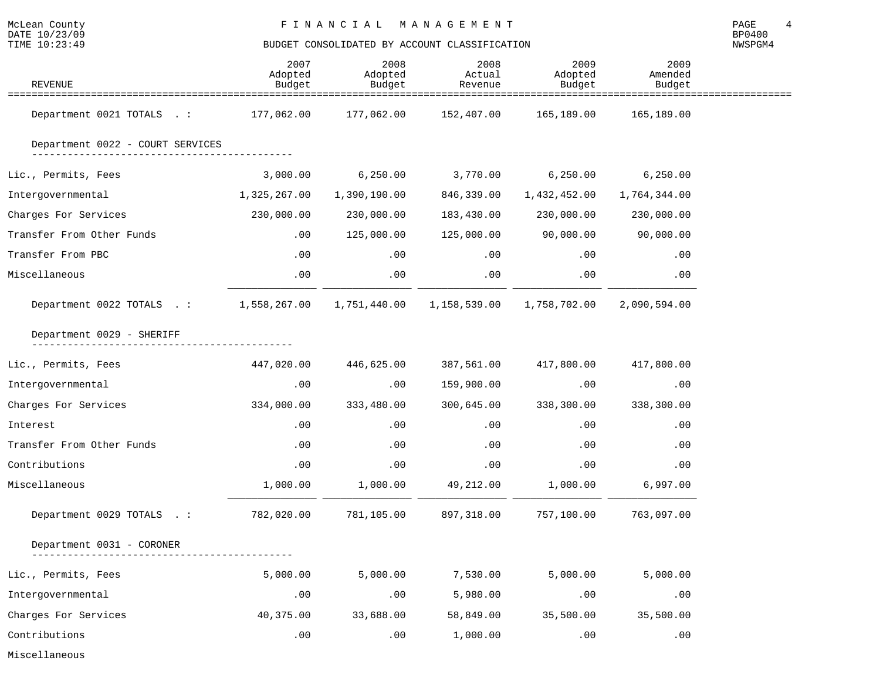McLean County

FINANCIAL MANAGEMENT

BUDGET CONSOLIDATED BY ACCOUNT CLASSIFICATION

| REVENUE | 2007 Adopted Budget | 2008 Adopted Budget | 2008 Actual Revenue | 2009 Adopted Budget | 2009 Amended Budget |
|---|---|---|---|---|---|
| Department 0021 TOTALS . : | 177,062.00 | 177,062.00 | 152,407.00 | 165,189.00 | 165,189.00 |
| **Department 0022 - COURT SERVICES** | | | | | |
| Lic., Permits, Fees | 3,000.00 | 6,250.00 | 3,770.00 | 6,250.00 | 6,250.00 |
| Intergovernmental | 1,325,267.00 | 1,390,190.00 | 846,339.00 | 1,432,452.00 | 1,764,344.00 |
| Charges For Services | 230,000.00 | 230,000.00 | 183,430.00 | 230,000.00 | 230,000.00 |
| Transfer From Other Funds | .00 | 125,000.00 | 125,000.00 | 90,000.00 | 90,000.00 |
| Transfer From PBC | .00 | .00 | .00 | .00 | .00 |
| Miscellaneous | .00 | .00 | .00 | .00 | .00 |
| Department 0022 TOTALS . : | 1,558,267.00 | 1,751,440.00 | 1,158,539.00 | 1,758,702.00 | 2,090,594.00 |
| **Department 0029 - SHERIFF** | | | | | |
| Lic., Permits, Fees | 447,020.00 | 446,625.00 | 387,561.00 | 417,800.00 | 417,800.00 |
| Intergovernmental | .00 | .00 | 159,900.00 | .00 | .00 |
| Charges For Services | 334,000.00 | 333,480.00 | 300,645.00 | 338,300.00 | 338,300.00 |
| Interest | .00 | .00 | .00 | .00 | .00 |
| Transfer From Other Funds | .00 | .00 | .00 | .00 | .00 |
| Contributions | .00 | .00 | .00 | .00 | .00 |
| Miscellaneous | 1,000.00 | 1,000.00 | 49,212.00 | 1,000.00 | 6,997.00 |
| Department 0029 TOTALS . : | 782,020.00 | 781,105.00 | 897,318.00 | 757,100.00 | 763,097.00 |
| **Department 0031 - CORONER** | | | | | |
| Lic., Permits, Fees | 5,000.00 | 5,000.00 | 7,530.00 | 5,000.00 | 5,000.00 |
| Intergovernmental | .00 | .00 | 5,980.00 | .00 | .00 |
| Charges For Services | 40,375.00 | 33,688.00 | 58,849.00 | 35,500.00 | 35,500.00 |
| Contributions | .00 | .00 | 1,000.00 | .00 | .00 |
| Miscellaneous | | | | | |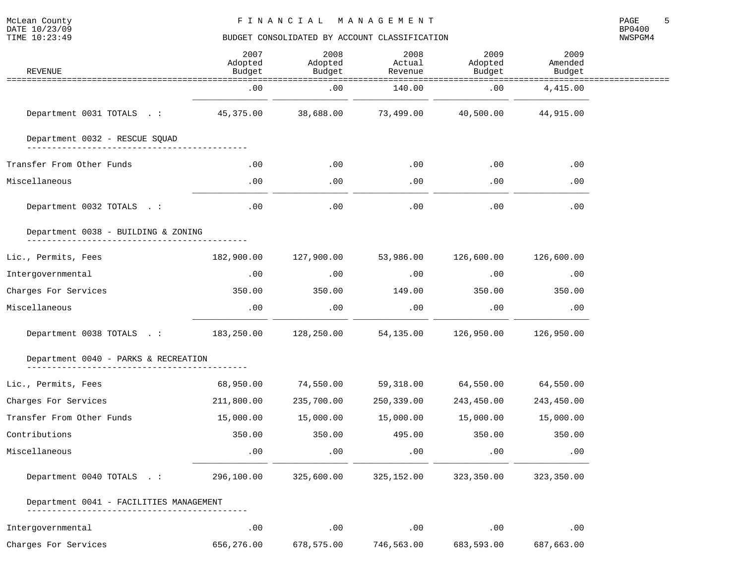McLean County
DATE 10/23/09
TIME 10:23:49

# FINANCIAL MANAGEMENT

## BUDGET CONSOLIDATED BY ACCOUNT CLASSIFICATION

BP0400
NWSPGM4

| REVENUE | 2007 Adopted Budget | 2008 Adopted Budget | 2008 Actual Revenue | 2009 Adopted Budget | 2009 Amended Budget |
|---|---|---|---|---|---|
| | .00 | .00 | 140.00 | .00 | 4,415.00 |
| Department 0031 TOTALS . : | 45,375.00 | 38,688.00 | 73,499.00 | 40,500.00 | 44,915.00 |
| **Department 0032 - RESCUE SQUAD** | | | | | |
| Transfer From Other Funds | .00 | .00 | .00 | .00 | .00 |
| Miscellaneous | .00 | .00 | .00 | .00 | .00 |
| Department 0032 TOTALS . : | .00 | .00 | .00 | .00 | .00 |
| **Department 0038 - BUILDING & ZONING** | | | | | |
| Lic., Permits, Fees | 182,900.00 | 127,900.00 | 53,986.00 | 126,600.00 | 126,600.00 |
| Intergovernmental | .00 | .00 | .00 | .00 | .00 |
| Charges For Services | 350.00 | 350.00 | 149.00 | 350.00 | 350.00 |
| Miscellaneous | .00 | .00 | .00 | .00 | .00 |
| Department 0038 TOTALS . : | 183,250.00 | 128,250.00 | 54,135.00 | 126,950.00 | 126,950.00 |
| **Department 0040 - PARKS & RECREATION** | | | | | |
| Lic., Permits, Fees | 68,950.00 | 74,550.00 | 59,318.00 | 64,550.00 | 64,550.00 |
| Charges For Services | 211,800.00 | 235,700.00 | 250,339.00 | 243,450.00 | 243,450.00 |
| Transfer From Other Funds | 15,000.00 | 15,000.00 | 15,000.00 | 15,000.00 | 15,000.00 |
| Contributions | 350.00 | 350.00 | 495.00 | 350.00 | 350.00 |
| Miscellaneous | .00 | .00 | .00 | .00 | .00 |
| Department 0040 TOTALS . : | 296,100.00 | 325,600.00 | 325,152.00 | 323,350.00 | 323,350.00 |
| **Department 0041 - FACILITIES MANAGEMENT** | | | | | |
| Intergovernmental | .00 | .00 | .00 | .00 | .00 |
| Charges For Services | 656,276.00 | 678,575.00 | 746,563.00 | 683,593.00 | 687,663.00 |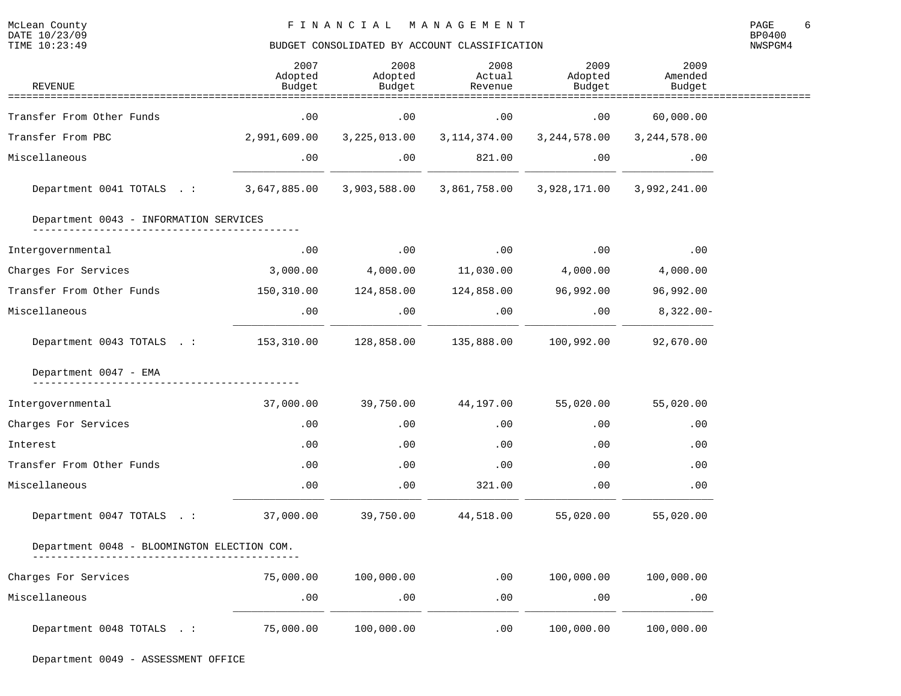# FINANCIAL MANAGEMENT

## BUDGET CONSOLIDATED BY ACCOUNT CLASSIFICATION

| REVENUE | 2007 Adopted Budget | 2008 Adopted Budget | 2008 Actual Revenue | 2009 Adopted Budget | 2009 Amended Budget |
|---|---|---|---|---|---|
| Transfer From Other Funds | .00 | .00 | .00 | .00 | 60,000.00 |
| Transfer From PBC | 2,991,609.00 | 3,225,013.00 | 3,114,374.00 | 3,244,578.00 | 3,244,578.00 |
| Miscellaneous | .00 | .00 | 821.00 | .00 | .00 |
| Department 0041 TOTALS . : | 3,647,885.00 | 3,903,588.00 | 3,861,758.00 | 3,928,171.00 | 3,992,241.00 |
| **Department 0043 - INFORMATION SERVICES** | | | | | |
| Intergovernmental | .00 | .00 | .00 | .00 | .00 |
| Charges For Services | 3,000.00 | 4,000.00 | 11,030.00 | 4,000.00 | 4,000.00 |
| Transfer From Other Funds | 150,310.00 | 124,858.00 | 124,858.00 | 96,992.00 | 96,992.00 |
| Miscellaneous | .00 | .00 | .00 | .00 | 8,322.00- |
| Department 0043 TOTALS . : | 153,310.00 | 128,858.00 | 135,888.00 | 100,992.00 | 92,670.00 |
| **Department 0047 - EMA** | | | | | |
| Intergovernmental | 37,000.00 | 39,750.00 | 44,197.00 | 55,020.00 | 55,020.00 |
| Charges For Services | .00 | .00 | .00 | .00 | .00 |
| Interest | .00 | .00 | .00 | .00 | .00 |
| Transfer From Other Funds | .00 | .00 | .00 | .00 | .00 |
| Miscellaneous | .00 | .00 | 321.00 | .00 | .00 |
| Department 0047 TOTALS . : | 37,000.00 | 39,750.00 | 44,518.00 | 55,020.00 | 55,020.00 |
| **Department 0048 - BLOOMINGTON ELECTION COM.** | | | | | |
| Charges For Services | 75,000.00 | 100,000.00 | .00 | 100,000.00 | 100,000.00 |
| Miscellaneous | .00 | .00 | .00 | .00 | .00 |
| Department 0048 TOTALS . : | 75,000.00 | 100,000.00 | .00 | 100,000.00 | 100,000.00 |
| **Department 0049 - ASSESSMENT OFFICE** | | | | | |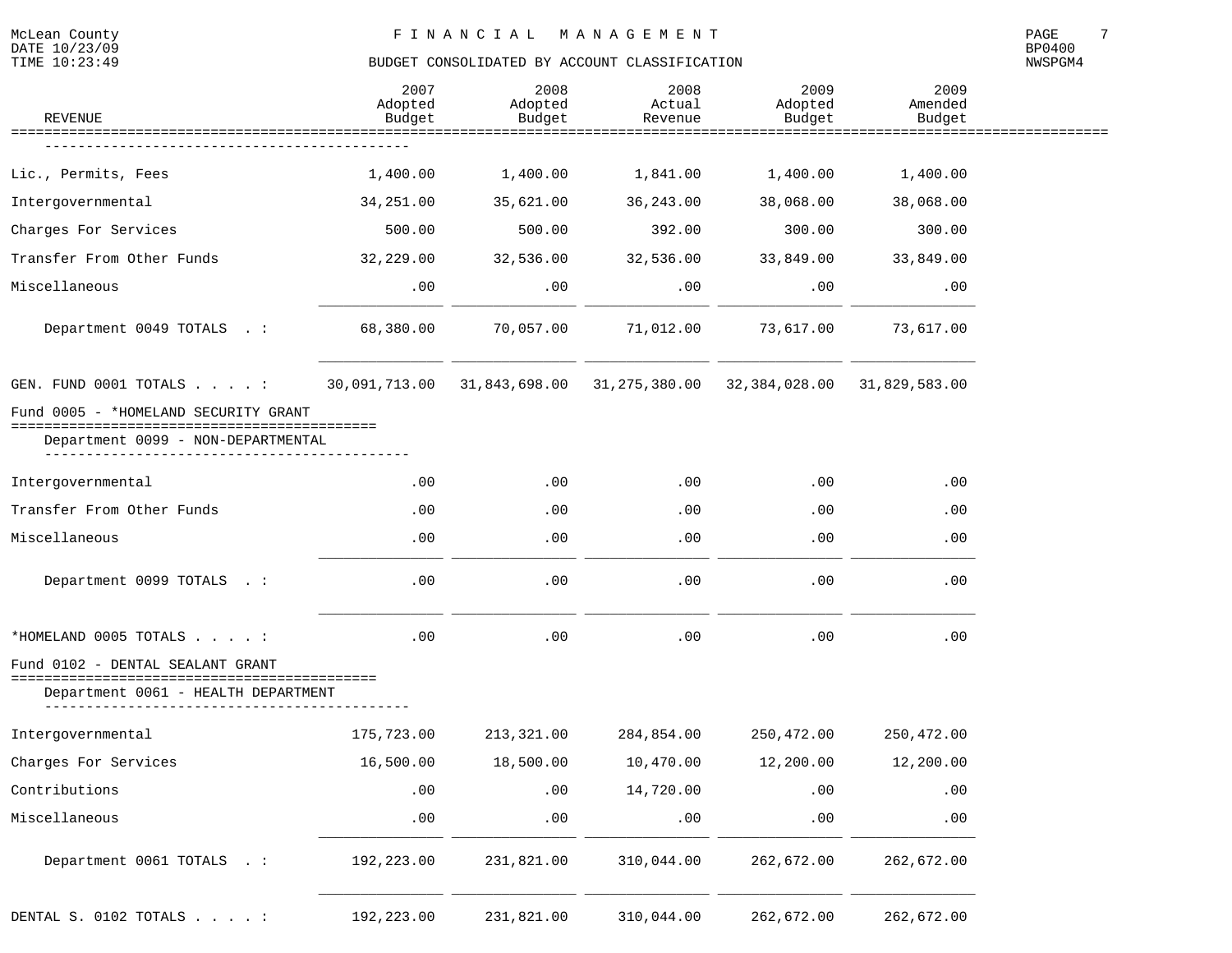McLean County
DATE 10/23/09
TIME 10:23:49

# F I N A N C I A L   M A N A G E M E N T

## BUDGET CONSOLIDATED BY ACCOUNT CLASSIFICATION

BP0400
NWSPGM4

| REVENUE | 2007 Adopted Budget | 2008 Adopted Budget | 2008 Actual Revenue | 2009 Adopted Budget | 2009 Amended Budget |
|---|---|---|---|---|---|
| Lic., Permits, Fees | 1,400.00 | 1,400.00 | 1,841.00 | 1,400.00 | 1,400.00 |
| Intergovernmental | 34,251.00 | 35,621.00 | 36,243.00 | 38,068.00 | 38,068.00 |
| Charges For Services | 500.00 | 500.00 | 392.00 | 300.00 | 300.00 |
| Transfer From Other Funds | 32,229.00 | 32,536.00 | 32,536.00 | 33,849.00 | 33,849.00 |
| Miscellaneous | .00 | .00 | .00 | .00 | .00 |
| Department 0049 TOTALS . : | 68,380.00 | 70,057.00 | 71,012.00 | 73,617.00 | 73,617.00 |
| GEN. FUND 0001 TOTALS . . . . : | 30,091,713.00 | 31,843,698.00 | 31,275,380.00 | 32,384,028.00 | 31,829,583.00 |
| **Fund 0005 - *HOMELAND SECURITY GRANT** | | | | | |
| Department 0099 - NON-DEPARTMENTAL | | | | | |
| Intergovernmental | .00 | .00 | .00 | .00 | .00 |
| Transfer From Other Funds | .00 | .00 | .00 | .00 | .00 |
| Miscellaneous | .00 | .00 | .00 | .00 | .00 |
| Department 0099 TOTALS . : | .00 | .00 | .00 | .00 | .00 |
| *HOMELAND 0005 TOTALS . . . . : | .00 | .00 | .00 | .00 | .00 |
| **Fund 0102 - DENTAL SEALANT GRANT** | | | | | |
| Department 0061 - HEALTH DEPARTMENT | | | | | |
| Intergovernmental | 175,723.00 | 213,321.00 | 284,854.00 | 250,472.00 | 250,472.00 |
| Charges For Services | 16,500.00 | 18,500.00 | 10,470.00 | 12,200.00 | 12,200.00 |
| Contributions | .00 | .00 | 14,720.00 | .00 | .00 |
| Miscellaneous | .00 | .00 | .00 | .00 | .00 |
| Department 0061 TOTALS . : | 192,223.00 | 231,821.00 | 310,044.00 | 262,672.00 | 262,672.00 |
| DENTAL S. 0102 TOTALS . . . . : | 192,223.00 | 231,821.00 | 310,044.00 | 262,672.00 | 262,672.00 |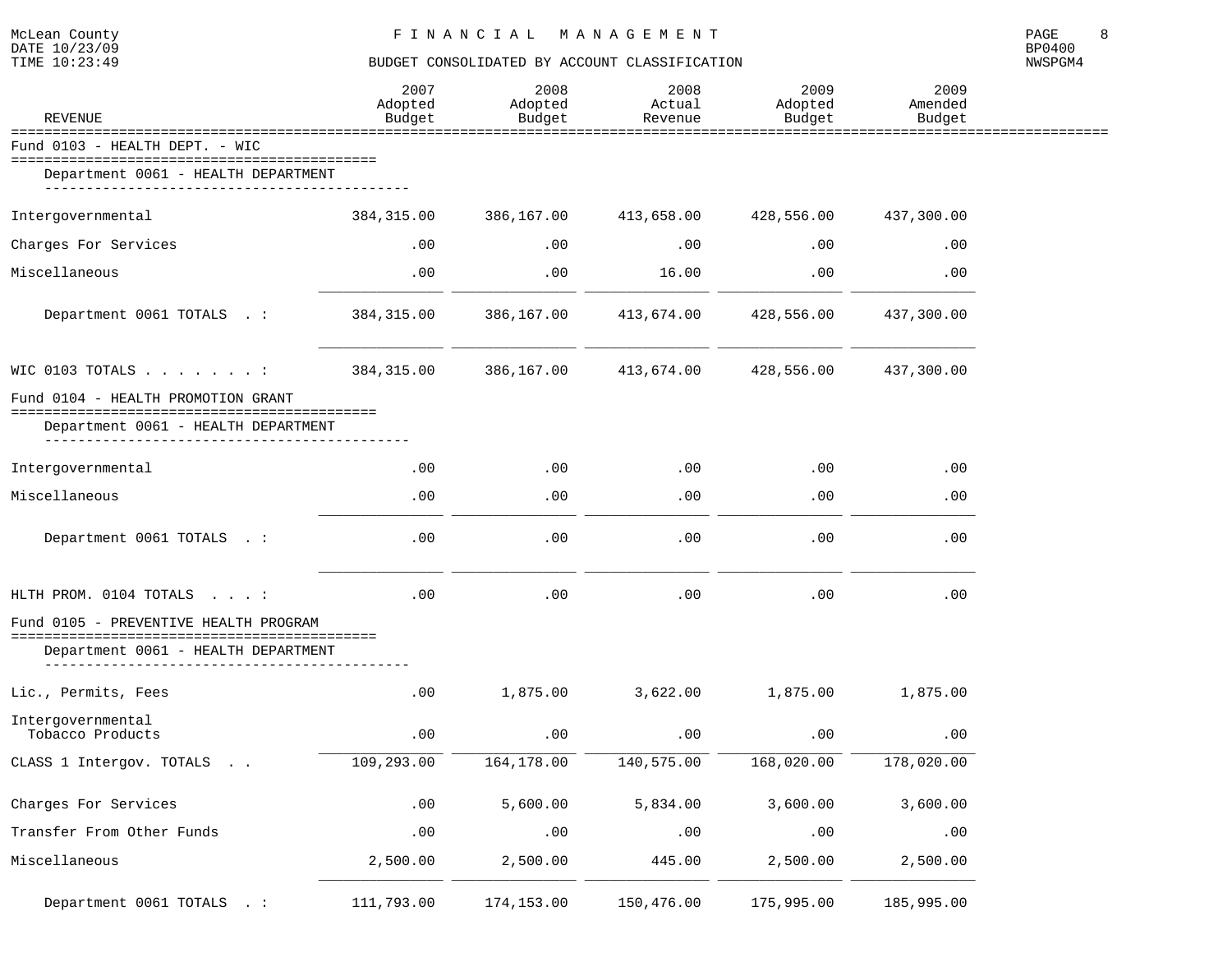McLean County
DATE 10/23/09
TIME 10:23:49

# FINANCIAL MANAGEMENT

## BUDGET CONSOLIDATED BY ACCOUNT CLASSIFICATION

BP0400
NWSPGM4

| REVENUE | 2007 Adopted Budget | 2008 Adopted Budget | 2008 Actual Revenue | 2009 Adopted Budget | 2009 Amended Budget |
|---|---|---|---|---|---|
| **Fund 0103 - HEALTH DEPT. - WIC** | | | | | |
| Department 0061 - HEALTH DEPARTMENT | | | | | |
| Intergovernmental | 384,315.00 | 386,167.00 | 413,658.00 | 428,556.00 | 437,300.00 |
| Charges For Services | .00 | .00 | .00 | .00 | .00 |
| Miscellaneous | .00 | .00 | 16.00 | .00 | .00 |
| Department 0061 TOTALS . : | 384,315.00 | 386,167.00 | 413,674.00 | 428,556.00 | 437,300.00 |
| WIC 0103 TOTALS . . . . . . . . : | 384,315.00 | 386,167.00 | 413,674.00 | 428,556.00 | 437,300.00 |
| **Fund 0104 - HEALTH PROMOTION GRANT** | | | | | |
| Department 0061 - HEALTH DEPARTMENT | | | | | |
| Intergovernmental | .00 | .00 | .00 | .00 | .00 |
| Miscellaneous | .00 | .00 | .00 | .00 | .00 |
| Department 0061 TOTALS . : | .00 | .00 | .00 | .00 | .00 |
| HLTH PROM. 0104 TOTALS . . . : | .00 | .00 | .00 | .00 | .00 |
| **Fund 0105 - PREVENTIVE HEALTH PROGRAM** | | | | | |
| Department 0061 - HEALTH DEPARTMENT | | | | | |
| Lic., Permits, Fees | .00 | 1,875.00 | 3,622.00 | 1,875.00 | 1,875.00 |
| Intergovernmental | | | | | |
| Tobacco Products | .00 | .00 | .00 | .00 | .00 |
| CLASS 1 Intergov. TOTALS . . | 109,293.00 | 164,178.00 | 140,575.00 | 168,020.00 | 178,020.00 |
| Charges For Services | .00 | 5,600.00 | 5,834.00 | 3,600.00 | 3,600.00 |
| Transfer From Other Funds | .00 | .00 | .00 | .00 | .00 |
| Miscellaneous | 2,500.00 | 2,500.00 | 445.00 | 2,500.00 | 2,500.00 |
| Department 0061 TOTALS . : | 111,793.00 | 174,153.00 | 150,476.00 | 175,995.00 | 185,995.00 |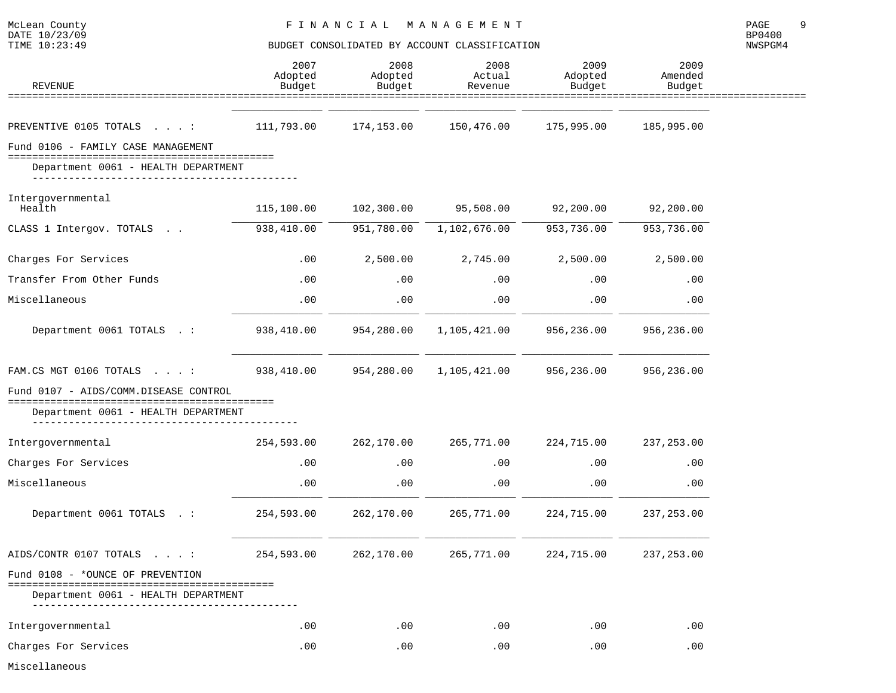McLean County
DATE 10/23/09
TIME 10:23:49

# FINANCIAL MANAGEMENT

## BUDGET CONSOLIDATED BY ACCOUNT CLASSIFICATION

BP0400
NWSPGM4

| REVENUE | 2007 Adopted Budget | 2008 Adopted Budget | 2008 Actual Revenue | 2009 Adopted Budget | 2009 Amended Budget |
|---|---|---|---|---|---|
| PREVENTIVE 0105 TOTALS . . . : | 111,793.00 | 174,153.00 | 150,476.00 | 175,995.00 | 185,995.00 |
| **Fund 0106 - FAMILY CASE MANAGEMENT** | | | | | |
| Department 0061 - HEALTH DEPARTMENT | | | | | |
| Intergovernmental | | | | | |
| Health | 115,100.00 | 102,300.00 | 95,508.00 | 92,200.00 | 92,200.00 |
| CLASS 1 Intergov. TOTALS . . | 938,410.00 | 951,780.00 | 1,102,676.00 | 953,736.00 | 953,736.00 |
| Charges For Services | .00 | 2,500.00 | 2,745.00 | 2,500.00 | 2,500.00 |
| Transfer From Other Funds | .00 | .00 | .00 | .00 | .00 |
| Miscellaneous | .00 | .00 | .00 | .00 | .00 |
| Department 0061 TOTALS . : | 938,410.00 | 954,280.00 | 1,105,421.00 | 956,236.00 | 956,236.00 |
| FAM.CS MGT 0106 TOTALS . . . : | 938,410.00 | 954,280.00 | 1,105,421.00 | 956,236.00 | 956,236.00 |
| **Fund 0107 - AIDS/COMM.DISEASE CONTROL** | | | | | |
| Department 0061 - HEALTH DEPARTMENT | | | | | |
| Intergovernmental | 254,593.00 | 262,170.00 | 265,771.00 | 224,715.00 | 237,253.00 |
| Charges For Services | .00 | .00 | .00 | .00 | .00 |
| Miscellaneous | .00 | .00 | .00 | .00 | .00 |
| Department 0061 TOTALS . : | 254,593.00 | 262,170.00 | 265,771.00 | 224,715.00 | 237,253.00 |
| AIDS/CONTR 0107 TOTALS . . . : | 254,593.00 | 262,170.00 | 265,771.00 | 224,715.00 | 237,253.00 |
| **Fund 0108 - *OUNCE OF PREVENTION** | | | | | |
| Department 0061 - HEALTH DEPARTMENT | | | | | |
| Intergovernmental | .00 | .00 | .00 | .00 | .00 |
| Charges For Services | .00 | .00 | .00 | .00 | .00 |
| Miscellaneous | | | | | |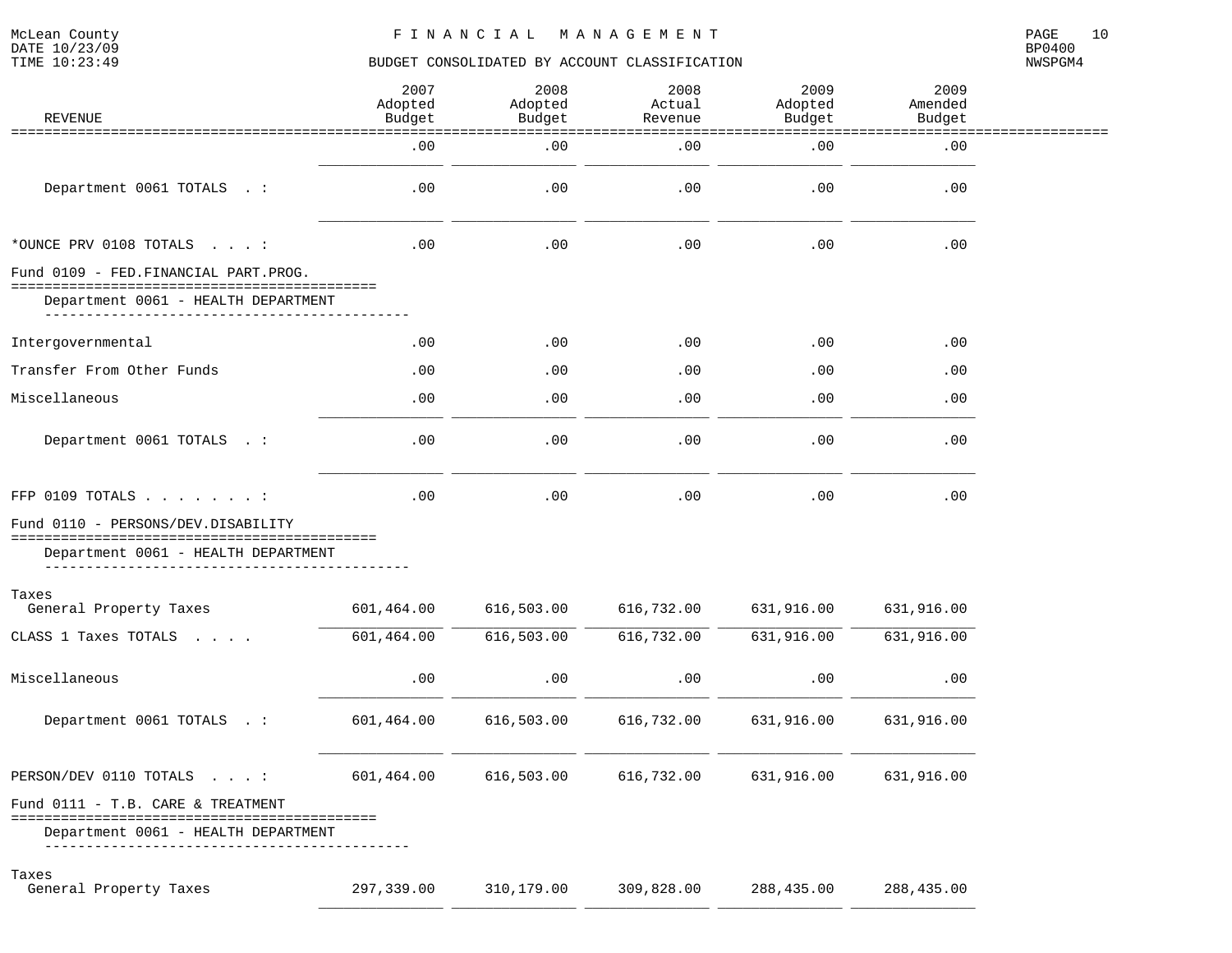McLean County
DATE 10/23/09
TIME 10:23:49

FINANCIAL MANAGEMENT

BUDGET CONSOLIDATED BY ACCOUNT CLASSIFICATION

BP0400
NWSPGM4

| REVENUE | 2007 Adopted Budget | 2008 Adopted Budget | 2008 Actual Revenue | 2009 Adopted Budget | 2009 Amended Budget |
|---|---|---|---|---|---|
| | .00 | .00 | .00 | .00 | .00 |
| Department 0061 TOTALS . : | .00 | .00 | .00 | .00 | .00 |
| *OUNCE PRV 0108 TOTALS . . . : | .00 | .00 | .00 | .00 | .00 |
| **Fund 0109 - FED.FINANCIAL PART.PROG.** | | | | | |
| Department 0061 - HEALTH DEPARTMENT | | | | | |
| Intergovernmental | .00 | .00 | .00 | .00 | .00 |
| Transfer From Other Funds | .00 | .00 | .00 | .00 | .00 |
| Miscellaneous | .00 | .00 | .00 | .00 | .00 |
| Department 0061 TOTALS . : | .00 | .00 | .00 | .00 | .00 |
| FFP 0109 TOTALS . . . . . . . . : | .00 | .00 | .00 | .00 | .00 |
| **Fund 0110 - PERSONS/DEV.DISABILITY** | | | | | |
| Department 0061 - HEALTH DEPARTMENT | | | | | |
| Taxes | | | | | |
| General Property Taxes | 601,464.00 | 616,503.00 | 616,732.00 | 631,916.00 | 631,916.00 |
| CLASS 1 Taxes TOTALS . . . . | 601,464.00 | 616,503.00 | 616,732.00 | 631,916.00 | 631,916.00 |
| Miscellaneous | .00 | .00 | .00 | .00 | .00 |
| Department 0061 TOTALS . : | 601,464.00 | 616,503.00 | 616,732.00 | 631,916.00 | 631,916.00 |
| PERSON/DEV 0110 TOTALS . . . : | 601,464.00 | 616,503.00 | 616,732.00 | 631,916.00 | 631,916.00 |
| **Fund 0111 - T.B. CARE & TREATMENT** | | | | | |
| Department 0061 - HEALTH DEPARTMENT | | | | | |
| Taxes | | | | | |
| General Property Taxes | 297,339.00 | 310,179.00 | 309,828.00 | 288,435.00 | 288,435.00 |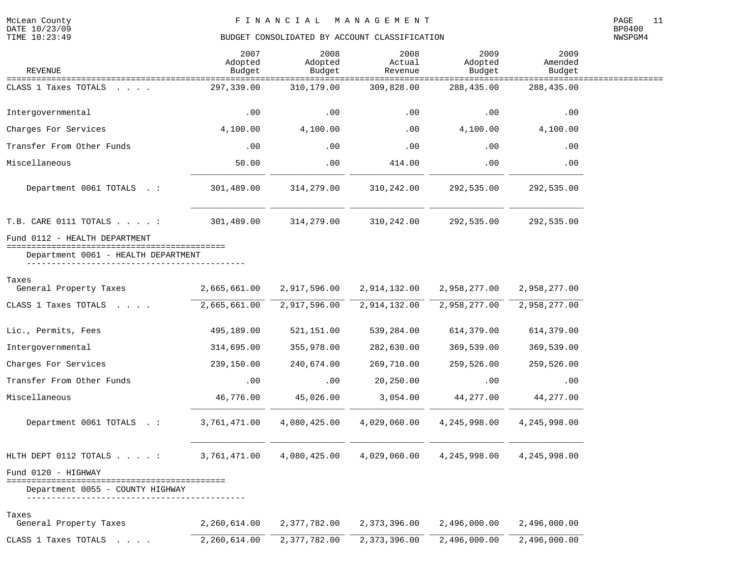McLean County
FINANCIAL MANAGEMENT
BUDGET CONSOLIDATED BY ACCOUNT CLASSIFICATION

| REVENUE | 2007 Adopted Budget | 2008 Adopted Budget | 2008 Actual Revenue | 2009 Adopted Budget | 2009 Amended Budget |
|---|---|---|---|---|---|
| CLASS 1 Taxes TOTALS . . . . | 297,339.00 | 310,179.00 | 309,828.00 | 288,435.00 | 288,435.00 |
| Intergovernmental | .00 | .00 | .00 | .00 | .00 |
| Charges For Services | 4,100.00 | 4,100.00 | .00 | 4,100.00 | 4,100.00 |
| Transfer From Other Funds | .00 | .00 | .00 | .00 | .00 |
| Miscellaneous | 50.00 | .00 | 414.00 | .00 | .00 |
| Department 0061 TOTALS . : | 301,489.00 | 314,279.00 | 310,242.00 | 292,535.00 | 292,535.00 |
| T.B. CARE 0111 TOTALS . . . . : | 301,489.00 | 314,279.00 | 310,242.00 | 292,535.00 | 292,535.00 |
| **Fund 0112 - HEALTH DEPARTMENT** | | | | | |
| **Department 0061 - HEALTH DEPARTMENT** | | | | | |
| Taxes | | | | | |
| General Property Taxes | 2,665,661.00 | 2,917,596.00 | 2,914,132.00 | 2,958,277.00 | 2,958,277.00 |
| CLASS 1 Taxes TOTALS . . . . | 2,665,661.00 | 2,917,596.00 | 2,914,132.00 | 2,958,277.00 | 2,958,277.00 |
| Lic., Permits, Fees | 495,189.00 | 521,151.00 | 539,284.00 | 614,379.00 | 614,379.00 |
| Intergovernmental | 314,695.00 | 355,978.00 | 282,630.00 | 369,539.00 | 369,539.00 |
| Charges For Services | 239,150.00 | 240,674.00 | 269,710.00 | 259,526.00 | 259,526.00 |
| Transfer From Other Funds | .00 | .00 | 20,250.00 | .00 | .00 |
| Miscellaneous | 46,776.00 | 45,026.00 | 3,054.00 | 44,277.00 | 44,277.00 |
| Department 0061 TOTALS . : | 3,761,471.00 | 4,080,425.00 | 4,029,060.00 | 4,245,998.00 | 4,245,998.00 |
| HLTH DEPT 0112 TOTALS . . . . : | 3,761,471.00 | 4,080,425.00 | 4,029,060.00 | 4,245,998.00 | 4,245,998.00 |
| **Fund 0120 - HIGHWAY** | | | | | |
| **Department 0055 - COUNTY HIGHWAY** | | | | | |
| Taxes | | | | | |
| General Property Taxes | 2,260,614.00 | 2,377,782.00 | 2,373,396.00 | 2,496,000.00 | 2,496,000.00 |
| CLASS 1 Taxes TOTALS . . . . | 2,260,614.00 | 2,377,782.00 | 2,373,396.00 | 2,496,000.00 | 2,496,000.00 |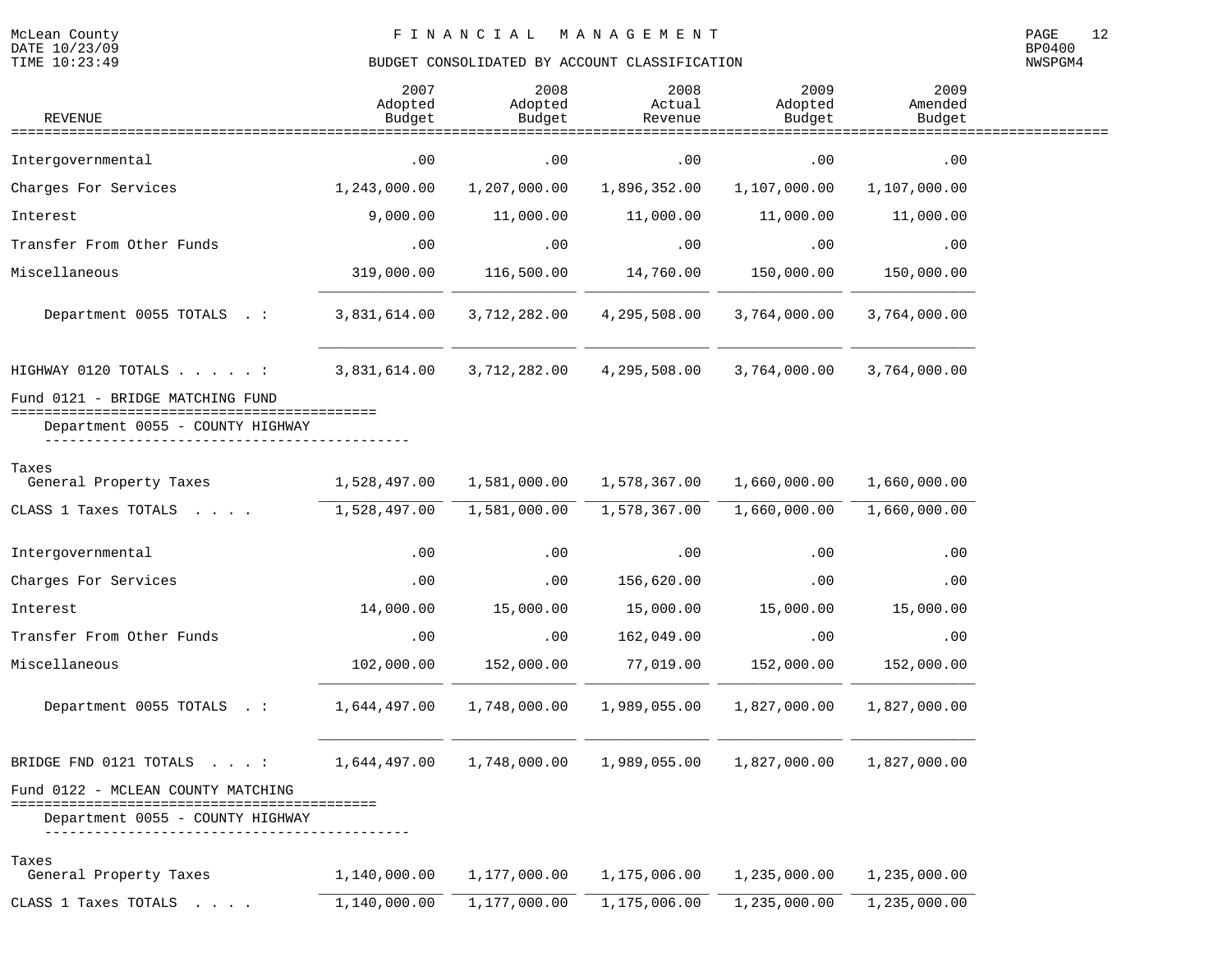McLean County
DATE 10/23/09
TIME 10:23:49

# FINANCIAL MANAGEMENT

## BUDGET CONSOLIDATED BY ACCOUNT CLASSIFICATION

BP0400
NWSPGM4

| REVENUE | 2007 Adopted Budget | 2008 Adopted Budget | 2008 Actual Revenue | 2009 Adopted Budget | 2009 Amended Budget |
|---|---|---|---|---|---|
| Intergovernmental | .00 | .00 | .00 | .00 | .00 |
| Charges For Services | 1,243,000.00 | 1,207,000.00 | 1,896,352.00 | 1,107,000.00 | 1,107,000.00 |
| Interest | 9,000.00 | 11,000.00 | 11,000.00 | 11,000.00 | 11,000.00 |
| Transfer From Other Funds | .00 | .00 | .00 | .00 | .00 |
| Miscellaneous | 319,000.00 | 116,500.00 | 14,760.00 | 150,000.00 | 150,000.00 |
| Department 0055 TOTALS . : | 3,831,614.00 | 3,712,282.00 | 4,295,508.00 | 3,764,000.00 | 3,764,000.00 |
| HIGHWAY 0120 TOTALS . . . . . : | 3,831,614.00 | 3,712,282.00 | 4,295,508.00 | 3,764,000.00 | 3,764,000.00 |
| **Fund 0121 - BRIDGE MATCHING FUND** | | | | | |
| Department 0055 - COUNTY HIGHWAY | | | | | |
| Taxes | | | | | |
| General Property Taxes | 1,528,497.00 | 1,581,000.00 | 1,578,367.00 | 1,660,000.00 | 1,660,000.00 |
| CLASS 1 Taxes TOTALS . . . . | 1,528,497.00 | 1,581,000.00 | 1,578,367.00 | 1,660,000.00 | 1,660,000.00 |
| Intergovernmental | .00 | .00 | .00 | .00 | .00 |
| Charges For Services | .00 | .00 | 156,620.00 | .00 | .00 |
| Interest | 14,000.00 | 15,000.00 | 15,000.00 | 15,000.00 | 15,000.00 |
| Transfer From Other Funds | .00 | .00 | 162,049.00 | .00 | .00 |
| Miscellaneous | 102,000.00 | 152,000.00 | 77,019.00 | 152,000.00 | 152,000.00 |
| Department 0055 TOTALS . : | 1,644,497.00 | 1,748,000.00 | 1,989,055.00 | 1,827,000.00 | 1,827,000.00 |
| BRIDGE FND 0121 TOTALS . . . : | 1,644,497.00 | 1,748,000.00 | 1,989,055.00 | 1,827,000.00 | 1,827,000.00 |
| **Fund 0122 - MCLEAN COUNTY MATCHING** | | | | | |
| Department 0055 - COUNTY HIGHWAY | | | | | |
| Taxes | | | | | |
| General Property Taxes | 1,140,000.00 | 1,177,000.00 | 1,175,006.00 | 1,235,000.00 | 1,235,000.00 |
| CLASS 1 Taxes TOTALS . . . . | 1,140,000.00 | 1,177,000.00 | 1,175,006.00 | 1,235,000.00 | 1,235,000.00 |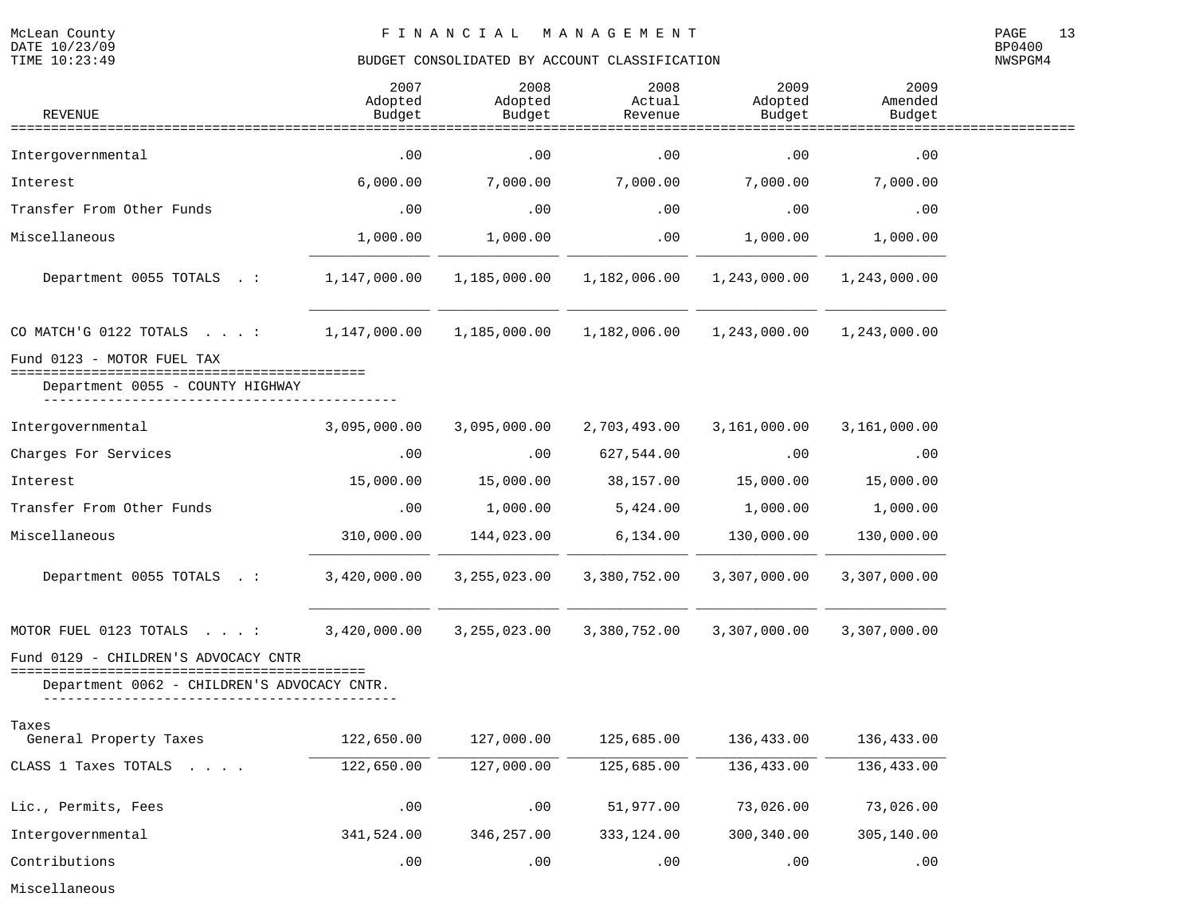McLean County — FINANCIAL MANAGEMENT — BUDGET CONSOLIDATED BY ACCOUNT CLASSIFICATION

DATE 10/23/09 — TIME 10:23:49 — BP0400 — NWSPGM4

| REVENUE | 2007 Adopted Budget | 2008 Adopted Budget | 2008 Actual Revenue | 2009 Adopted Budget | 2009 Amended Budget |
|---|---|---|---|---|---|
| Intergovernmental | .00 | .00 | .00 | .00 | .00 |
| Interest | 6,000.00 | 7,000.00 | 7,000.00 | 7,000.00 | 7,000.00 |
| Transfer From Other Funds | .00 | .00 | .00 | .00 | .00 |
| Miscellaneous | 1,000.00 | 1,000.00 | .00 | 1,000.00 | 1,000.00 |
| Department 0055 TOTALS . : | 1,147,000.00 | 1,185,000.00 | 1,182,006.00 | 1,243,000.00 | 1,243,000.00 |
| CO MATCH'G 0122 TOTALS . . . : | 1,147,000.00 | 1,185,000.00 | 1,182,006.00 | 1,243,000.00 | 1,243,000.00 |
| **Fund 0123 - MOTOR FUEL TAX** | | | | | |
| Department 0055 - COUNTY HIGHWAY | | | | | |
| Intergovernmental | 3,095,000.00 | 3,095,000.00 | 2,703,493.00 | 3,161,000.00 | 3,161,000.00 |
| Charges For Services | .00 | .00 | 627,544.00 | .00 | .00 |
| Interest | 15,000.00 | 15,000.00 | 38,157.00 | 15,000.00 | 15,000.00 |
| Transfer From Other Funds | .00 | 1,000.00 | 5,424.00 | 1,000.00 | 1,000.00 |
| Miscellaneous | 310,000.00 | 144,023.00 | 6,134.00 | 130,000.00 | 130,000.00 |
| Department 0055 TOTALS . : | 3,420,000.00 | 3,255,023.00 | 3,380,752.00 | 3,307,000.00 | 3,307,000.00 |
| MOTOR FUEL 0123 TOTALS . . . : | 3,420,000.00 | 3,255,023.00 | 3,380,752.00 | 3,307,000.00 | 3,307,000.00 |
| **Fund 0129 - CHILDREN'S ADVOCACY CNTR** | | | | | |
| Department 0062 - CHILDREN'S ADVOCACY CNTR. | | | | | |
| Taxes | | | | | |
| General Property Taxes | 122,650.00 | 127,000.00 | 125,685.00 | 136,433.00 | 136,433.00 |
| CLASS 1 Taxes TOTALS . . . . | 122,650.00 | 127,000.00 | 125,685.00 | 136,433.00 | 136,433.00 |
| Lic., Permits, Fees | .00 | .00 | 51,977.00 | 73,026.00 | 73,026.00 |
| Intergovernmental | 341,524.00 | 346,257.00 | 333,124.00 | 300,340.00 | 305,140.00 |
| Contributions | .00 | .00 | .00 | .00 | .00 |
| Miscellaneous | | | | | |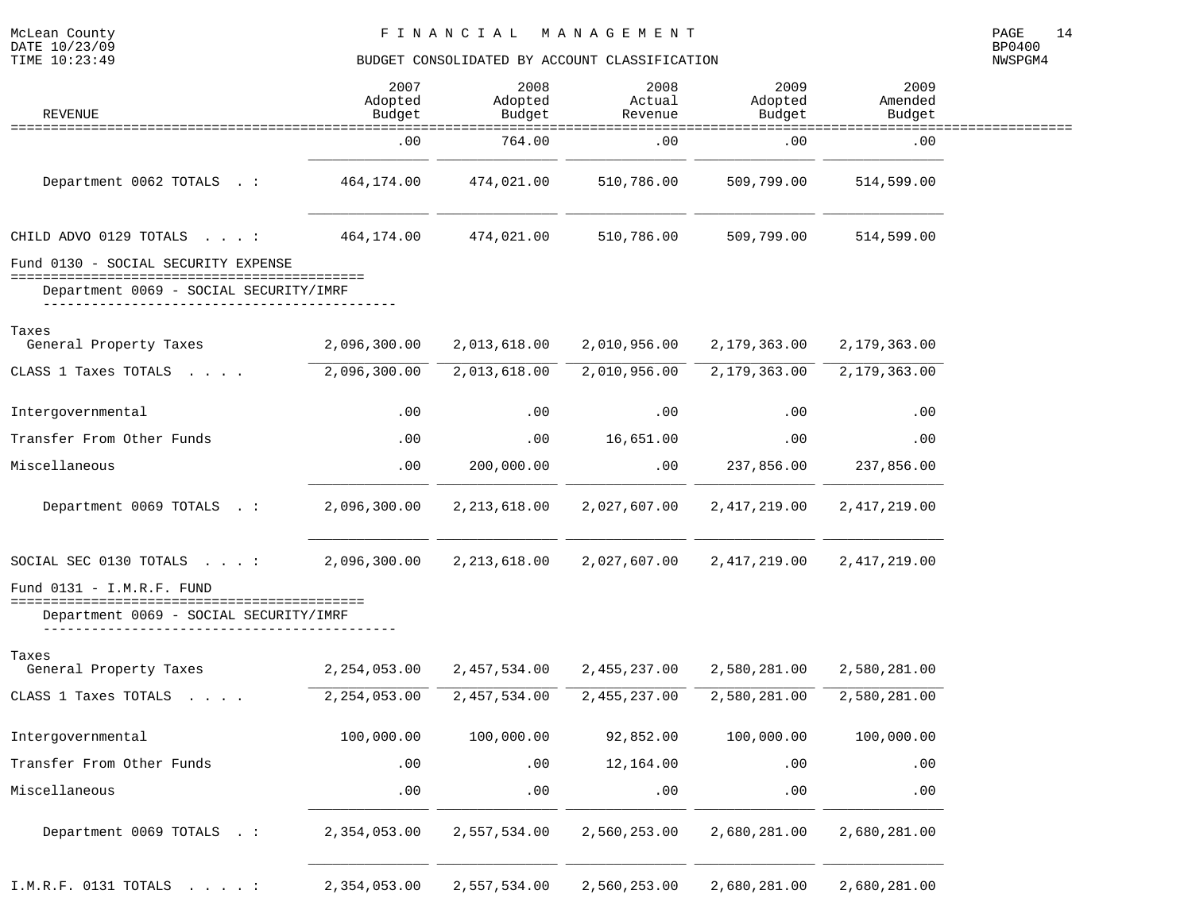McLean County
DATE 10/23/09
TIME 10:23:49

# FINANCIAL MANAGEMENT

## BUDGET CONSOLIDATED BY ACCOUNT CLASSIFICATION

BP0400
NWSPGM4

| REVENUE | 2007 Adopted Budget | 2008 Adopted Budget | 2008 Actual Revenue | 2009 Adopted Budget | 2009 Amended Budget |
|---|---|---|---|---|---|
| | .00 | 764.00 | .00 | .00 | .00 |
| Department 0062 TOTALS . : | 464,174.00 | 474,021.00 | 510,786.00 | 509,799.00 | 514,599.00 |
| CHILD ADVO 0129 TOTALS . . . : | 464,174.00 | 474,021.00 | 510,786.00 | 509,799.00 | 514,599.00 |
| **Fund 0130 - SOCIAL SECURITY EXPENSE** | | | | | |
| Department 0069 - SOCIAL SECURITY/IMRF | | | | | |
| Taxes | | | | | |
| General Property Taxes | 2,096,300.00 | 2,013,618.00 | 2,010,956.00 | 2,179,363.00 | 2,179,363.00 |
| CLASS 1 Taxes TOTALS . . . . | 2,096,300.00 | 2,013,618.00 | 2,010,956.00 | 2,179,363.00 | 2,179,363.00 |
| Intergovernmental | .00 | .00 | .00 | .00 | .00 |
| Transfer From Other Funds | .00 | .00 | 16,651.00 | .00 | .00 |
| Miscellaneous | .00 | 200,000.00 | .00 | 237,856.00 | 237,856.00 |
| Department 0069 TOTALS . : | 2,096,300.00 | 2,213,618.00 | 2,027,607.00 | 2,417,219.00 | 2,417,219.00 |
| SOCIAL SEC 0130 TOTALS . . . : | 2,096,300.00 | 2,213,618.00 | 2,027,607.00 | 2,417,219.00 | 2,417,219.00 |
| **Fund 0131 - I.M.R.F. FUND** | | | | | |
| Department 0069 - SOCIAL SECURITY/IMRF | | | | | |
| Taxes | | | | | |
| General Property Taxes | 2,254,053.00 | 2,457,534.00 | 2,455,237.00 | 2,580,281.00 | 2,580,281.00 |
| CLASS 1 Taxes TOTALS . . . . | 2,254,053.00 | 2,457,534.00 | 2,455,237.00 | 2,580,281.00 | 2,580,281.00 |
| Intergovernmental | 100,000.00 | 100,000.00 | 92,852.00 | 100,000.00 | 100,000.00 |
| Transfer From Other Funds | .00 | .00 | 12,164.00 | .00 | .00 |
| Miscellaneous | .00 | .00 | .00 | .00 | .00 |
| Department 0069 TOTALS . : | 2,354,053.00 | 2,557,534.00 | 2,560,253.00 | 2,680,281.00 | 2,680,281.00 |
| I.M.R.F. 0131 TOTALS . . . . : | 2,354,053.00 | 2,557,534.00 | 2,560,253.00 | 2,680,281.00 | 2,680,281.00 |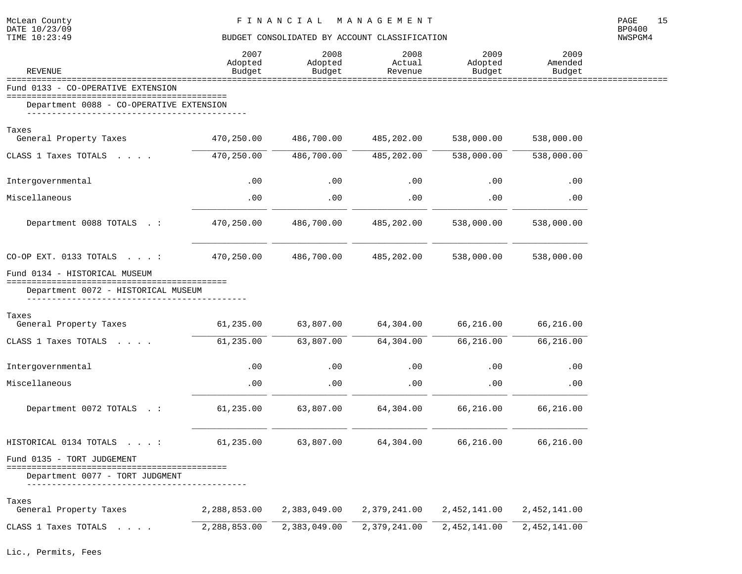McLean County
DATE 10/23/09
TIME 10:23:49

# FINANCIAL MANAGEMENT

## BUDGET CONSOLIDATED BY ACCOUNT CLASSIFICATION

BP0400
NWSPGM4

| REVENUE | 2007 Adopted Budget | 2008 Adopted Budget | 2008 Actual Revenue | 2009 Adopted Budget | 2009 Amended Budget |
|---|---|---|---|---|---|
| **Fund 0133 - CO-OPERATIVE EXTENSION** | | | | | |
| Department 0088 - CO-OPERATIVE EXTENSION | | | | | |
| Taxes | | | | | |
| General Property Taxes | 470,250.00 | 486,700.00 | 485,202.00 | 538,000.00 | 538,000.00 |
| CLASS 1 Taxes TOTALS . . . . | 470,250.00 | 486,700.00 | 485,202.00 | 538,000.00 | 538,000.00 |
| Intergovernmental | .00 | .00 | .00 | .00 | .00 |
| Miscellaneous | .00 | .00 | .00 | .00 | .00 |
| Department 0088 TOTALS . : | 470,250.00 | 486,700.00 | 485,202.00 | 538,000.00 | 538,000.00 |
| CO-OP EXT. 0133 TOTALS . . . : | 470,250.00 | 486,700.00 | 485,202.00 | 538,000.00 | 538,000.00 |
| **Fund 0134 - HISTORICAL MUSEUM** | | | | | |
| Department 0072 - HISTORICAL MUSEUM | | | | | |
| Taxes | | | | | |
| General Property Taxes | 61,235.00 | 63,807.00 | 64,304.00 | 66,216.00 | 66,216.00 |
| CLASS 1 Taxes TOTALS . . . . | 61,235.00 | 63,807.00 | 64,304.00 | 66,216.00 | 66,216.00 |
| Intergovernmental | .00 | .00 | .00 | .00 | .00 |
| Miscellaneous | .00 | .00 | .00 | .00 | .00 |
| Department 0072 TOTALS . : | 61,235.00 | 63,807.00 | 64,304.00 | 66,216.00 | 66,216.00 |
| HISTORICAL 0134 TOTALS . . . : | 61,235.00 | 63,807.00 | 64,304.00 | 66,216.00 | 66,216.00 |
| **Fund 0135 - TORT JUDGEMENT** | | | | | |
| Department 0077 - TORT JUDGMENT | | | | | |
| Taxes | | | | | |
| General Property Taxes | 2,288,853.00 | 2,383,049.00 | 2,379,241.00 | 2,452,141.00 | 2,452,141.00 |
| CLASS 1 Taxes TOTALS . . . . | 2,288,853.00 | 2,383,049.00 | 2,379,241.00 | 2,452,141.00 | 2,452,141.00 |
| Lic., Permits, Fees | | | | | |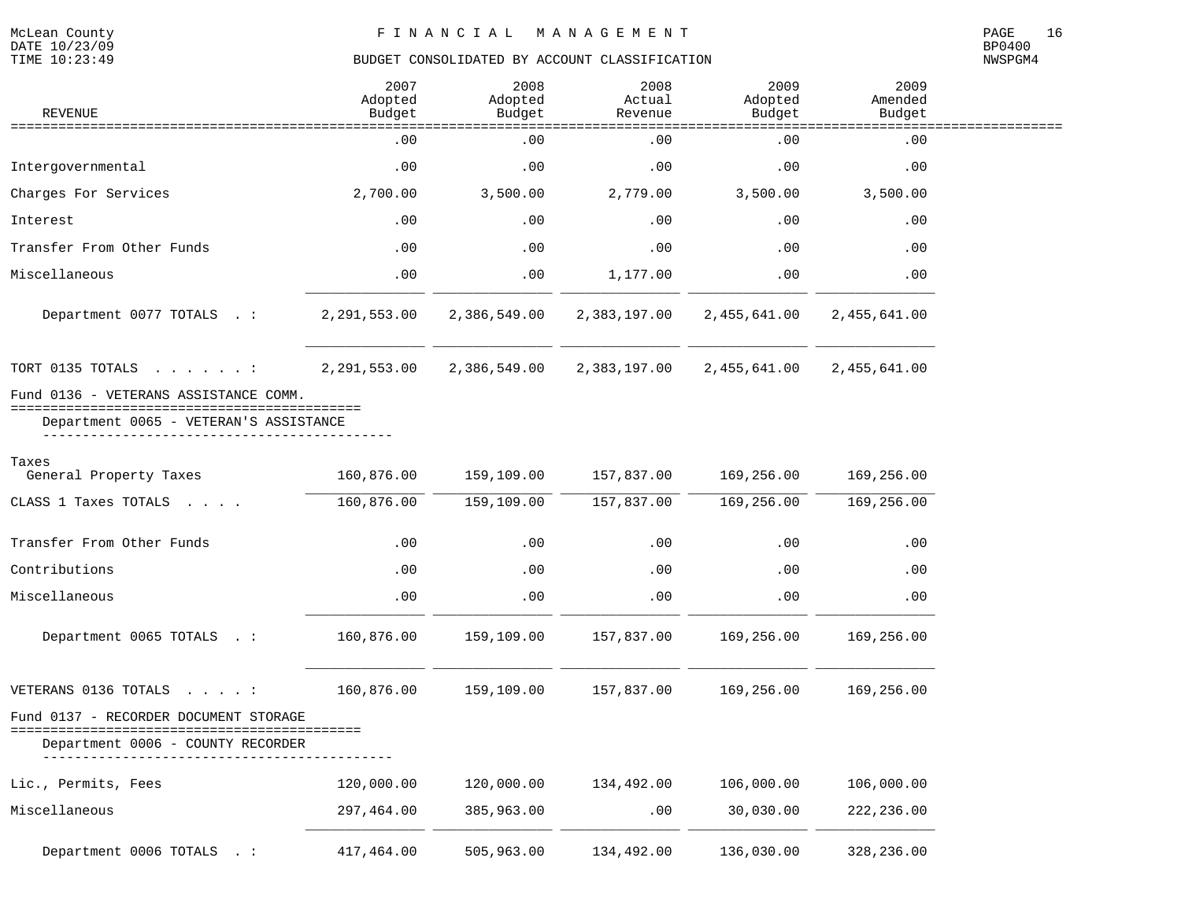McLean County — FINANCIAL MANAGEMENT

BUDGET CONSOLIDATED BY ACCOUNT CLASSIFICATION

DATE 10/23/09 — TIME 10:23:49 — BP0400 — NWSPGM4

| REVENUE | 2007 Adopted Budget | 2008 Adopted Budget | 2008 Actual Revenue | 2009 Adopted Budget | 2009 Amended Budget |
|---|---|---|---|---|---|
| | .00 | .00 | .00 | .00 | .00 |
| Intergovernmental | .00 | .00 | .00 | .00 | .00 |
| Charges For Services | 2,700.00 | 3,500.00 | 2,779.00 | 3,500.00 | 3,500.00 |
| Interest | .00 | .00 | .00 | .00 | .00 |
| Transfer From Other Funds | .00 | .00 | .00 | .00 | .00 |
| Miscellaneous | .00 | .00 | 1,177.00 | .00 | .00 |
| Department 0077 TOTALS . : | 2,291,553.00 | 2,386,549.00 | 2,383,197.00 | 2,455,641.00 | 2,455,641.00 |
| TORT 0135 TOTALS . . . . . . . : | 2,291,553.00 | 2,386,549.00 | 2,383,197.00 | 2,455,641.00 | 2,455,641.00 |
| **Fund 0136 - VETERANS ASSISTANCE COMM.** | | | | | |
| Department 0065 - VETERAN'S ASSISTANCE | | | | | |
| Taxes | | | | | |
| General Property Taxes | 160,876.00 | 159,109.00 | 157,837.00 | 169,256.00 | 169,256.00 |
| CLASS 1 Taxes TOTALS . . . . | 160,876.00 | 159,109.00 | 157,837.00 | 169,256.00 | 169,256.00 |
| Transfer From Other Funds | .00 | .00 | .00 | .00 | .00 |
| Contributions | .00 | .00 | .00 | .00 | .00 |
| Miscellaneous | .00 | .00 | .00 | .00 | .00 |
| Department 0065 TOTALS . : | 160,876.00 | 159,109.00 | 157,837.00 | 169,256.00 | 169,256.00 |
| VETERANS 0136 TOTALS . . . . . : | 160,876.00 | 159,109.00 | 157,837.00 | 169,256.00 | 169,256.00 |
| **Fund 0137 - RECORDER DOCUMENT STORAGE** | | | | | |
| Department 0006 - COUNTY RECORDER | | | | | |
| Lic., Permits, Fees | 120,000.00 | 120,000.00 | 134,492.00 | 106,000.00 | 106,000.00 |
| Miscellaneous | 297,464.00 | 385,963.00 | .00 | 30,030.00 | 222,236.00 |
| Department 0006 TOTALS . : | 417,464.00 | 505,963.00 | 134,492.00 | 136,030.00 | 328,236.00 |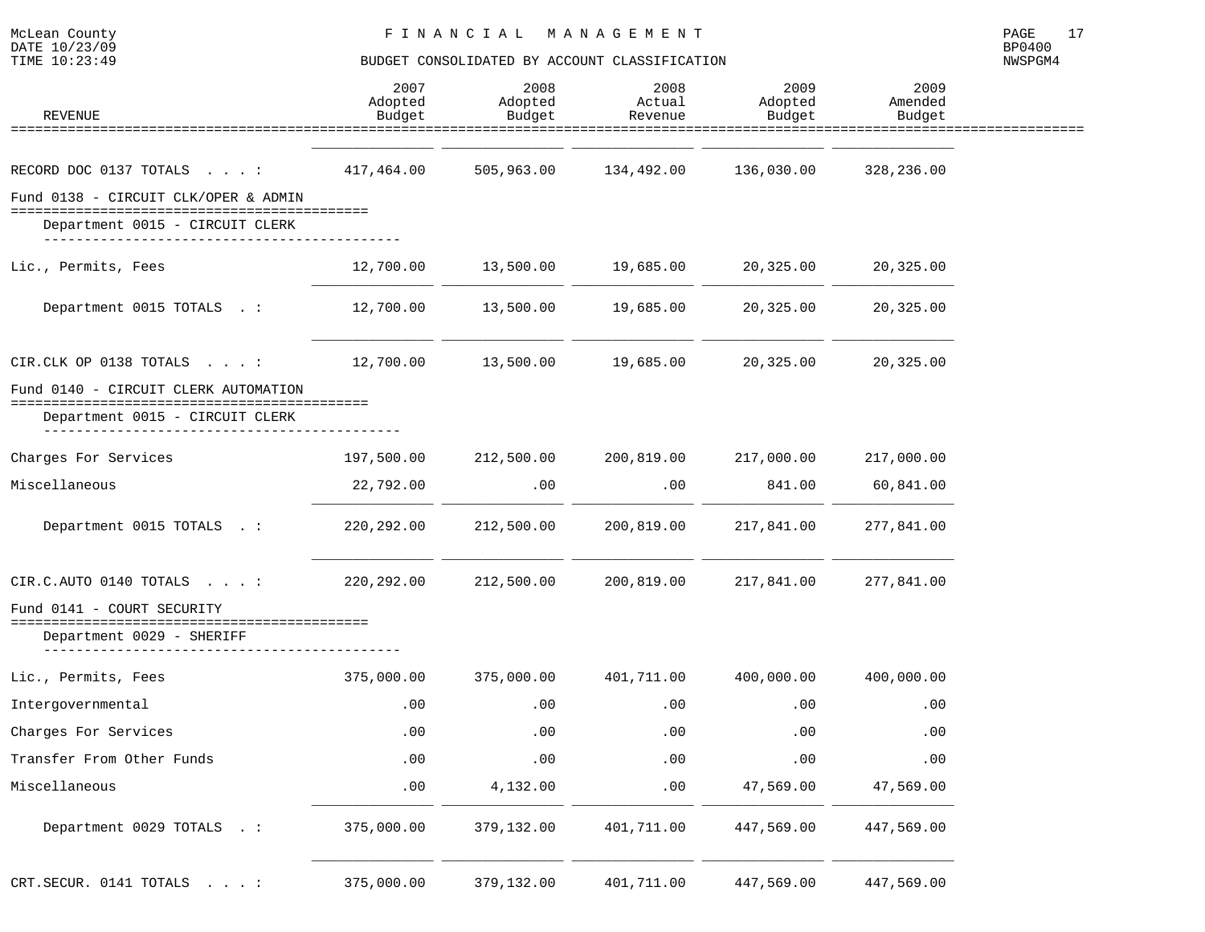McLean County
DATE 10/23/09
TIME 10:23:49

# FINANCIAL MANAGEMENT

## BUDGET CONSOLIDATED BY ACCOUNT CLASSIFICATION

BP0400
NWSPGM4

| REVENUE | 2007 Adopted Budget | 2008 Adopted Budget | 2008 Actual Revenue | 2009 Adopted Budget | 2009 Amended Budget |
|---|---|---|---|---|---|
| RECORD DOC 0137 TOTALS . . . : | 417,464.00 | 505,963.00 | 134,492.00 | 136,030.00 | 328,236.00 |
| **Fund 0138 - CIRCUIT CLK/OPER & ADMIN** | | | | | |
| Department 0015 - CIRCUIT CLERK | | | | | |
| Lic., Permits, Fees | 12,700.00 | 13,500.00 | 19,685.00 | 20,325.00 | 20,325.00 |
| Department 0015 TOTALS . : | 12,700.00 | 13,500.00 | 19,685.00 | 20,325.00 | 20,325.00 |
| CIR.CLK OP 0138 TOTALS . . . : | 12,700.00 | 13,500.00 | 19,685.00 | 20,325.00 | 20,325.00 |
| **Fund 0140 - CIRCUIT CLERK AUTOMATION** | | | | | |
| Department 0015 - CIRCUIT CLERK | | | | | |
| Charges For Services | 197,500.00 | 212,500.00 | 200,819.00 | 217,000.00 | 217,000.00 |
| Miscellaneous | 22,792.00 | .00 | .00 | 841.00 | 60,841.00 |
| Department 0015 TOTALS . : | 220,292.00 | 212,500.00 | 200,819.00 | 217,841.00 | 277,841.00 |
| CIR.C.AUTO 0140 TOTALS . . . : | 220,292.00 | 212,500.00 | 200,819.00 | 217,841.00 | 277,841.00 |
| **Fund 0141 - COURT SECURITY** | | | | | |
| Department 0029 - SHERIFF | | | | | |
| Lic., Permits, Fees | 375,000.00 | 375,000.00 | 401,711.00 | 400,000.00 | 400,000.00 |
| Intergovernmental | .00 | .00 | .00 | .00 | .00 |
| Charges For Services | .00 | .00 | .00 | .00 | .00 |
| Transfer From Other Funds | .00 | .00 | .00 | .00 | .00 |
| Miscellaneous | .00 | 4,132.00 | .00 | 47,569.00 | 47,569.00 |
| Department 0029 TOTALS . : | 375,000.00 | 379,132.00 | 401,711.00 | 447,569.00 | 447,569.00 |
| CRT.SECUR. 0141 TOTALS . . . : | 375,000.00 | 379,132.00 | 401,711.00 | 447,569.00 | 447,569.00 |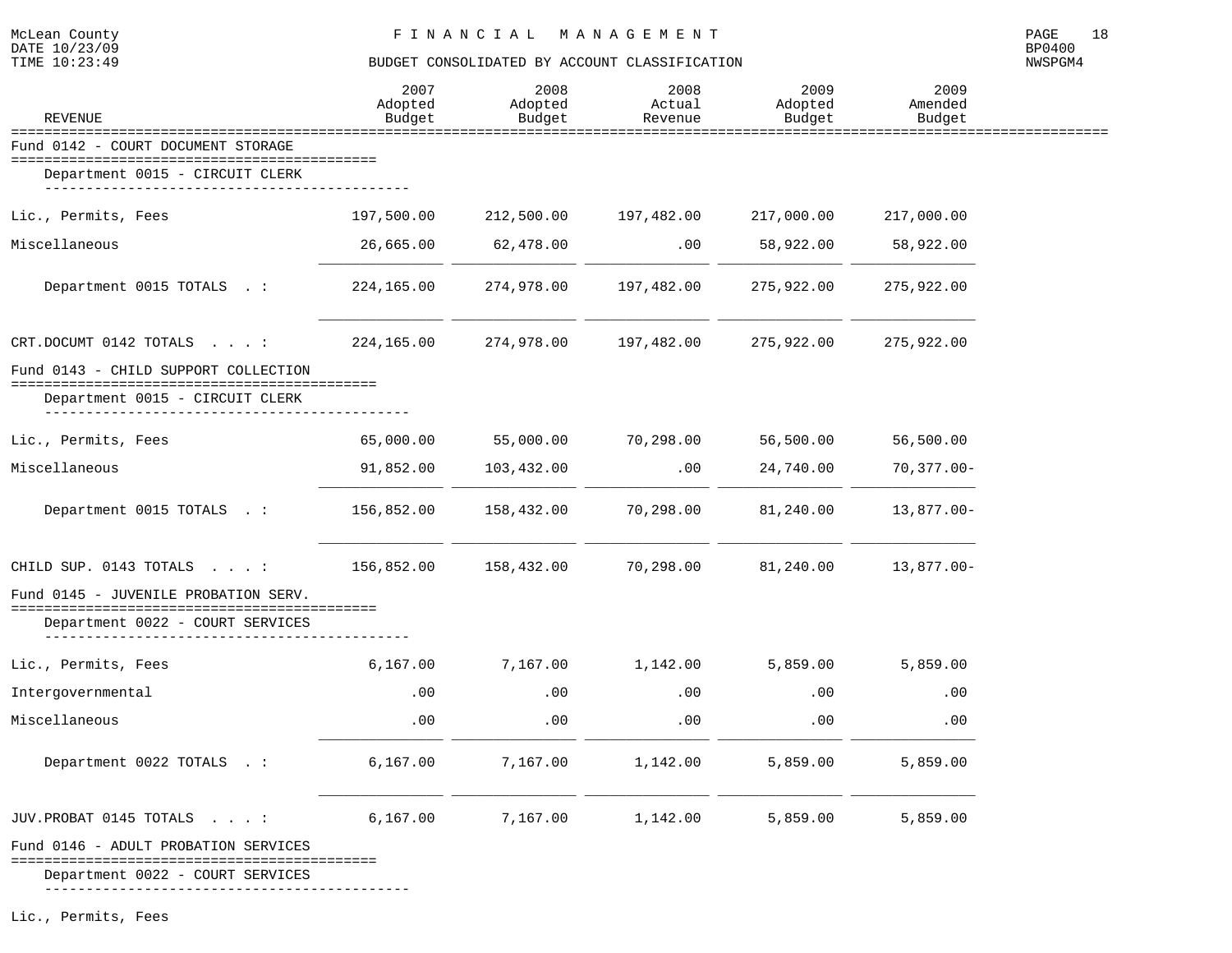# FINANCIAL MANAGEMENT

## BUDGET CONSOLIDATED BY ACCOUNT CLASSIFICATION

McLean County
DATE 10/23/09
TIME 10:23:49

BP0400
NWSPGM4

| REVENUE | 2007 Adopted Budget | 2008 Adopted Budget | 2008 Actual Revenue | 2009 Adopted Budget | 2009 Amended Budget |
|---|---|---|---|---|---|
| **Fund 0142 - COURT DOCUMENT STORAGE** | | | | | |
| Department 0015 - CIRCUIT CLERK | | | | | |
| Lic., Permits, Fees | 197,500.00 | 212,500.00 | 197,482.00 | 217,000.00 | 217,000.00 |
| Miscellaneous | 26,665.00 | 62,478.00 | .00 | 58,922.00 | 58,922.00 |
| Department 0015 TOTALS . : | 224,165.00 | 274,978.00 | 197,482.00 | 275,922.00 | 275,922.00 |
| CRT.DOCUMT 0142 TOTALS . . . : | 224,165.00 | 274,978.00 | 197,482.00 | 275,922.00 | 275,922.00 |
| **Fund 0143 - CHILD SUPPORT COLLECTION** | | | | | |
| Department 0015 - CIRCUIT CLERK | | | | | |
| Lic., Permits, Fees | 65,000.00 | 55,000.00 | 70,298.00 | 56,500.00 | 56,500.00 |
| Miscellaneous | 91,852.00 | 103,432.00 | .00 | 24,740.00 | 70,377.00- |
| Department 0015 TOTALS . : | 156,852.00 | 158,432.00 | 70,298.00 | 81,240.00 | 13,877.00- |
| CHILD SUP. 0143 TOTALS . . . : | 156,852.00 | 158,432.00 | 70,298.00 | 81,240.00 | 13,877.00- |
| **Fund 0145 - JUVENILE PROBATION SERV.** | | | | | |
| Department 0022 - COURT SERVICES | | | | | |
| Lic., Permits, Fees | 6,167.00 | 7,167.00 | 1,142.00 | 5,859.00 | 5,859.00 |
| Intergovernmental | .00 | .00 | .00 | .00 | .00 |
| Miscellaneous | .00 | .00 | .00 | .00 | .00 |
| Department 0022 TOTALS . : | 6,167.00 | 7,167.00 | 1,142.00 | 5,859.00 | 5,859.00 |
| JUV.PROBAT 0145 TOTALS . . . : | 6,167.00 | 7,167.00 | 1,142.00 | 5,859.00 | 5,859.00 |
| **Fund 0146 - ADULT PROBATION SERVICES** | | | | | |
| Department 0022 - COURT SERVICES | | | | | |
| Lic., Permits, Fees | | | | | |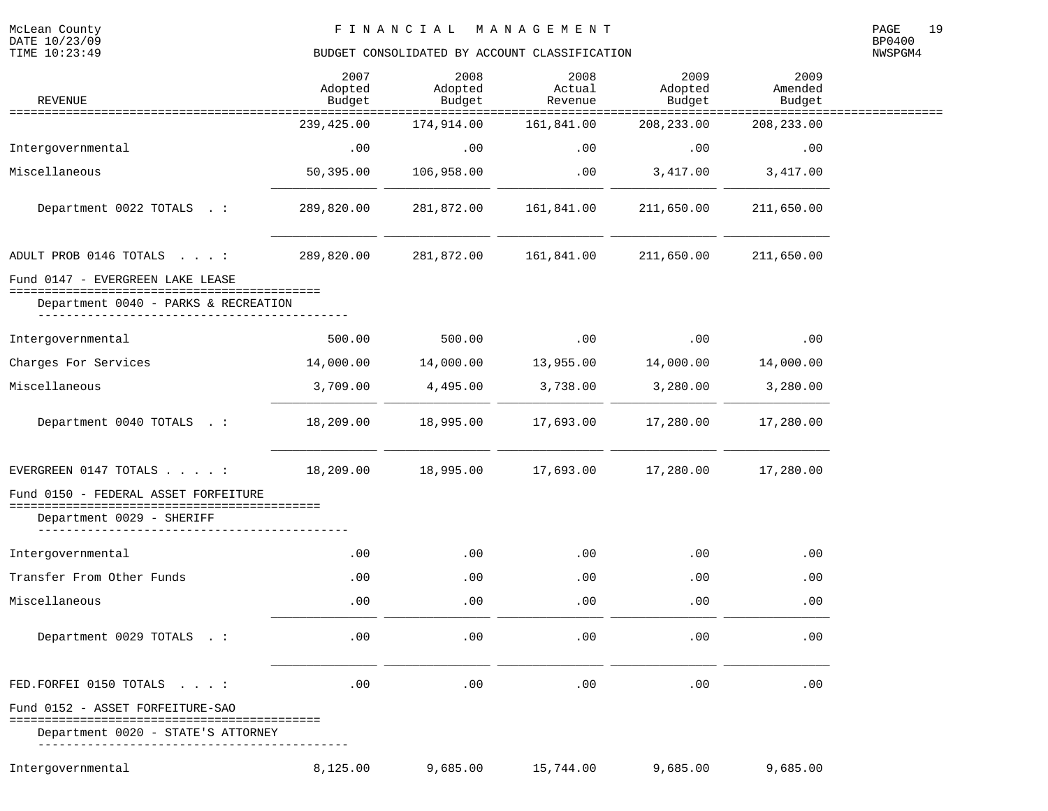| REVENUE | 2007 Adopted Budget | 2008 Adopted Budget | 2008 Actual Revenue | 2009 Adopted Budget | 2009 Amended Budget |
|---|---|---|---|---|---|
| | 239,425.00 | 174,914.00 | 161,841.00 | 208,233.00 | 208,233.00 |
| Intergovernmental | .00 | .00 | .00 | .00 | .00 |
| Miscellaneous | 50,395.00 | 106,958.00 | .00 | 3,417.00 | 3,417.00 |
| Department 0022 TOTALS . : | 289,820.00 | 281,872.00 | 161,841.00 | 211,650.00 | 211,650.00 |
| ADULT PROB 0146 TOTALS . . . : | 289,820.00 | 281,872.00 | 161,841.00 | 211,650.00 | 211,650.00 |
| **Fund 0147 - EVERGREEN LAKE LEASE** | | | | | |
| Department 0040 - PARKS & RECREATION | | | | | |
| Intergovernmental | 500.00 | 500.00 | .00 | .00 | .00 |
| Charges For Services | 14,000.00 | 14,000.00 | 13,955.00 | 14,000.00 | 14,000.00 |
| Miscellaneous | 3,709.00 | 4,495.00 | 3,738.00 | 3,280.00 | 3,280.00 |
| Department 0040 TOTALS . : | 18,209.00 | 18,995.00 | 17,693.00 | 17,280.00 | 17,280.00 |
| EVERGREEN 0147 TOTALS . . . . : | 18,209.00 | 18,995.00 | 17,693.00 | 17,280.00 | 17,280.00 |
| **Fund 0150 - FEDERAL ASSET FORFEITURE** | | | | | |
| Department 0029 - SHERIFF | | | | | |
| Intergovernmental | .00 | .00 | .00 | .00 | .00 |
| Transfer From Other Funds | .00 | .00 | .00 | .00 | .00 |
| Miscellaneous | .00 | .00 | .00 | .00 | .00 |
| Department 0029 TOTALS . : | .00 | .00 | .00 | .00 | .00 |
| FED.FORFEI 0150 TOTALS . . . : | .00 | .00 | .00 | .00 | .00 |
| **Fund 0152 - ASSET FORFEITURE-SAO** | | | | | |
| Department 0020 - STATE'S ATTORNEY | | | | | |
| Intergovernmental | 8,125.00 | 9,685.00 | 15,744.00 | 9,685.00 | 9,685.00 |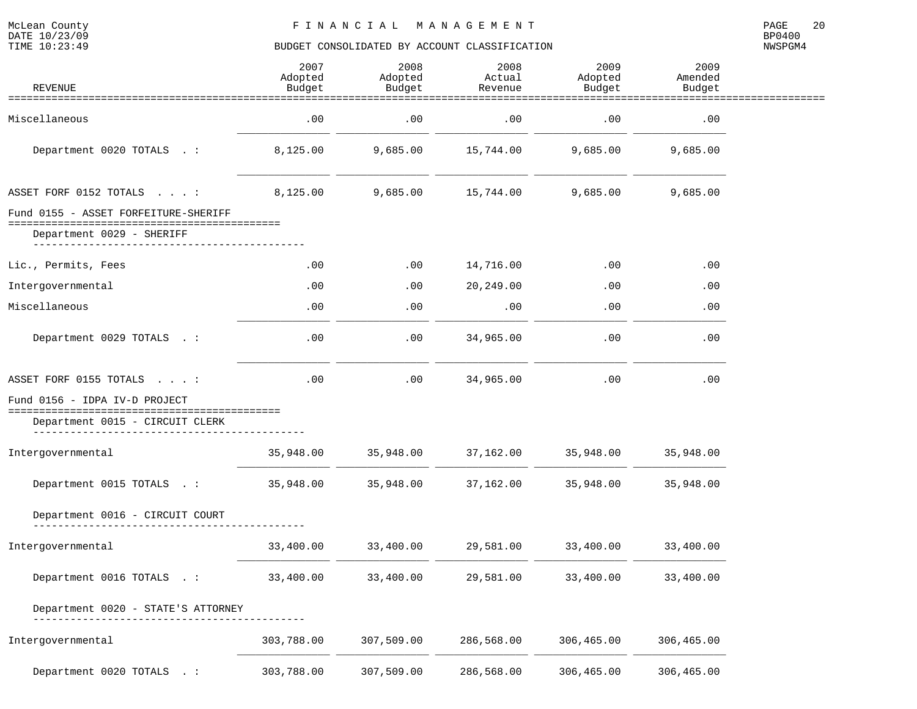# BUDGET CONSOLIDATED BY ACCOUNT CLASSIFICATION

| REVENUE | 2007 Adopted Budget | 2008 Adopted Budget | 2008 Actual Revenue | 2009 Adopted Budget | 2009 Amended Budget |
|---|---|---|---|---|---|
| Miscellaneous | .00 | .00 | .00 | .00 | .00 |
| Department 0020 TOTALS . : | 8,125.00 | 9,685.00 | 15,744.00 | 9,685.00 | 9,685.00 |
| ASSET FORF 0152 TOTALS . . . : | 8,125.00 | 9,685.00 | 15,744.00 | 9,685.00 | 9,685.00 |
| **Fund 0155 - ASSET FORFEITURE-SHERIFF** | | | | | |
| Department 0029 - SHERIFF | | | | | |
| Lic., Permits, Fees | .00 | .00 | 14,716.00 | .00 | .00 |
| Intergovernmental | .00 | .00 | 20,249.00 | .00 | .00 |
| Miscellaneous | .00 | .00 | .00 | .00 | .00 |
| Department 0029 TOTALS . : | .00 | .00 | 34,965.00 | .00 | .00 |
| ASSET FORF 0155 TOTALS . . . : | .00 | .00 | 34,965.00 | .00 | .00 |
| **Fund 0156 - IDPA IV-D PROJECT** | | | | | |
| Department 0015 - CIRCUIT CLERK | | | | | |
| Intergovernmental | 35,948.00 | 35,948.00 | 37,162.00 | 35,948.00 | 35,948.00 |
| Department 0015 TOTALS . : | 35,948.00 | 35,948.00 | 37,162.00 | 35,948.00 | 35,948.00 |
| Department 0016 - CIRCUIT COURT | | | | | |
| Intergovernmental | 33,400.00 | 33,400.00 | 29,581.00 | 33,400.00 | 33,400.00 |
| Department 0016 TOTALS . : | 33,400.00 | 33,400.00 | 29,581.00 | 33,400.00 | 33,400.00 |
| Department 0020 - STATE'S ATTORNEY | | | | | |
| Intergovernmental | 303,788.00 | 307,509.00 | 286,568.00 | 306,465.00 | 306,465.00 |
| Department 0020 TOTALS . : | 303,788.00 | 307,509.00 | 286,568.00 | 306,465.00 | 306,465.00 |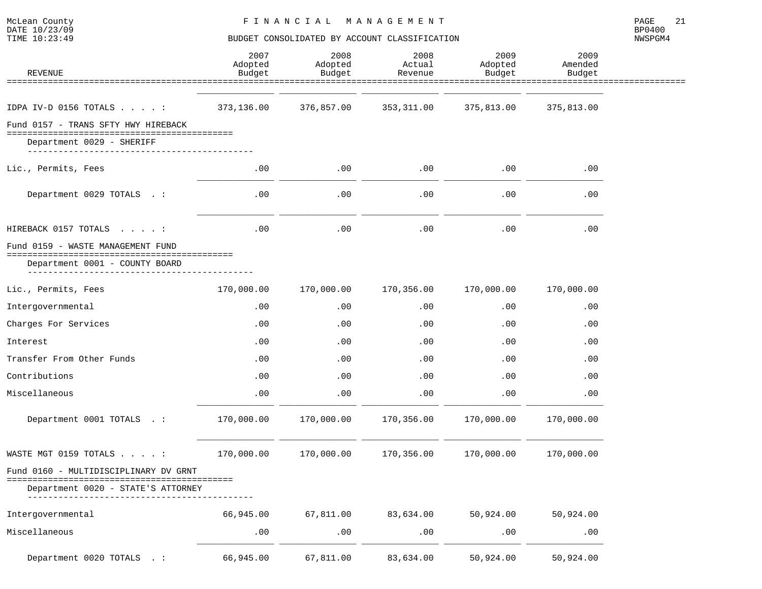McLean County — FINANCIAL MANAGEMENT
DATE 10/23/09 — TIME 10:23:49
BUDGET CONSOLIDATED BY ACCOUNT CLASSIFICATION
BP0400 — NWSPGM4

| REVENUE | 2007 Adopted Budget | 2008 Adopted Budget | 2008 Actual Revenue | 2009 Adopted Budget | 2009 Amended Budget |
|---|---|---|---|---|---|
| IDPA IV-D 0156 TOTALS . . . . : | 373,136.00 | 376,857.00 | 353,311.00 | 375,813.00 | 375,813.00 |
| **Fund 0157 - TRANS SFTY HWY HIREBACK** | | | | | |
| Department 0029 - SHERIFF | | | | | |
| Lic., Permits, Fees | .00 | .00 | .00 | .00 | .00 |
| Department 0029 TOTALS . : | .00 | .00 | .00 | .00 | .00 |
| HIREBACK 0157 TOTALS . . . . : | .00 | .00 | .00 | .00 | .00 |
| **Fund 0159 - WASTE MANAGEMENT FUND** | | | | | |
| Department 0001 - COUNTY BOARD | | | | | |
| Lic., Permits, Fees | 170,000.00 | 170,000.00 | 170,356.00 | 170,000.00 | 170,000.00 |
| Intergovernmental | .00 | .00 | .00 | .00 | .00 |
| Charges For Services | .00 | .00 | .00 | .00 | .00 |
| Interest | .00 | .00 | .00 | .00 | .00 |
| Transfer From Other Funds | .00 | .00 | .00 | .00 | .00 |
| Contributions | .00 | .00 | .00 | .00 | .00 |
| Miscellaneous | .00 | .00 | .00 | .00 | .00 |
| Department 0001 TOTALS . : | 170,000.00 | 170,000.00 | 170,356.00 | 170,000.00 | 170,000.00 |
| WASTE MGT 0159 TOTALS . . . . : | 170,000.00 | 170,000.00 | 170,356.00 | 170,000.00 | 170,000.00 |
| **Fund 0160 - MULTIDISCIPLINARY DV GRNT** | | | | | |
| Department 0020 - STATE'S ATTORNEY | | | | | |
| Intergovernmental | 66,945.00 | 67,811.00 | 83,634.00 | 50,924.00 | 50,924.00 |
| Miscellaneous | .00 | .00 | .00 | .00 | .00 |
| Department 0020 TOTALS . : | 66,945.00 | 67,811.00 | 83,634.00 | 50,924.00 | 50,924.00 |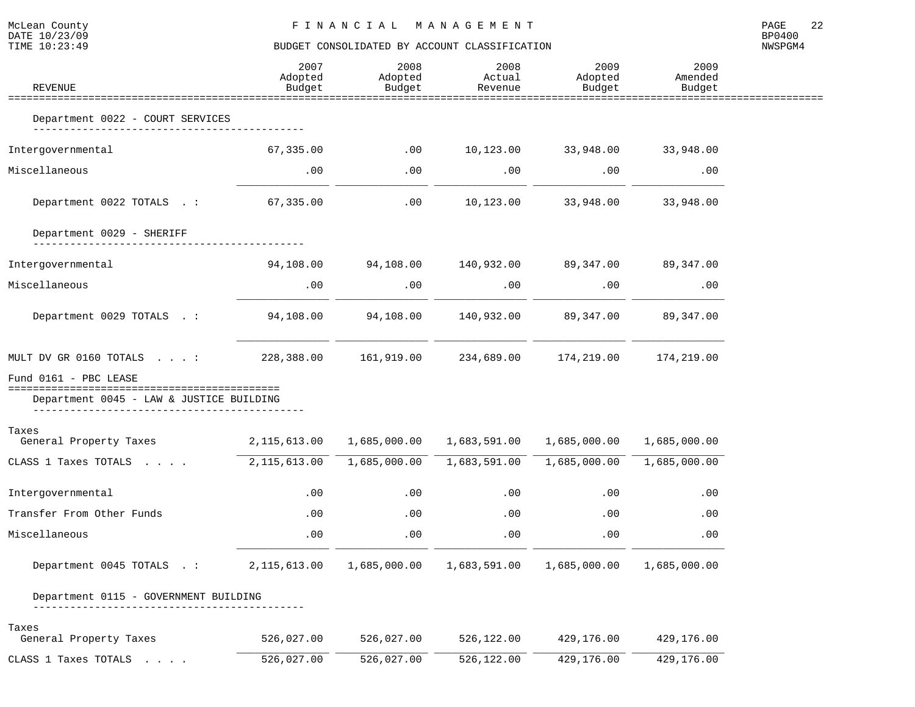McLean County
FINANCIAL MANAGEMENT
BUDGET CONSOLIDATED BY ACCOUNT CLASSIFICATION

| REVENUE | 2007 Adopted Budget | 2008 Adopted Budget | 2008 Actual Revenue | 2009 Adopted Budget | 2009 Amended Budget |
|---|---|---|---|---|---|
| **Department 0022 - COURT SERVICES** | | | | | |
| Intergovernmental | 67,335.00 | .00 | 10,123.00 | 33,948.00 | 33,948.00 |
| Miscellaneous | .00 | .00 | .00 | .00 | .00 |
| Department 0022 TOTALS . : | 67,335.00 | .00 | 10,123.00 | 33,948.00 | 33,948.00 |
| **Department 0029 - SHERIFF** | | | | | |
| Intergovernmental | 94,108.00 | 94,108.00 | 140,932.00 | 89,347.00 | 89,347.00 |
| Miscellaneous | .00 | .00 | .00 | .00 | .00 |
| Department 0029 TOTALS . : | 94,108.00 | 94,108.00 | 140,932.00 | 89,347.00 | 89,347.00 |
| MULT DV GR 0160 TOTALS . . . : | 228,388.00 | 161,919.00 | 234,689.00 | 174,219.00 | 174,219.00 |
| **Fund 0161 - PBC LEASE** | | | | | |
| **Department 0045 - LAW & JUSTICE BUILDING** | | | | | |
| Taxes | | | | | |
| General Property Taxes | 2,115,613.00 | 1,685,000.00 | 1,683,591.00 | 1,685,000.00 | 1,685,000.00 |
| CLASS 1 Taxes TOTALS . . . . | 2,115,613.00 | 1,685,000.00 | 1,683,591.00 | 1,685,000.00 | 1,685,000.00 |
| Intergovernmental | .00 | .00 | .00 | .00 | .00 |
| Transfer From Other Funds | .00 | .00 | .00 | .00 | .00 |
| Miscellaneous | .00 | .00 | .00 | .00 | .00 |
| Department 0045 TOTALS . : | 2,115,613.00 | 1,685,000.00 | 1,683,591.00 | 1,685,000.00 | 1,685,000.00 |
| **Department 0115 - GOVERNMENT BUILDING** | | | | | |
| Taxes | | | | | |
| General Property Taxes | 526,027.00 | 526,027.00 | 526,122.00 | 429,176.00 | 429,176.00 |
| CLASS 1 Taxes TOTALS . . . . | 526,027.00 | 526,027.00 | 526,122.00 | 429,176.00 | 429,176.00 |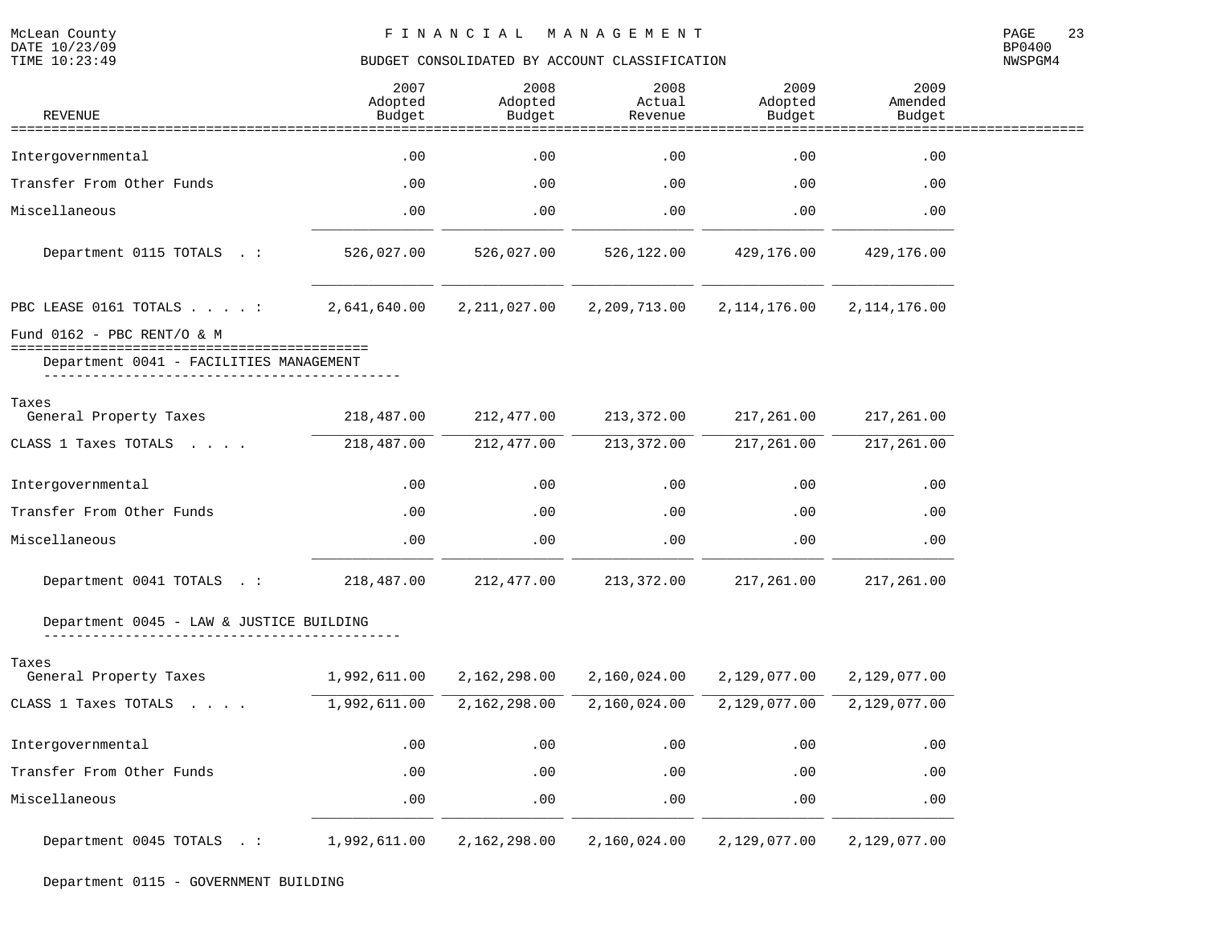McLean County
DATE 10/23/09
TIME 10:23:49

FINANCIAL MANAGEMENT

BUDGET CONSOLIDATED BY ACCOUNT CLASSIFICATION

BP0400
NWSPGM4

| REVENUE | 2007 Adopted Budget | 2008 Adopted Budget | 2008 Actual Revenue | 2009 Adopted Budget | 2009 Amended Budget |
|---|---|---|---|---|---|
| Intergovernmental | .00 | .00 | .00 | .00 | .00 |
| Transfer From Other Funds | .00 | .00 | .00 | .00 | .00 |
| Miscellaneous | .00 | .00 | .00 | .00 | .00 |
| Department 0115 TOTALS . : | 526,027.00 | 526,027.00 | 526,122.00 | 429,176.00 | 429,176.00 |
| PBC LEASE 0161 TOTALS . . . . : | 2,641,640.00 | 2,211,027.00 | 2,209,713.00 | 2,114,176.00 | 2,114,176.00 |
| **Fund 0162 - PBC RENT/O & M** | | | | | |
| **Department 0041 - FACILITIES MANAGEMENT** | | | | | |
| Taxes | | | | | |
| General Property Taxes | 218,487.00 | 212,477.00 | 213,372.00 | 217,261.00 | 217,261.00 |
| CLASS 1 Taxes TOTALS . . . . | 218,487.00 | 212,477.00 | 213,372.00 | 217,261.00 | 217,261.00 |
| Intergovernmental | .00 | .00 | .00 | .00 | .00 |
| Transfer From Other Funds | .00 | .00 | .00 | .00 | .00 |
| Miscellaneous | .00 | .00 | .00 | .00 | .00 |
| Department 0041 TOTALS . : | 218,487.00 | 212,477.00 | 213,372.00 | 217,261.00 | 217,261.00 |
| **Department 0045 - LAW & JUSTICE BUILDING** | | | | | |
| Taxes | | | | | |
| General Property Taxes | 1,992,611.00 | 2,162,298.00 | 2,160,024.00 | 2,129,077.00 | 2,129,077.00 |
| CLASS 1 Taxes TOTALS . . . . | 1,992,611.00 | 2,162,298.00 | 2,160,024.00 | 2,129,077.00 | 2,129,077.00 |
| Intergovernmental | .00 | .00 | .00 | .00 | .00 |
| Transfer From Other Funds | .00 | .00 | .00 | .00 | .00 |
| Miscellaneous | .00 | .00 | .00 | .00 | .00 |
| Department 0045 TOTALS . : | 1,992,611.00 | 2,162,298.00 | 2,160,024.00 | 2,129,077.00 | 2,129,077.00 |
| **Department 0115 - GOVERNMENT BUILDING** | | | | | |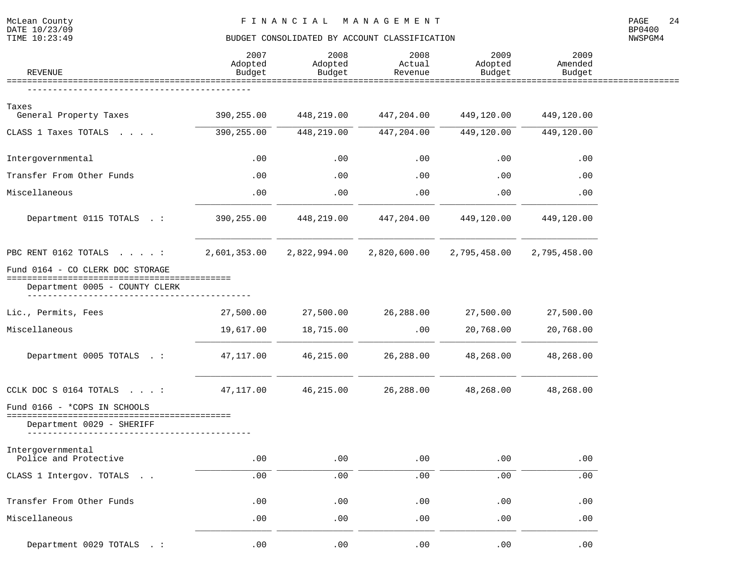| REVENUE | 2007 Adopted Budget | 2008 Adopted Budget | 2008 Actual Revenue | 2009 Adopted Budget | 2009 Amended Budget |
|---|---|---|---|---|---|
| Taxes | | | | | |
| General Property Taxes | 390,255.00 | 448,219.00 | 447,204.00 | 449,120.00 | 449,120.00 |
| CLASS 1 Taxes TOTALS . . . . | 390,255.00 | 448,219.00 | 447,204.00 | 449,120.00 | 449,120.00 |
| Intergovernmental | .00 | .00 | .00 | .00 | .00 |
| Transfer From Other Funds | .00 | .00 | .00 | .00 | .00 |
| Miscellaneous | .00 | .00 | .00 | .00 | .00 |
| Department 0115 TOTALS . : | 390,255.00 | 448,219.00 | 447,204.00 | 449,120.00 | 449,120.00 |
| PBC RENT 0162 TOTALS . . . . : | 2,601,353.00 | 2,822,994.00 | 2,820,600.00 | 2,795,458.00 | 2,795,458.00 |
| **Fund 0164 - CO CLERK DOC STORAGE** | | | | | |
| Department 0005 - COUNTY CLERK | | | | | |
| Lic., Permits, Fees | 27,500.00 | 27,500.00 | 26,288.00 | 27,500.00 | 27,500.00 |
| Miscellaneous | 19,617.00 | 18,715.00 | .00 | 20,768.00 | 20,768.00 |
| Department 0005 TOTALS . : | 47,117.00 | 46,215.00 | 26,288.00 | 48,268.00 | 48,268.00 |
| CCLK DOC S 0164 TOTALS . . . : | 47,117.00 | 46,215.00 | 26,288.00 | 48,268.00 | 48,268.00 |
| **Fund 0166 - *COPS IN SCHOOLS** | | | | | |
| Department 0029 - SHERIFF | | | | | |
| Intergovernmental | | | | | |
| Police and Protective | .00 | .00 | .00 | .00 | .00 |
| CLASS 1 Intergov. TOTALS . . | .00 | .00 | .00 | .00 | .00 |
| Transfer From Other Funds | .00 | .00 | .00 | .00 | .00 |
| Miscellaneous | .00 | .00 | .00 | .00 | .00 |
| Department 0029 TOTALS . : | .00 | .00 | .00 | .00 | .00 |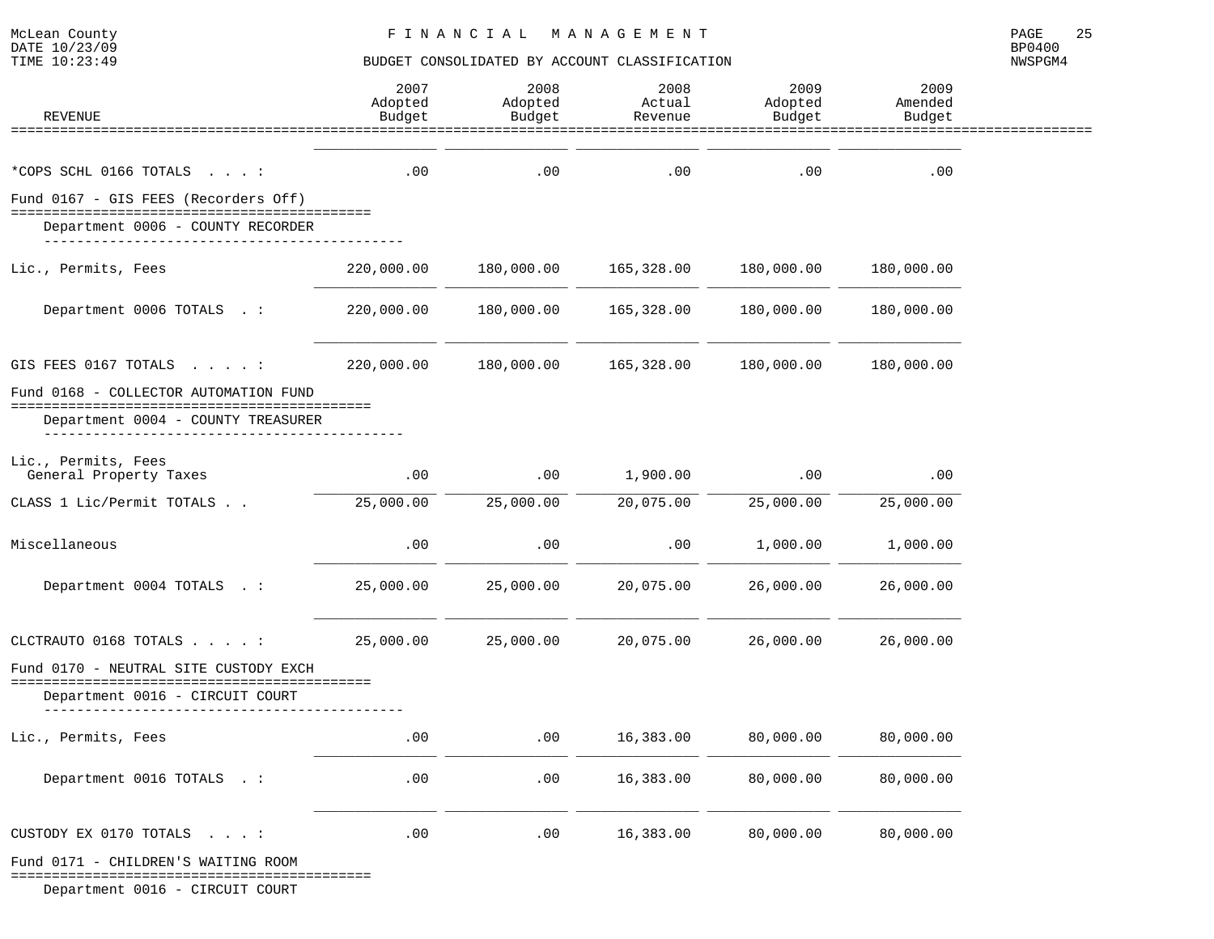McLean County
DATE 10/23/09
TIME 10:23:49

# F I N A N C I A L   M A N A G E M E N T

BUDGET CONSOLIDATED BY ACCOUNT CLASSIFICATION

BP0400
NWSPGM4

| REVENUE | 2007 Adopted Budget | 2008 Adopted Budget | 2008 Actual Revenue | 2009 Adopted Budget | 2009 Amended Budget |
|---|---|---|---|---|---|
| *COPS SCHL 0166 TOTALS . . . : | .00 | .00 | .00 | .00 | .00 |
| **Fund 0167 - GIS FEES (Recorders Off)** | | | | | |
| Department 0006 - COUNTY RECORDER | | | | | |
| Lic., Permits, Fees | 220,000.00 | 180,000.00 | 165,328.00 | 180,000.00 | 180,000.00 |
| Department 0006 TOTALS . : | 220,000.00 | 180,000.00 | 165,328.00 | 180,000.00 | 180,000.00 |
| GIS FEES 0167 TOTALS . . . . : | 220,000.00 | 180,000.00 | 165,328.00 | 180,000.00 | 180,000.00 |
| **Fund 0168 - COLLECTOR AUTOMATION FUND** | | | | | |
| Department 0004 - COUNTY TREASURER | | | | | |
| Lic., Permits, Fees | | | | | |
| General Property Taxes | .00 | .00 | 1,900.00 | .00 | .00 |
| CLASS 1 Lic/Permit TOTALS . . | 25,000.00 | 25,000.00 | 20,075.00 | 25,000.00 | 25,000.00 |
| Miscellaneous | .00 | .00 | .00 | 1,000.00 | 1,000.00 |
| Department 0004 TOTALS . : | 25,000.00 | 25,000.00 | 20,075.00 | 26,000.00 | 26,000.00 |
| CLCTRAUTO 0168 TOTALS . . . . : | 25,000.00 | 25,000.00 | 20,075.00 | 26,000.00 | 26,000.00 |
| **Fund 0170 - NEUTRAL SITE CUSTODY EXCH** | | | | | |
| Department 0016 - CIRCUIT COURT | | | | | |
| Lic., Permits, Fees | .00 | .00 | 16,383.00 | 80,000.00 | 80,000.00 |
| Department 0016 TOTALS . : | .00 | .00 | 16,383.00 | 80,000.00 | 80,000.00 |
| CUSTODY EX 0170 TOTALS . . . : | .00 | .00 | 16,383.00 | 80,000.00 | 80,000.00 |
| **Fund 0171 - CHILDREN'S WAITING ROOM** | | | | | |
| Department 0016 - CIRCUIT COURT | | | | | |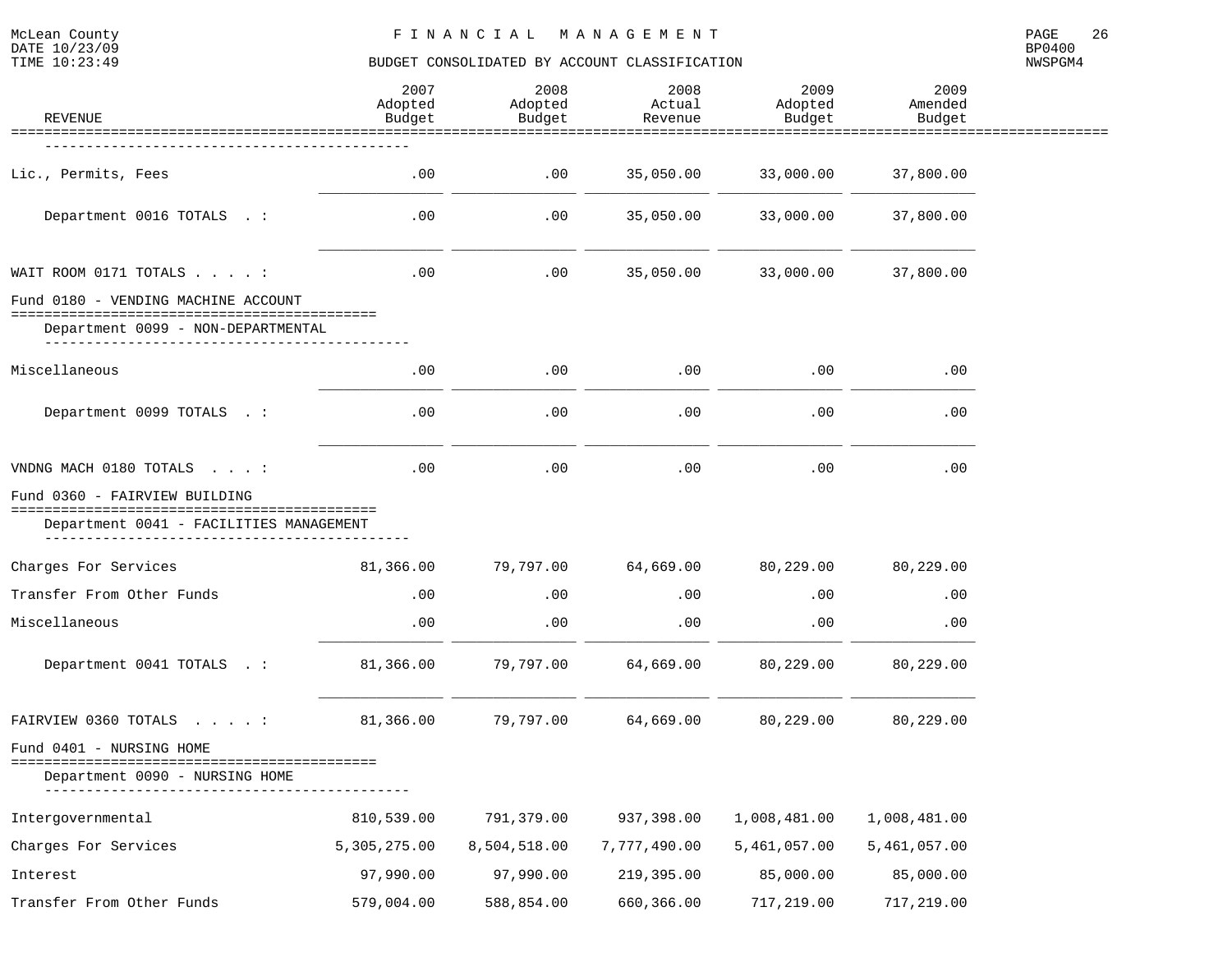## FINANCIAL MANAGEMENT

### BUDGET CONSOLIDATED BY ACCOUNT CLASSIFICATION

| REVENUE | 2007 Adopted Budget | 2008 Adopted Budget | 2008 Actual Revenue | 2009 Adopted Budget | 2009 Amended Budget |
|---|---|---|---|---|---|
| Lic., Permits, Fees | .00 | .00 | 35,050.00 | 33,000.00 | 37,800.00 |
| Department 0016 TOTALS . : | .00 | .00 | 35,050.00 | 33,000.00 | 37,800.00 |
| WAIT ROOM 0171 TOTALS . . . . : | .00 | .00 | 35,050.00 | 33,000.00 | 37,800.00 |
| **Fund 0180 - VENDING MACHINE ACCOUNT** | | | | | |
| Department 0099 - NON-DEPARTMENTAL | | | | | |
| Miscellaneous | .00 | .00 | .00 | .00 | .00 |
| Department 0099 TOTALS . : | .00 | .00 | .00 | .00 | .00 |
| VNDNG MACH 0180 TOTALS . . . : | .00 | .00 | .00 | .00 | .00 |
| **Fund 0360 - FAIRVIEW BUILDING** | | | | | |
| Department 0041 - FACILITIES MANAGEMENT | | | | | |
| Charges For Services | 81,366.00 | 79,797.00 | 64,669.00 | 80,229.00 | 80,229.00 |
| Transfer From Other Funds | .00 | .00 | .00 | .00 | .00 |
| Miscellaneous | .00 | .00 | .00 | .00 | .00 |
| Department 0041 TOTALS . : | 81,366.00 | 79,797.00 | 64,669.00 | 80,229.00 | 80,229.00 |
| FAIRVIEW 0360 TOTALS . . . . : | 81,366.00 | 79,797.00 | 64,669.00 | 80,229.00 | 80,229.00 |
| **Fund 0401 - NURSING HOME** | | | | | |
| Department 0090 - NURSING HOME | | | | | |
| Intergovernmental | 810,539.00 | 791,379.00 | 937,398.00 | 1,008,481.00 | 1,008,481.00 |
| Charges For Services | 5,305,275.00 | 8,504,518.00 | 7,777,490.00 | 5,461,057.00 | 5,461,057.00 |
| Interest | 97,990.00 | 97,990.00 | 219,395.00 | 85,000.00 | 85,000.00 |
| Transfer From Other Funds | 579,004.00 | 588,854.00 | 660,366.00 | 717,219.00 | 717,219.00 |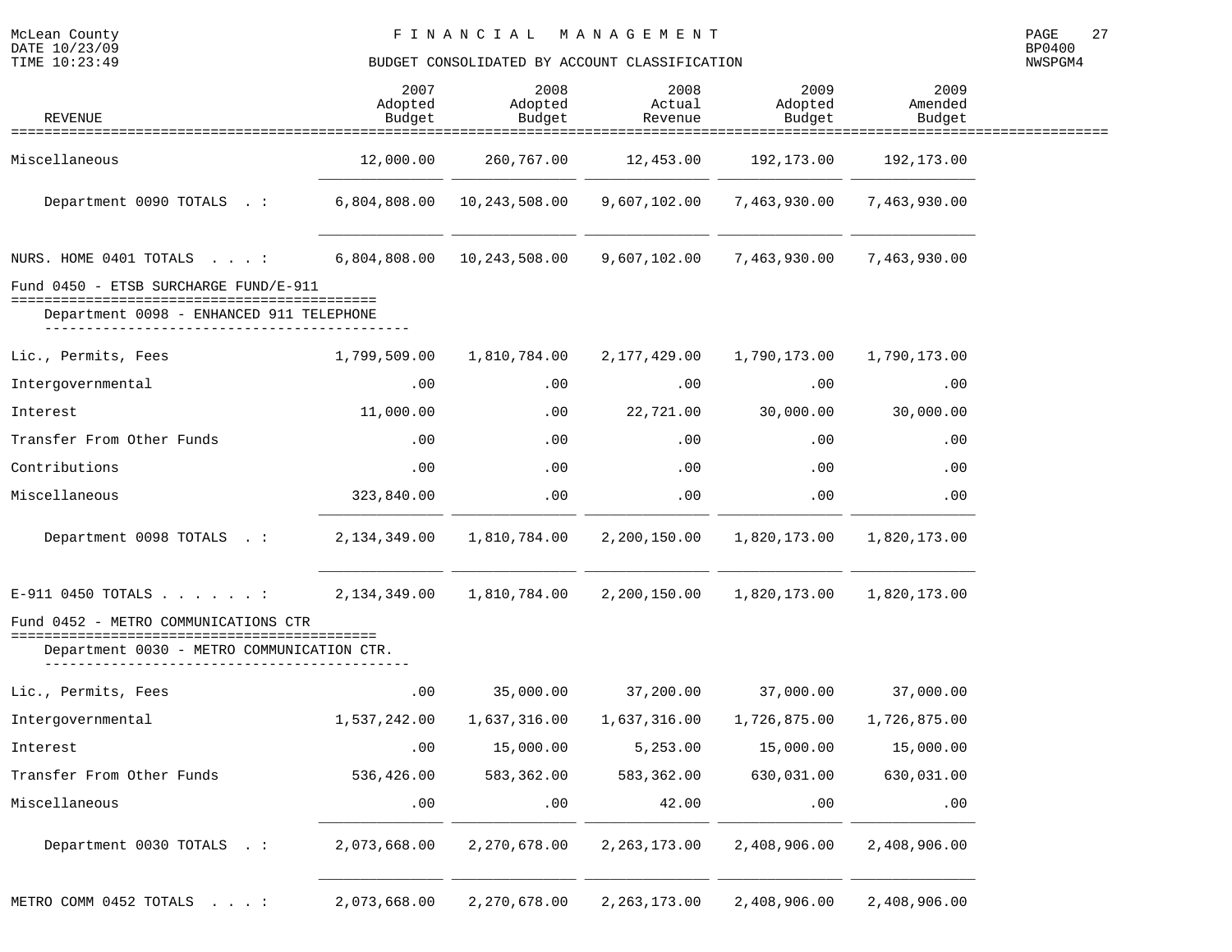BUDGET CONSOLIDATED BY ACCOUNT CLASSIFICATION

| REVENUE | 2007 Adopted Budget | 2008 Adopted Budget | 2008 Actual Revenue | 2009 Adopted Budget | 2009 Amended Budget |
|---|---|---|---|---|---|
| Miscellaneous | 12,000.00 | 260,767.00 | 12,453.00 | 192,173.00 | 192,173.00 |
| Department 0090 TOTALS . : | 6,804,808.00 | 10,243,508.00 | 9,607,102.00 | 7,463,930.00 | 7,463,930.00 |
| NURS. HOME 0401 TOTALS . . . : | 6,804,808.00 | 10,243,508.00 | 9,607,102.00 | 7,463,930.00 | 7,463,930.00 |
| **Fund 0450 - ETSB SURCHARGE FUND/E-911** | | | | | |
| Department 0098 - ENHANCED 911 TELEPHONE | | | | | |
| Lic., Permits, Fees | 1,799,509.00 | 1,810,784.00 | 2,177,429.00 | 1,790,173.00 | 1,790,173.00 |
| Intergovernmental | .00 | .00 | .00 | .00 | .00 |
| Interest | 11,000.00 | .00 | 22,721.00 | 30,000.00 | 30,000.00 |
| Transfer From Other Funds | .00 | .00 | .00 | .00 | .00 |
| Contributions | .00 | .00 | .00 | .00 | .00 |
| Miscellaneous | 323,840.00 | .00 | .00 | .00 | .00 |
| Department 0098 TOTALS . : | 2,134,349.00 | 1,810,784.00 | 2,200,150.00 | 1,820,173.00 | 1,820,173.00 |
| E-911 0450 TOTALS . . . . . . . : | 2,134,349.00 | 1,810,784.00 | 2,200,150.00 | 1,820,173.00 | 1,820,173.00 |
| **Fund 0452 - METRO COMMUNICATIONS CTR** | | | | | |
| Department 0030 - METRO COMMUNICATION CTR. | | | | | |
| Lic., Permits, Fees | .00 | 35,000.00 | 37,200.00 | 37,000.00 | 37,000.00 |
| Intergovernmental | 1,537,242.00 | 1,637,316.00 | 1,637,316.00 | 1,726,875.00 | 1,726,875.00 |
| Interest | .00 | 15,000.00 | 5,253.00 | 15,000.00 | 15,000.00 |
| Transfer From Other Funds | 536,426.00 | 583,362.00 | 583,362.00 | 630,031.00 | 630,031.00 |
| Miscellaneous | .00 | .00 | 42.00 | .00 | .00 |
| Department 0030 TOTALS . : | 2,073,668.00 | 2,270,678.00 | 2,263,173.00 | 2,408,906.00 | 2,408,906.00 |
| METRO COMM 0452 TOTALS . . . : | 2,073,668.00 | 2,270,678.00 | 2,263,173.00 | 2,408,906.00 | 2,408,906.00 |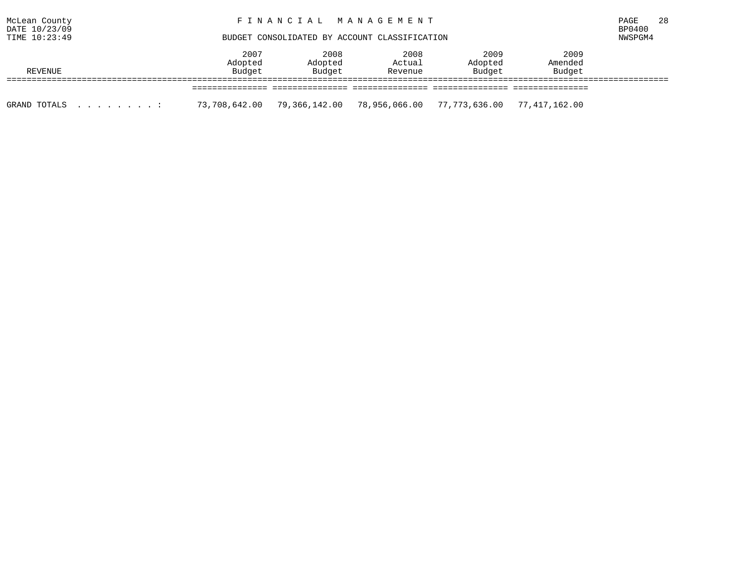McLean County

F I N A N C I A L   M A N A G E M E N T

DATE 10/23/09

TIME 10:23:49

BUDGET CONSOLIDATED BY ACCOUNT CLASSIFICATION

BP0400

NWSPGM4

| REVENUE | 2007 Adopted Budget | 2008 Adopted Budget | 2008 Actual Revenue | 2009 Adopted Budget | 2009 Amended Budget |
|---|---|---|---|---|---|
| GRAND TOTALS . . . . . . . . : | 73,708,642.00 | 79,366,142.00 | 78,956,066.00 | 77,773,636.00 | 77,417,162.00 |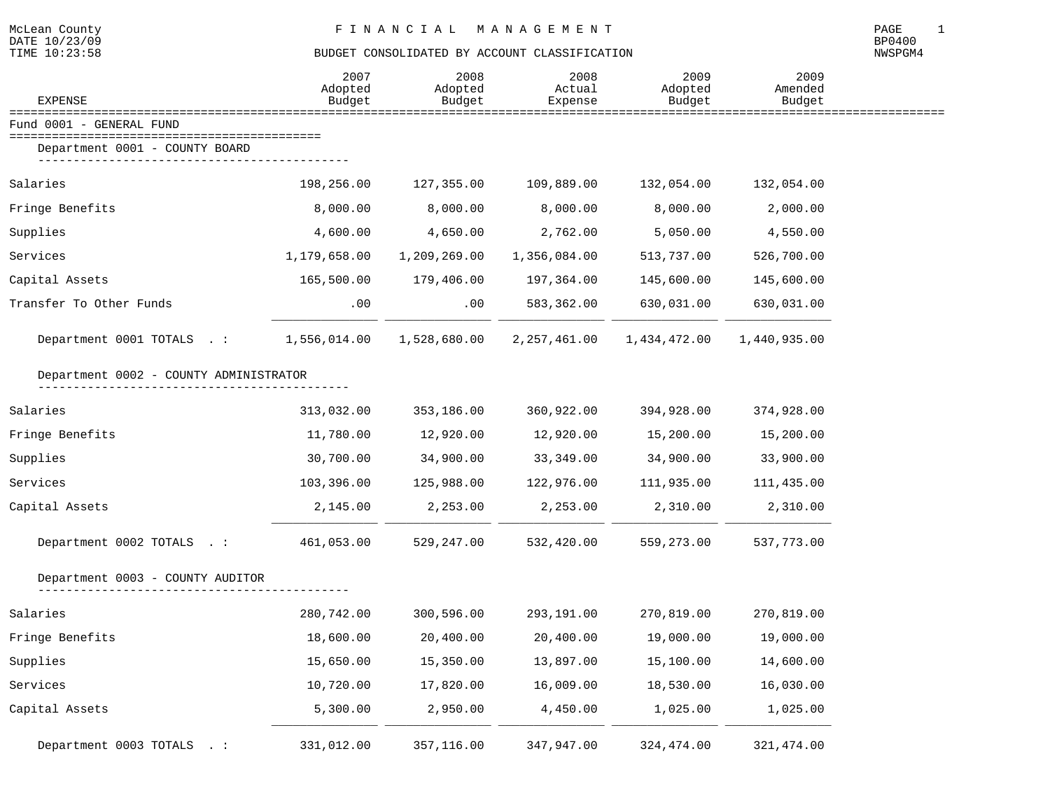McLean County
DATE 10/23/09
TIME 10:23:58

# F I N A N C I A L   M A N A G E M E N T

## BUDGET CONSOLIDATED BY ACCOUNT CLASSIFICATION

PAGE 1
BP0400
NWSPGM4

### Fund 0001 - GENERAL FUND

#### Department 0001 - COUNTY BOARD

| EXPENSE | 2007 Adopted Budget | 2008 Adopted Budget | 2008 Actual Expense | 2009 Adopted Budget | 2009 Amended Budget |
|---|---|---|---|---|---|
| Salaries | 198,256.00 | 127,355.00 | 109,889.00 | 132,054.00 | 132,054.00 |
| Fringe Benefits | 8,000.00 | 8,000.00 | 8,000.00 | 8,000.00 | 2,000.00 |
| Supplies | 4,600.00 | 4,650.00 | 2,762.00 | 5,050.00 | 4,550.00 |
| Services | 1,179,658.00 | 1,209,269.00 | 1,356,084.00 | 513,737.00 | 526,700.00 |
| Capital Assets | 165,500.00 | 179,406.00 | 197,364.00 | 145,600.00 | 145,600.00 |
| Transfer To Other Funds | .00 | .00 | 583,362.00 | 630,031.00 | 630,031.00 |
| Department 0001 TOTALS . : | 1,556,014.00 | 1,528,680.00 | 2,257,461.00 | 1,434,472.00 | 1,440,935.00 |

#### Department 0002 - COUNTY ADMINISTRATOR

| EXPENSE | 2007 Adopted Budget | 2008 Adopted Budget | 2008 Actual Expense | 2009 Adopted Budget | 2009 Amended Budget |
|---|---|---|---|---|---|
| Salaries | 313,032.00 | 353,186.00 | 360,922.00 | 394,928.00 | 374,928.00 |
| Fringe Benefits | 11,780.00 | 12,920.00 | 12,920.00 | 15,200.00 | 15,200.00 |
| Supplies | 30,700.00 | 34,900.00 | 33,349.00 | 34,900.00 | 33,900.00 |
| Services | 103,396.00 | 125,988.00 | 122,976.00 | 111,935.00 | 111,435.00 |
| Capital Assets | 2,145.00 | 2,253.00 | 2,253.00 | 2,310.00 | 2,310.00 |
| Department 0002 TOTALS . : | 461,053.00 | 529,247.00 | 532,420.00 | 559,273.00 | 537,773.00 |

#### Department 0003 - COUNTY AUDITOR

| EXPENSE | 2007 Adopted Budget | 2008 Adopted Budget | 2008 Actual Expense | 2009 Adopted Budget | 2009 Amended Budget |
|---|---|---|---|---|---|
| Salaries | 280,742.00 | 300,596.00 | 293,191.00 | 270,819.00 | 270,819.00 |
| Fringe Benefits | 18,600.00 | 20,400.00 | 20,400.00 | 19,000.00 | 19,000.00 |
| Supplies | 15,650.00 | 15,350.00 | 13,897.00 | 15,100.00 | 14,600.00 |
| Services | 10,720.00 | 17,820.00 | 16,009.00 | 18,530.00 | 16,030.00 |
| Capital Assets | 5,300.00 | 2,950.00 | 4,450.00 | 1,025.00 | 1,025.00 |
| Department 0003 TOTALS . : | 331,012.00 | 357,116.00 | 347,947.00 | 324,474.00 | 321,474.00 |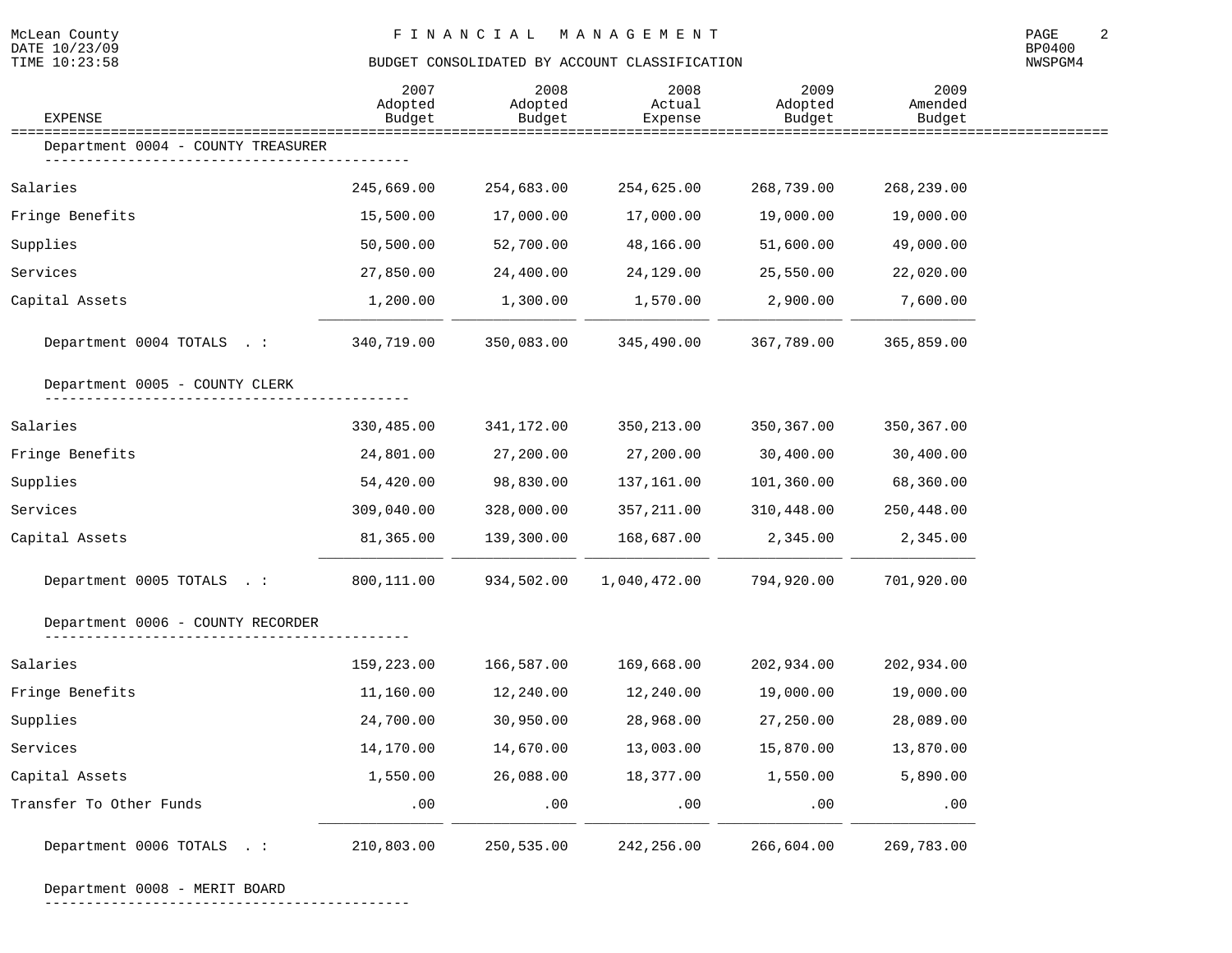McLean County — FINANCIAL MANAGEMENT

DATE 10/23/09
TIME 10:23:58

BUDGET CONSOLIDATED BY ACCOUNT CLASSIFICATION

BP0400
NWSPGM4

| EXPENSE | 2007 Adopted Budget | 2008 Adopted Budget | 2008 Actual Expense | 2009 Adopted Budget | 2009 Amended Budget |
|---|---|---|---|---|---|
| **Department 0004 - COUNTY TREASURER** | | | | | |
| Salaries | 245,669.00 | 254,683.00 | 254,625.00 | 268,739.00 | 268,239.00 |
| Fringe Benefits | 15,500.00 | 17,000.00 | 17,000.00 | 19,000.00 | 19,000.00 |
| Supplies | 50,500.00 | 52,700.00 | 48,166.00 | 51,600.00 | 49,000.00 |
| Services | 27,850.00 | 24,400.00 | 24,129.00 | 25,550.00 | 22,020.00 |
| Capital Assets | 1,200.00 | 1,300.00 | 1,570.00 | 2,900.00 | 7,600.00 |
| Department 0004 TOTALS . : | 340,719.00 | 350,083.00 | 345,490.00 | 367,789.00 | 365,859.00 |
| **Department 0005 - COUNTY CLERK** | | | | | |
| Salaries | 330,485.00 | 341,172.00 | 350,213.00 | 350,367.00 | 350,367.00 |
| Fringe Benefits | 24,801.00 | 27,200.00 | 27,200.00 | 30,400.00 | 30,400.00 |
| Supplies | 54,420.00 | 98,830.00 | 137,161.00 | 101,360.00 | 68,360.00 |
| Services | 309,040.00 | 328,000.00 | 357,211.00 | 310,448.00 | 250,448.00 |
| Capital Assets | 81,365.00 | 139,300.00 | 168,687.00 | 2,345.00 | 2,345.00 |
| Department 0005 TOTALS . : | 800,111.00 | 934,502.00 | 1,040,472.00 | 794,920.00 | 701,920.00 |
| **Department 0006 - COUNTY RECORDER** | | | | | |
| Salaries | 159,223.00 | 166,587.00 | 169,668.00 | 202,934.00 | 202,934.00 |
| Fringe Benefits | 11,160.00 | 12,240.00 | 12,240.00 | 19,000.00 | 19,000.00 |
| Supplies | 24,700.00 | 30,950.00 | 28,968.00 | 27,250.00 | 28,089.00 |
| Services | 14,170.00 | 14,670.00 | 13,003.00 | 15,870.00 | 13,870.00 |
| Capital Assets | 1,550.00 | 26,088.00 | 18,377.00 | 1,550.00 | 5,890.00 |
| Transfer To Other Funds | .00 | .00 | .00 | .00 | .00 |
| Department 0006 TOTALS . : | 210,803.00 | 250,535.00 | 242,256.00 | 266,604.00 | 269,783.00 |
| **Department 0008 - MERIT BOARD** | | | | | |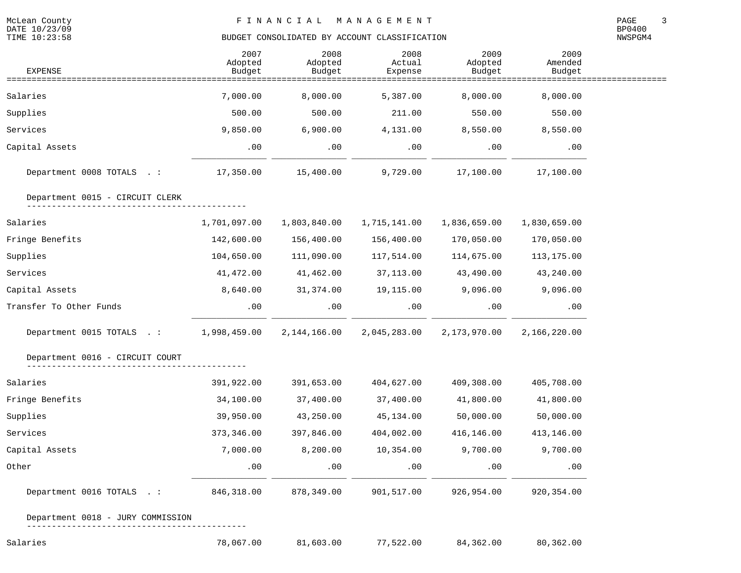| EXPENSE | 2007 Adopted Budget | 2008 Adopted Budget | 2008 Actual Expense | 2009 Adopted Budget | 2009 Amended Budget |
|---|---|---|---|---|---|
| Salaries | 7,000.00 | 8,000.00 | 5,387.00 | 8,000.00 | 8,000.00 |
| Supplies | 500.00 | 500.00 | 211.00 | 550.00 | 550.00 |
| Services | 9,850.00 | 6,900.00 | 4,131.00 | 8,550.00 | 8,550.00 |
| Capital Assets | .00 | .00 | .00 | .00 | .00 |
| Department 0008 TOTALS . : | 17,350.00 | 15,400.00 | 9,729.00 | 17,100.00 | 17,100.00 |
| **Department 0015 - CIRCUIT CLERK** | | | | | |
| Salaries | 1,701,097.00 | 1,803,840.00 | 1,715,141.00 | 1,836,659.00 | 1,830,659.00 |
| Fringe Benefits | 142,600.00 | 156,400.00 | 156,400.00 | 170,050.00 | 170,050.00 |
| Supplies | 104,650.00 | 111,090.00 | 117,514.00 | 114,675.00 | 113,175.00 |
| Services | 41,472.00 | 41,462.00 | 37,113.00 | 43,490.00 | 43,240.00 |
| Capital Assets | 8,640.00 | 31,374.00 | 19,115.00 | 9,096.00 | 9,096.00 |
| Transfer To Other Funds | .00 | .00 | .00 | .00 | .00 |
| Department 0015 TOTALS . : | 1,998,459.00 | 2,144,166.00 | 2,045,283.00 | 2,173,970.00 | 2,166,220.00 |
| **Department 0016 - CIRCUIT COURT** | | | | | |
| Salaries | 391,922.00 | 391,653.00 | 404,627.00 | 409,308.00 | 405,708.00 |
| Fringe Benefits | 34,100.00 | 37,400.00 | 37,400.00 | 41,800.00 | 41,800.00 |
| Supplies | 39,950.00 | 43,250.00 | 45,134.00 | 50,000.00 | 50,000.00 |
| Services | 373,346.00 | 397,846.00 | 404,002.00 | 416,146.00 | 413,146.00 |
| Capital Assets | 7,000.00 | 8,200.00 | 10,354.00 | 9,700.00 | 9,700.00 |
| Other | .00 | .00 | .00 | .00 | .00 |
| Department 0016 TOTALS . : | 846,318.00 | 878,349.00 | 901,517.00 | 926,954.00 | 920,354.00 |
| **Department 0018 - JURY COMMISSION** | | | | | |
| Salaries | 78,067.00 | 81,603.00 | 77,522.00 | 84,362.00 | 80,362.00 |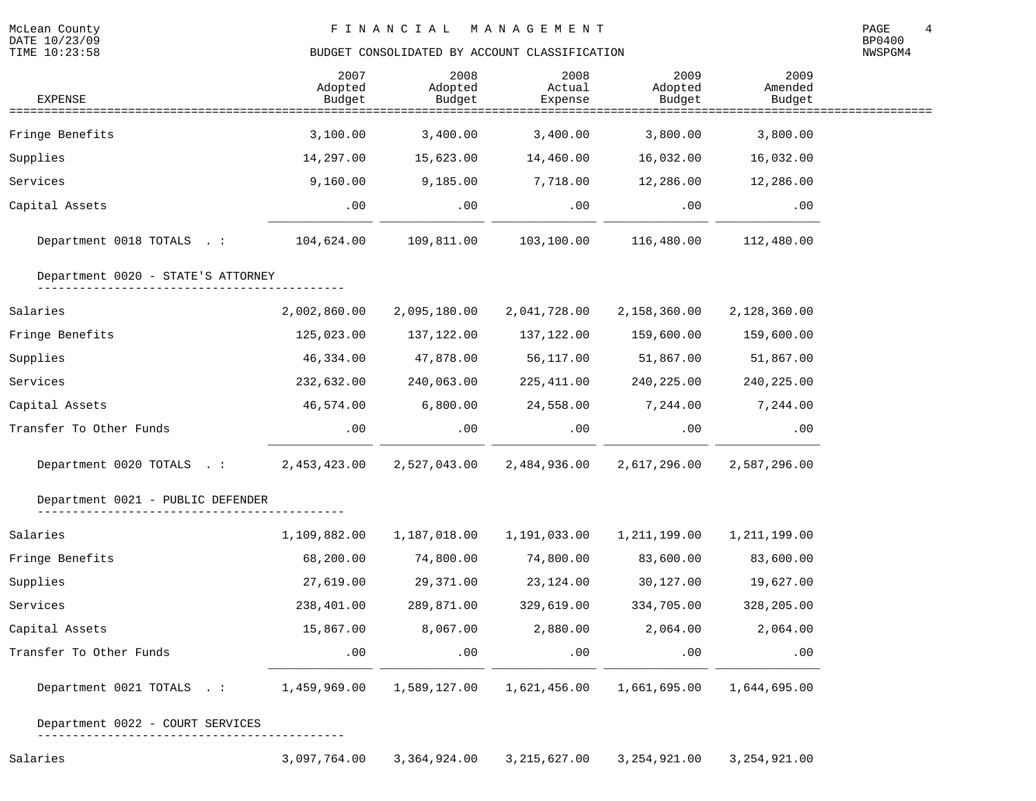## BUDGET CONSOLIDATED BY ACCOUNT CLASSIFICATION

| EXPENSE | 2007 Adopted Budget | 2008 Adopted Budget | 2008 Actual Expense | 2009 Adopted Budget | 2009 Amended Budget |
|---|---|---|---|---|---|
| Fringe Benefits | 3,100.00 | 3,400.00 | 3,400.00 | 3,800.00 | 3,800.00 |
| Supplies | 14,297.00 | 15,623.00 | 14,460.00 | 16,032.00 | 16,032.00 |
| Services | 9,160.00 | 9,185.00 | 7,718.00 | 12,286.00 | 12,286.00 |
| Capital Assets | .00 | .00 | .00 | .00 | .00 |
| Department 0018 TOTALS . : | 104,624.00 | 109,811.00 | 103,100.00 | 116,480.00 | 112,480.00 |
| **Department 0020 - STATE'S ATTORNEY** | | | | | |
| Salaries | 2,002,860.00 | 2,095,180.00 | 2,041,728.00 | 2,158,360.00 | 2,128,360.00 |
| Fringe Benefits | 125,023.00 | 137,122.00 | 137,122.00 | 159,600.00 | 159,600.00 |
| Supplies | 46,334.00 | 47,878.00 | 56,117.00 | 51,867.00 | 51,867.00 |
| Services | 232,632.00 | 240,063.00 | 225,411.00 | 240,225.00 | 240,225.00 |
| Capital Assets | 46,574.00 | 6,800.00 | 24,558.00 | 7,244.00 | 7,244.00 |
| Transfer To Other Funds | .00 | .00 | .00 | .00 | .00 |
| Department 0020 TOTALS . : | 2,453,423.00 | 2,527,043.00 | 2,484,936.00 | 2,617,296.00 | 2,587,296.00 |
| **Department 0021 - PUBLIC DEFENDER** | | | | | |
| Salaries | 1,109,882.00 | 1,187,018.00 | 1,191,033.00 | 1,211,199.00 | 1,211,199.00 |
| Fringe Benefits | 68,200.00 | 74,800.00 | 74,800.00 | 83,600.00 | 83,600.00 |
| Supplies | 27,619.00 | 29,371.00 | 23,124.00 | 30,127.00 | 19,627.00 |
| Services | 238,401.00 | 289,871.00 | 329,619.00 | 334,705.00 | 328,205.00 |
| Capital Assets | 15,867.00 | 8,067.00 | 2,880.00 | 2,064.00 | 2,064.00 |
| Transfer To Other Funds | .00 | .00 | .00 | .00 | .00 |
| Department 0021 TOTALS . : | 1,459,969.00 | 1,589,127.00 | 1,621,456.00 | 1,661,695.00 | 1,644,695.00 |
| **Department 0022 - COURT SERVICES** | | | | | |
| Salaries | 3,097,764.00 | 3,364,924.00 | 3,215,627.00 | 3,254,921.00 | 3,254,921.00 |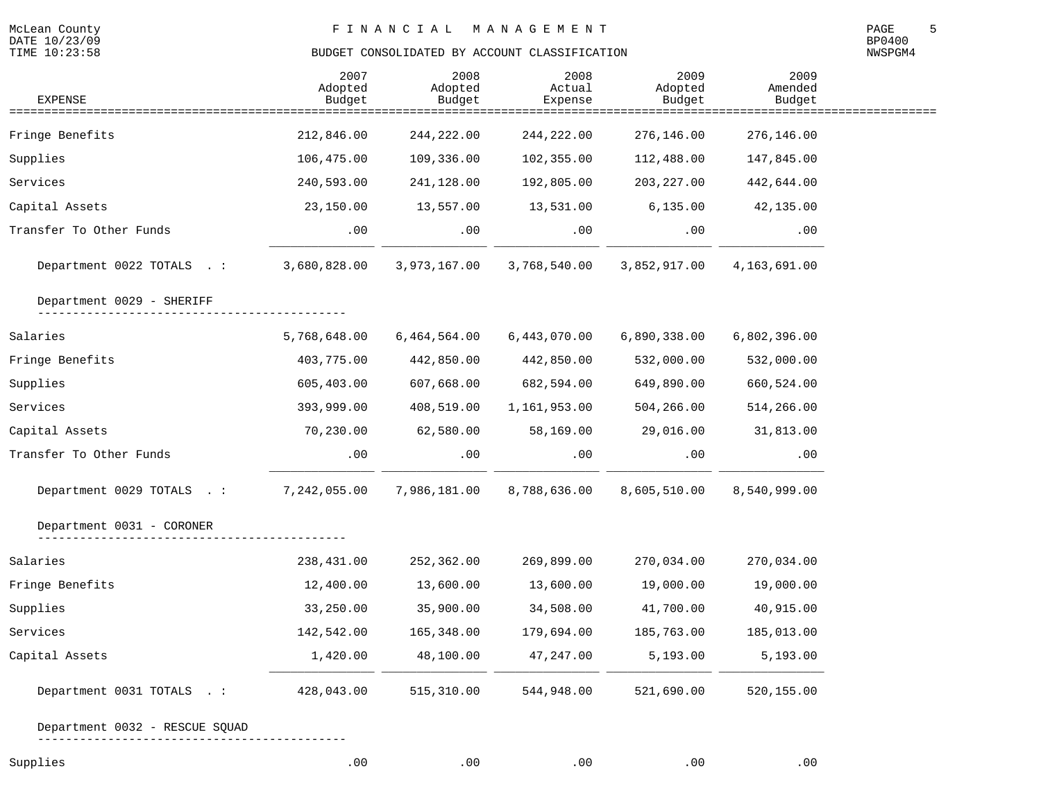## BUDGET CONSOLIDATED BY ACCOUNT CLASSIFICATION

| EXPENSE | 2007 Adopted Budget | 2008 Adopted Budget | 2008 Actual Expense | 2009 Adopted Budget | 2009 Amended Budget |
|---|---|---|---|---|---|
| Fringe Benefits | 212,846.00 | 244,222.00 | 244,222.00 | 276,146.00 | 276,146.00 |
| Supplies | 106,475.00 | 109,336.00 | 102,355.00 | 112,488.00 | 147,845.00 |
| Services | 240,593.00 | 241,128.00 | 192,805.00 | 203,227.00 | 442,644.00 |
| Capital Assets | 23,150.00 | 13,557.00 | 13,531.00 | 6,135.00 | 42,135.00 |
| Transfer To Other Funds | .00 | .00 | .00 | .00 | .00 |
| Department 0022 TOTALS . : | 3,680,828.00 | 3,973,167.00 | 3,768,540.00 | 3,852,917.00 | 4,163,691.00 |
| **Department 0029 - SHERIFF** | | | | | |
| Salaries | 5,768,648.00 | 6,464,564.00 | 6,443,070.00 | 6,890,338.00 | 6,802,396.00 |
| Fringe Benefits | 403,775.00 | 442,850.00 | 442,850.00 | 532,000.00 | 532,000.00 |
| Supplies | 605,403.00 | 607,668.00 | 682,594.00 | 649,890.00 | 660,524.00 |
| Services | 393,999.00 | 408,519.00 | 1,161,953.00 | 504,266.00 | 514,266.00 |
| Capital Assets | 70,230.00 | 62,580.00 | 58,169.00 | 29,016.00 | 31,813.00 |
| Transfer To Other Funds | .00 | .00 | .00 | .00 | .00 |
| Department 0029 TOTALS . : | 7,242,055.00 | 7,986,181.00 | 8,788,636.00 | 8,605,510.00 | 8,540,999.00 |
| **Department 0031 - CORONER** | | | | | |
| Salaries | 238,431.00 | 252,362.00 | 269,899.00 | 270,034.00 | 270,034.00 |
| Fringe Benefits | 12,400.00 | 13,600.00 | 13,600.00 | 19,000.00 | 19,000.00 |
| Supplies | 33,250.00 | 35,900.00 | 34,508.00 | 41,700.00 | 40,915.00 |
| Services | 142,542.00 | 165,348.00 | 179,694.00 | 185,763.00 | 185,013.00 |
| Capital Assets | 1,420.00 | 48,100.00 | 47,247.00 | 5,193.00 | 5,193.00 |
| Department 0031 TOTALS . : | 428,043.00 | 515,310.00 | 544,948.00 | 521,690.00 | 520,155.00 |
| **Department 0032 - RESCUE SQUAD** | | | | | |
| Supplies | .00 | .00 | .00 | .00 | .00 |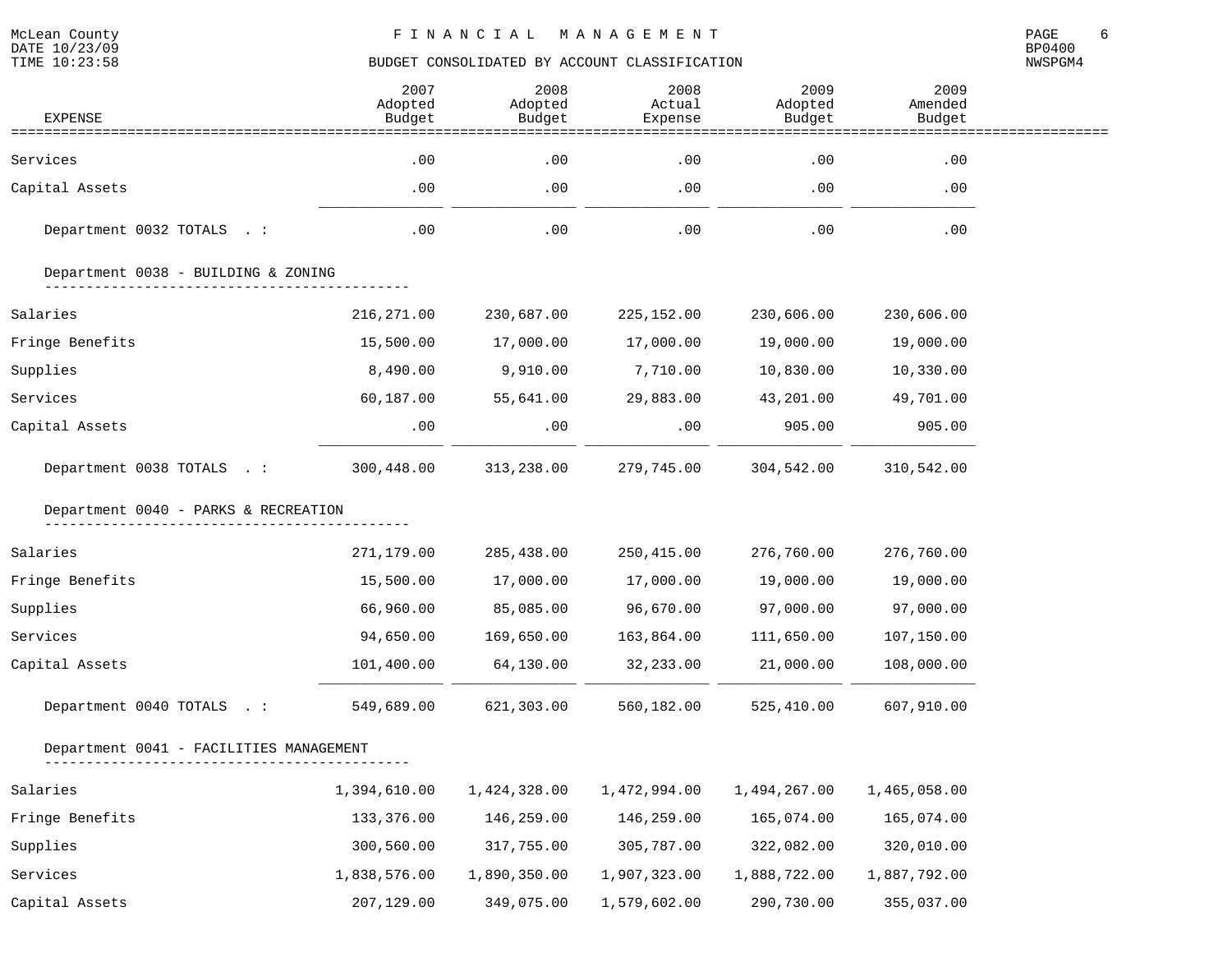McLean County
FINANCIAL MANAGEMENT

BUDGET CONSOLIDATED BY ACCOUNT CLASSIFICATION

| EXPENSE | 2007 Adopted Budget | 2008 Adopted Budget | 2008 Actual Expense | 2009 Adopted Budget | 2009 Amended Budget |
|---|---|---|---|---|---|
| Services | .00 | .00 | .00 | .00 | .00 |
| Capital Assets | .00 | .00 | .00 | .00 | .00 |
| Department 0032 TOTALS . : | .00 | .00 | .00 | .00 | .00 |
| **Department 0038 - BUILDING & ZONING** | | | | | |
| Salaries | 216,271.00 | 230,687.00 | 225,152.00 | 230,606.00 | 230,606.00 |
| Fringe Benefits | 15,500.00 | 17,000.00 | 17,000.00 | 19,000.00 | 19,000.00 |
| Supplies | 8,490.00 | 9,910.00 | 7,710.00 | 10,830.00 | 10,330.00 |
| Services | 60,187.00 | 55,641.00 | 29,883.00 | 43,201.00 | 49,701.00 |
| Capital Assets | .00 | .00 | .00 | 905.00 | 905.00 |
| Department 0038 TOTALS . : | 300,448.00 | 313,238.00 | 279,745.00 | 304,542.00 | 310,542.00 |
| **Department 0040 - PARKS & RECREATION** | | | | | |
| Salaries | 271,179.00 | 285,438.00 | 250,415.00 | 276,760.00 | 276,760.00 |
| Fringe Benefits | 15,500.00 | 17,000.00 | 17,000.00 | 19,000.00 | 19,000.00 |
| Supplies | 66,960.00 | 85,085.00 | 96,670.00 | 97,000.00 | 97,000.00 |
| Services | 94,650.00 | 169,650.00 | 163,864.00 | 111,650.00 | 107,150.00 |
| Capital Assets | 101,400.00 | 64,130.00 | 32,233.00 | 21,000.00 | 108,000.00 |
| Department 0040 TOTALS . : | 549,689.00 | 621,303.00 | 560,182.00 | 525,410.00 | 607,910.00 |
| **Department 0041 - FACILITIES MANAGEMENT** | | | | | |
| Salaries | 1,394,610.00 | 1,424,328.00 | 1,472,994.00 | 1,494,267.00 | 1,465,058.00 |
| Fringe Benefits | 133,376.00 | 146,259.00 | 146,259.00 | 165,074.00 | 165,074.00 |
| Supplies | 300,560.00 | 317,755.00 | 305,787.00 | 322,082.00 | 320,010.00 |
| Services | 1,838,576.00 | 1,890,350.00 | 1,907,323.00 | 1,888,722.00 | 1,887,792.00 |
| Capital Assets | 207,129.00 | 349,075.00 | 1,579,602.00 | 290,730.00 | 355,037.00 |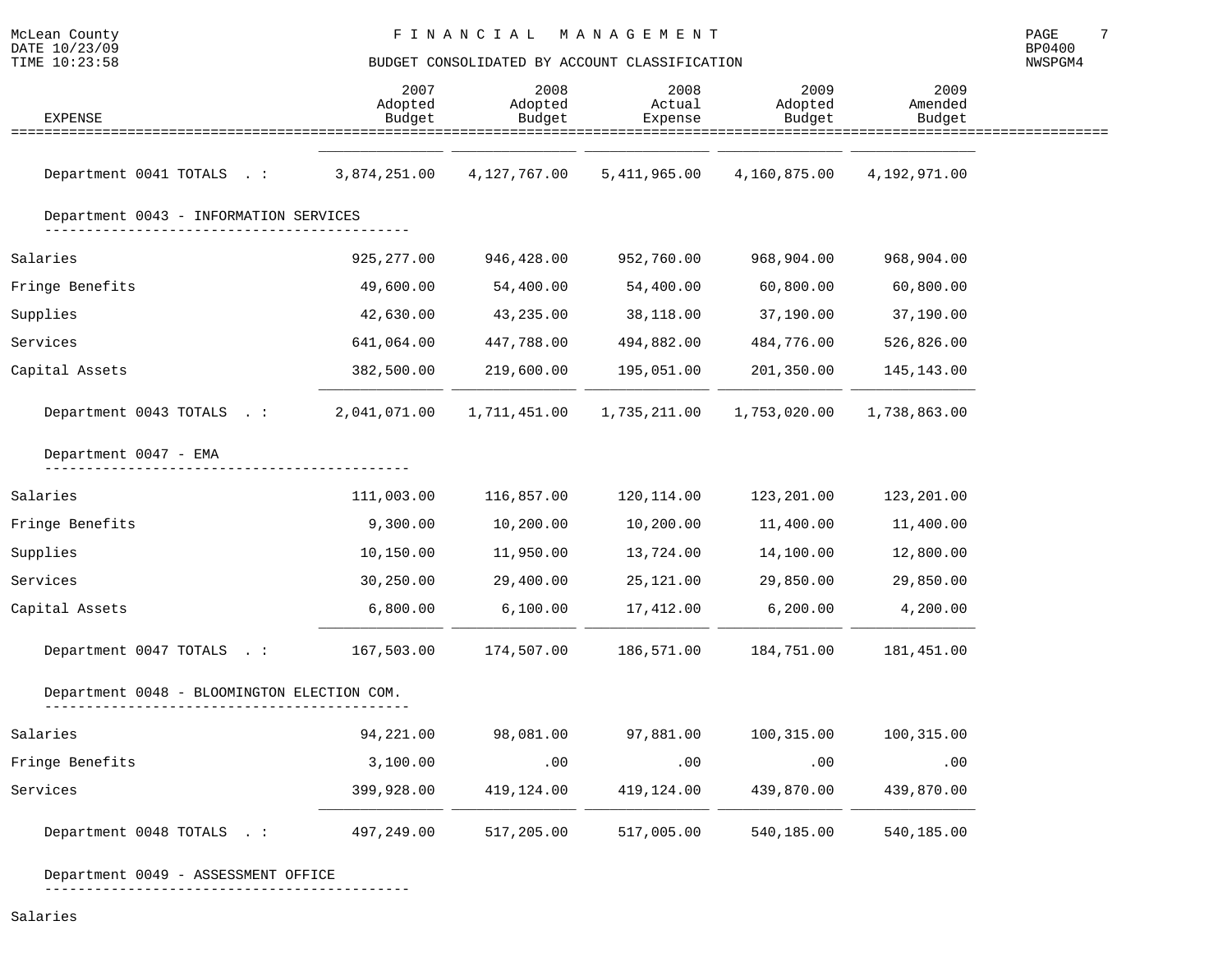**BUDGET CONSOLIDATED BY ACCOUNT CLASSIFICATION**

| EXPENSE | 2007 Adopted Budget | 2008 Adopted Budget | 2008 Actual Expense | 2009 Adopted Budget | 2009 Amended Budget |
|---|---|---|---|---|---|
| Department 0041 TOTALS . : | 3,874,251.00 | 4,127,767.00 | 5,411,965.00 | 4,160,875.00 | 4,192,971.00 |
| **Department 0043 - INFORMATION SERVICES** | | | | | |
| Salaries | 925,277.00 | 946,428.00 | 952,760.00 | 968,904.00 | 968,904.00 |
| Fringe Benefits | 49,600.00 | 54,400.00 | 54,400.00 | 60,800.00 | 60,800.00 |
| Supplies | 42,630.00 | 43,235.00 | 38,118.00 | 37,190.00 | 37,190.00 |
| Services | 641,064.00 | 447,788.00 | 494,882.00 | 484,776.00 | 526,826.00 |
| Capital Assets | 382,500.00 | 219,600.00 | 195,051.00 | 201,350.00 | 145,143.00 |
| Department 0043 TOTALS . : | 2,041,071.00 | 1,711,451.00 | 1,735,211.00 | 1,753,020.00 | 1,738,863.00 |
| **Department 0047 - EMA** | | | | | |
| Salaries | 111,003.00 | 116,857.00 | 120,114.00 | 123,201.00 | 123,201.00 |
| Fringe Benefits | 9,300.00 | 10,200.00 | 10,200.00 | 11,400.00 | 11,400.00 |
| Supplies | 10,150.00 | 11,950.00 | 13,724.00 | 14,100.00 | 12,800.00 |
| Services | 30,250.00 | 29,400.00 | 25,121.00 | 29,850.00 | 29,850.00 |
| Capital Assets | 6,800.00 | 6,100.00 | 17,412.00 | 6,200.00 | 4,200.00 |
| Department 0047 TOTALS . : | 167,503.00 | 174,507.00 | 186,571.00 | 184,751.00 | 181,451.00 |
| **Department 0048 - BLOOMINGTON ELECTION COM.** | | | | | |
| Salaries | 94,221.00 | 98,081.00 | 97,881.00 | 100,315.00 | 100,315.00 |
| Fringe Benefits | 3,100.00 | .00 | .00 | .00 | .00 |
| Services | 399,928.00 | 419,124.00 | 419,124.00 | 439,870.00 | 439,870.00 |
| Department 0048 TOTALS . : | 497,249.00 | 517,205.00 | 517,005.00 | 540,185.00 | 540,185.00 |
| **Department 0049 - ASSESSMENT OFFICE** | | | | | |
| Salaries | | | | | |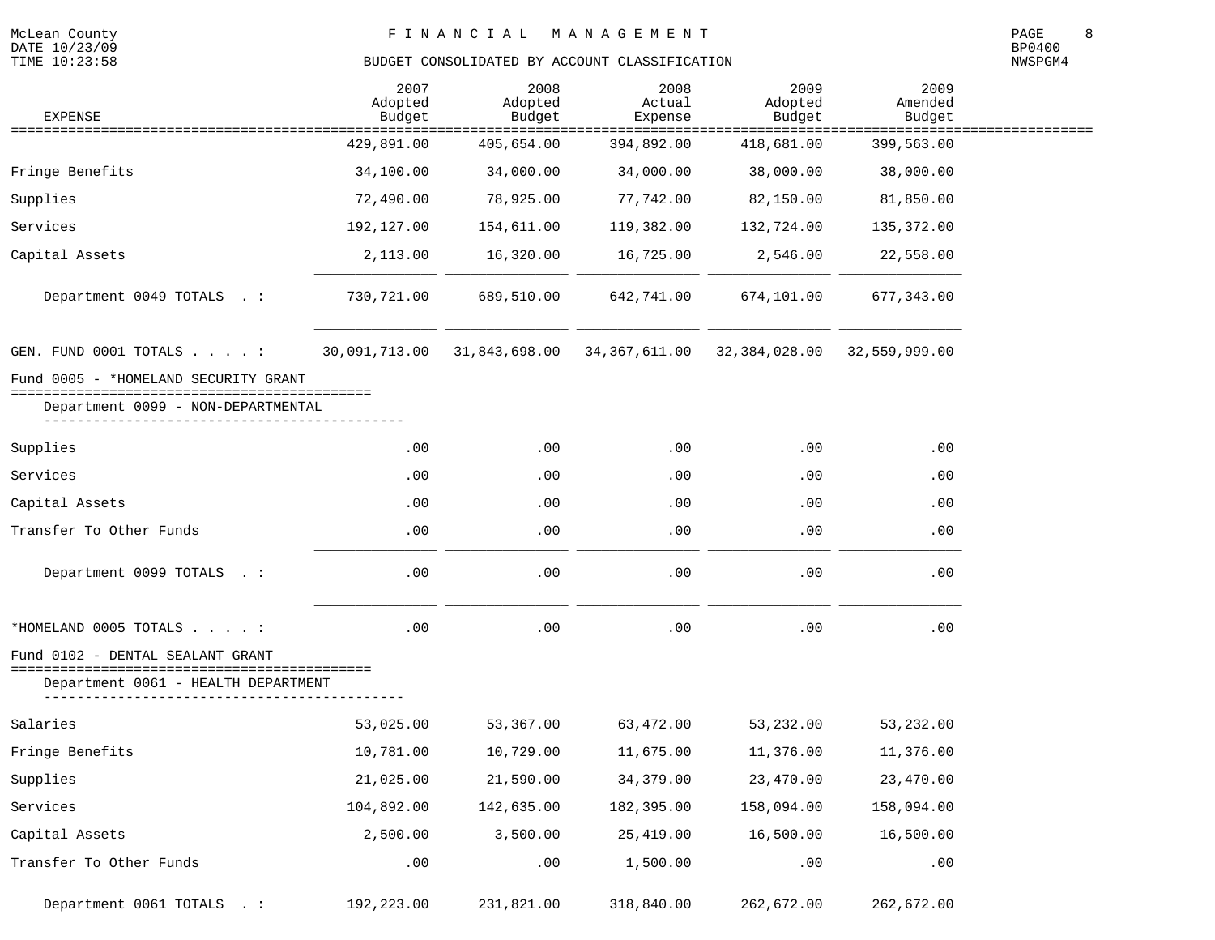McLean County
FINANCIAL MANAGEMENT
BUDGET CONSOLIDATED BY ACCOUNT CLASSIFICATION

| EXPENSE | 2007 Adopted Budget | 2008 Adopted Budget | 2008 Actual Expense | 2009 Adopted Budget | 2009 Amended Budget |
|---|---|---|---|---|---|
| | 429,891.00 | 405,654.00 | 394,892.00 | 418,681.00 | 399,563.00 |
| Fringe Benefits | 34,100.00 | 34,000.00 | 34,000.00 | 38,000.00 | 38,000.00 |
| Supplies | 72,490.00 | 78,925.00 | 77,742.00 | 82,150.00 | 81,850.00 |
| Services | 192,127.00 | 154,611.00 | 119,382.00 | 132,724.00 | 135,372.00 |
| Capital Assets | 2,113.00 | 16,320.00 | 16,725.00 | 2,546.00 | 22,558.00 |
| Department 0049 TOTALS . : | 730,721.00 | 689,510.00 | 642,741.00 | 674,101.00 | 677,343.00 |
| GEN. FUND 0001 TOTALS . . . . : | 30,091,713.00 | 31,843,698.00 | 34,367,611.00 | 32,384,028.00 | 32,559,999.00 |

Fund 0005 - *HOMELAND SECURITY GRANT

Department 0099 - NON-DEPARTMENTAL

| EXPENSE | 2007 Adopted Budget | 2008 Adopted Budget | 2008 Actual Expense | 2009 Adopted Budget | 2009 Amended Budget |
|---|---|---|---|---|---|
| Supplies | .00 | .00 | .00 | .00 | .00 |
| Services | .00 | .00 | .00 | .00 | .00 |
| Capital Assets | .00 | .00 | .00 | .00 | .00 |
| Transfer To Other Funds | .00 | .00 | .00 | .00 | .00 |
| Department 0099 TOTALS . : | .00 | .00 | .00 | .00 | .00 |
| *HOMELAND 0005 TOTALS . . . . : | .00 | .00 | .00 | .00 | .00 |

Fund 0102 - DENTAL SEALANT GRANT

Department 0061 - HEALTH DEPARTMENT

| EXPENSE | 2007 Adopted Budget | 2008 Adopted Budget | 2008 Actual Expense | 2009 Adopted Budget | 2009 Amended Budget |
|---|---|---|---|---|---|
| Salaries | 53,025.00 | 53,367.00 | 63,472.00 | 53,232.00 | 53,232.00 |
| Fringe Benefits | 10,781.00 | 10,729.00 | 11,675.00 | 11,376.00 | 11,376.00 |
| Supplies | 21,025.00 | 21,590.00 | 34,379.00 | 23,470.00 | 23,470.00 |
| Services | 104,892.00 | 142,635.00 | 182,395.00 | 158,094.00 | 158,094.00 |
| Capital Assets | 2,500.00 | 3,500.00 | 25,419.00 | 16,500.00 | 16,500.00 |
| Transfer To Other Funds | .00 | .00 | 1,500.00 | .00 | .00 |
| Department 0061 TOTALS . : | 192,223.00 | 231,821.00 | 318,840.00 | 262,672.00 | 262,672.00 |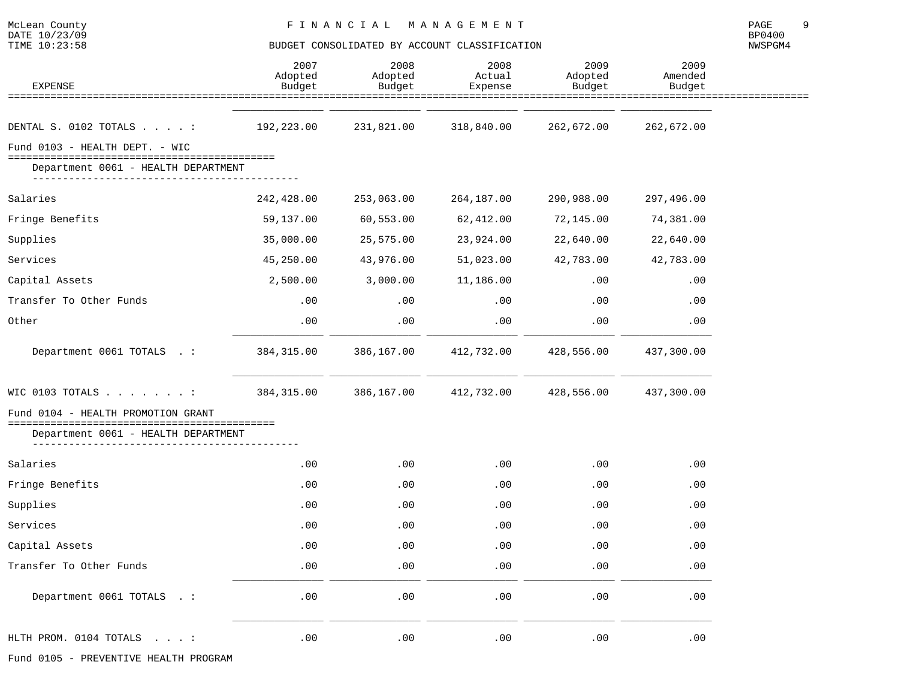| EXPENSE | 2007 Adopted Budget | 2008 Adopted Budget | 2008 Actual Expense | 2009 Adopted Budget | 2009 Amended Budget |
|---|---|---|---|---|---|
| DENTAL S. 0102 TOTALS . . . . : | 192,223.00 | 231,821.00 | 318,840.00 | 262,672.00 | 262,672.00 |
| **Fund 0103 - HEALTH DEPT. - WIC** | | | | | |
| Department 0061 - HEALTH DEPARTMENT | | | | | |
| Salaries | 242,428.00 | 253,063.00 | 264,187.00 | 290,988.00 | 297,496.00 |
| Fringe Benefits | 59,137.00 | 60,553.00 | 62,412.00 | 72,145.00 | 74,381.00 |
| Supplies | 35,000.00 | 25,575.00 | 23,924.00 | 22,640.00 | 22,640.00 |
| Services | 45,250.00 | 43,976.00 | 51,023.00 | 42,783.00 | 42,783.00 |
| Capital Assets | 2,500.00 | 3,000.00 | 11,186.00 | .00 | .00 |
| Transfer To Other Funds | .00 | .00 | .00 | .00 | .00 |
| Other | .00 | .00 | .00 | .00 | .00 |
| Department 0061 TOTALS . : | 384,315.00 | 386,167.00 | 412,732.00 | 428,556.00 | 437,300.00 |
| WIC 0103 TOTALS . . . . . . . : | 384,315.00 | 386,167.00 | 412,732.00 | 428,556.00 | 437,300.00 |
| **Fund 0104 - HEALTH PROMOTION GRANT** | | | | | |
| Department 0061 - HEALTH DEPARTMENT | | | | | |
| Salaries | .00 | .00 | .00 | .00 | .00 |
| Fringe Benefits | .00 | .00 | .00 | .00 | .00 |
| Supplies | .00 | .00 | .00 | .00 | .00 |
| Services | .00 | .00 | .00 | .00 | .00 |
| Capital Assets | .00 | .00 | .00 | .00 | .00 |
| Transfer To Other Funds | .00 | .00 | .00 | .00 | .00 |
| Department 0061 TOTALS . : | .00 | .00 | .00 | .00 | .00 |
| HLTH PROM. 0104 TOTALS . . . : | .00 | .00 | .00 | .00 | .00 |

Fund 0105 - PREVENTIVE HEALTH PROGRAM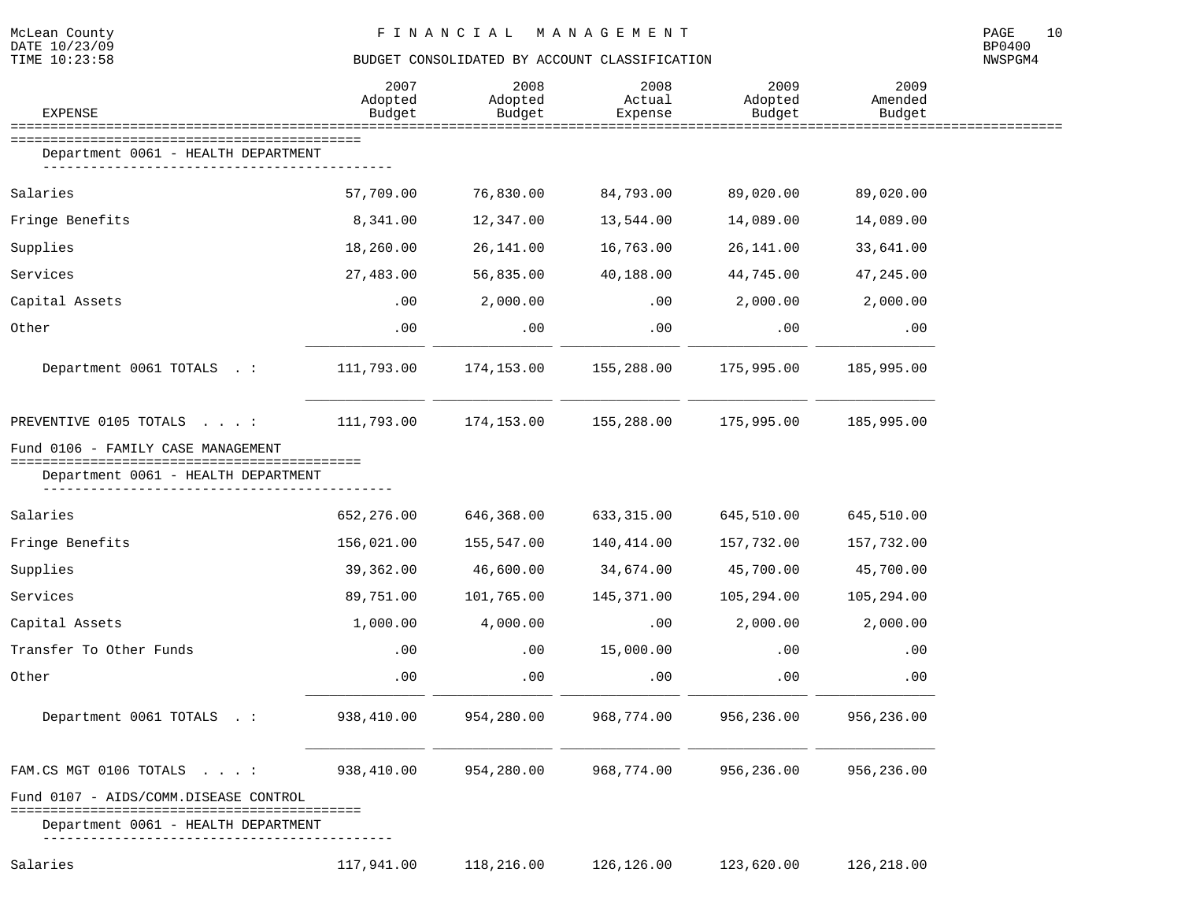McLean County
DATE 10/23/09
TIME 10:23:58

# F I N A N C I A L   M A N A G E M E N T

## BUDGET CONSOLIDATED BY ACCOUNT CLASSIFICATION

BP0400
NWSPGM4

| EXPENSE | 2007 Adopted Budget | 2008 Adopted Budget | 2008 Actual Expense | 2009 Adopted Budget | 2009 Amended Budget |
|---|---|---|---|---|---|
| **Department 0061 - HEALTH DEPARTMENT** | | | | | |
| Salaries | 57,709.00 | 76,830.00 | 84,793.00 | 89,020.00 | 89,020.00 |
| Fringe Benefits | 8,341.00 | 12,347.00 | 13,544.00 | 14,089.00 | 14,089.00 |
| Supplies | 18,260.00 | 26,141.00 | 16,763.00 | 26,141.00 | 33,641.00 |
| Services | 27,483.00 | 56,835.00 | 40,188.00 | 44,745.00 | 47,245.00 |
| Capital Assets | .00 | 2,000.00 | .00 | 2,000.00 | 2,000.00 |
| Other | .00 | .00 | .00 | .00 | .00 |
| Department 0061 TOTALS . : | 111,793.00 | 174,153.00 | 155,288.00 | 175,995.00 | 185,995.00 |
| PREVENTIVE 0105 TOTALS . . . : | 111,793.00 | 174,153.00 | 155,288.00 | 175,995.00 | 185,995.00 |
| **Fund 0106 - FAMILY CASE MANAGEMENT** | | | | | |
| **Department 0061 - HEALTH DEPARTMENT** | | | | | |
| Salaries | 652,276.00 | 646,368.00 | 633,315.00 | 645,510.00 | 645,510.00 |
| Fringe Benefits | 156,021.00 | 155,547.00 | 140,414.00 | 157,732.00 | 157,732.00 |
| Supplies | 39,362.00 | 46,600.00 | 34,674.00 | 45,700.00 | 45,700.00 |
| Services | 89,751.00 | 101,765.00 | 145,371.00 | 105,294.00 | 105,294.00 |
| Capital Assets | 1,000.00 | 4,000.00 | .00 | 2,000.00 | 2,000.00 |
| Transfer To Other Funds | .00 | .00 | 15,000.00 | .00 | .00 |
| Other | .00 | .00 | .00 | .00 | .00 |
| Department 0061 TOTALS . : | 938,410.00 | 954,280.00 | 968,774.00 | 956,236.00 | 956,236.00 |
| FAM.CS MGT 0106 TOTALS . . . : | 938,410.00 | 954,280.00 | 968,774.00 | 956,236.00 | 956,236.00 |
| **Fund 0107 - AIDS/COMM.DISEASE CONTROL** | | | | | |
| **Department 0061 - HEALTH DEPARTMENT** | | | | | |
| Salaries | 117,941.00 | 118,216.00 | 126,126.00 | 123,620.00 | 126,218.00 |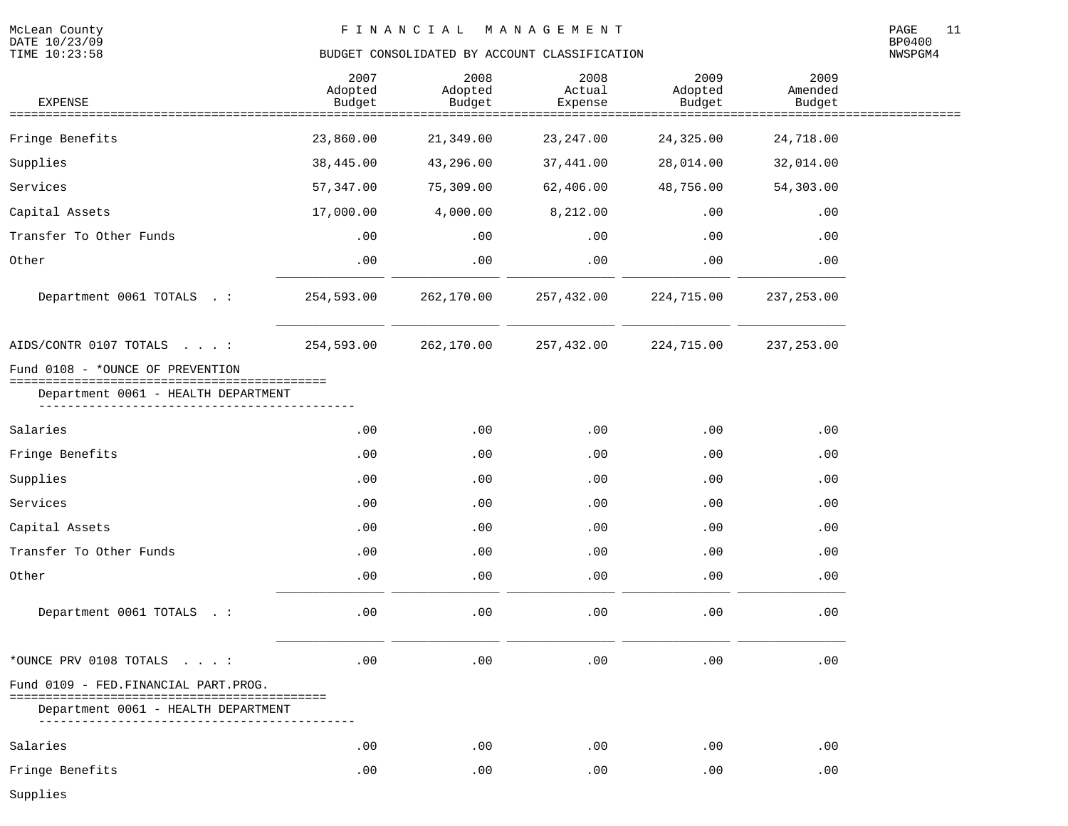McLean County — FINANCIAL MANAGEMENT

BUDGET CONSOLIDATED BY ACCOUNT CLASSIFICATION

| EXPENSE | 2007 Adopted Budget | 2008 Adopted Budget | 2008 Actual Expense | 2009 Adopted Budget | 2009 Amended Budget |
|---|---|---|---|---|---|
| Fringe Benefits | 23,860.00 | 21,349.00 | 23,247.00 | 24,325.00 | 24,718.00 |
| Supplies | 38,445.00 | 43,296.00 | 37,441.00 | 28,014.00 | 32,014.00 |
| Services | 57,347.00 | 75,309.00 | 62,406.00 | 48,756.00 | 54,303.00 |
| Capital Assets | 17,000.00 | 4,000.00 | 8,212.00 | .00 | .00 |
| Transfer To Other Funds | .00 | .00 | .00 | .00 | .00 |
| Other | .00 | .00 | .00 | .00 | .00 |
| Department 0061 TOTALS . : | 254,593.00 | 262,170.00 | 257,432.00 | 224,715.00 | 237,253.00 |
| AIDS/CONTR 0107 TOTALS . . . : | 254,593.00 | 262,170.00 | 257,432.00 | 224,715.00 | 237,253.00 |

## Fund 0108 - *OUNCE OF PREVENTION

### Department 0061 - HEALTH DEPARTMENT

| EXPENSE | 2007 Adopted Budget | 2008 Adopted Budget | 2008 Actual Expense | 2009 Adopted Budget | 2009 Amended Budget |
|---|---|---|---|---|---|
| Salaries | .00 | .00 | .00 | .00 | .00 |
| Fringe Benefits | .00 | .00 | .00 | .00 | .00 |
| Supplies | .00 | .00 | .00 | .00 | .00 |
| Services | .00 | .00 | .00 | .00 | .00 |
| Capital Assets | .00 | .00 | .00 | .00 | .00 |
| Transfer To Other Funds | .00 | .00 | .00 | .00 | .00 |
| Other | .00 | .00 | .00 | .00 | .00 |
| Department 0061 TOTALS . : | .00 | .00 | .00 | .00 | .00 |
| *OUNCE PRV 0108 TOTALS . . . : | .00 | .00 | .00 | .00 | .00 |

## Fund 0109 - FED.FINANCIAL PART.PROG.

### Department 0061 - HEALTH DEPARTMENT

| EXPENSE | 2007 Adopted Budget | 2008 Adopted Budget | 2008 Actual Expense | 2009 Adopted Budget | 2009 Amended Budget |
|---|---|---|---|---|---|
| Salaries | .00 | .00 | .00 | .00 | .00 |
| Fringe Benefits | .00 | .00 | .00 | .00 | .00 |
| Supplies | | | | | |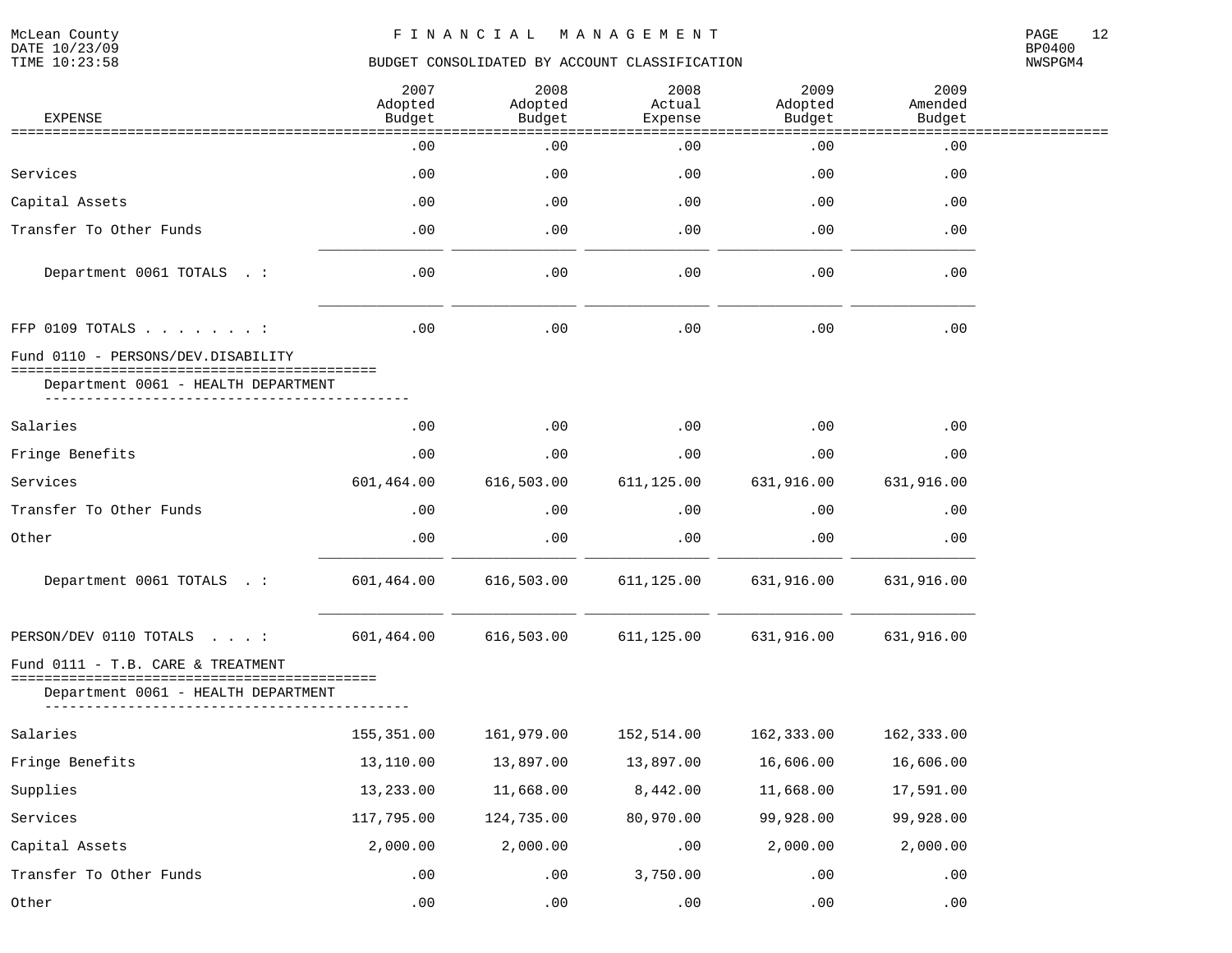McLean County
DATE 10/23/09
TIME 10:23:58

# FINANCIAL MANAGEMENT

## BUDGET CONSOLIDATED BY ACCOUNT CLASSIFICATION

BP0400
NWSPGM4

| EXPENSE | 2007 Adopted Budget | 2008 Adopted Budget | 2008 Actual Expense | 2009 Adopted Budget | 2009 Amended Budget |
|---|---|---|---|---|---|
| | .00 | .00 | .00 | .00 | .00 |
| Services | .00 | .00 | .00 | .00 | .00 |
| Capital Assets | .00 | .00 | .00 | .00 | .00 |
| Transfer To Other Funds | .00 | .00 | .00 | .00 | .00 |
| Department 0061 TOTALS . : | .00 | .00 | .00 | .00 | .00 |
| FFP 0109 TOTALS . . . . . . . . : | .00 | .00 | .00 | .00 | .00 |
| **Fund 0110 - PERSONS/DEV.DISABILITY** | | | | | |
| Department 0061 - HEALTH DEPARTMENT | | | | | |
| Salaries | .00 | .00 | .00 | .00 | .00 |
| Fringe Benefits | .00 | .00 | .00 | .00 | .00 |
| Services | 601,464.00 | 616,503.00 | 611,125.00 | 631,916.00 | 631,916.00 |
| Transfer To Other Funds | .00 | .00 | .00 | .00 | .00 |
| Other | .00 | .00 | .00 | .00 | .00 |
| Department 0061 TOTALS . : | 601,464.00 | 616,503.00 | 611,125.00 | 631,916.00 | 631,916.00 |
| PERSON/DEV 0110 TOTALS . . . : | 601,464.00 | 616,503.00 | 611,125.00 | 631,916.00 | 631,916.00 |
| **Fund 0111 - T.B. CARE & TREATMENT** | | | | | |
| Department 0061 - HEALTH DEPARTMENT | | | | | |
| Salaries | 155,351.00 | 161,979.00 | 152,514.00 | 162,333.00 | 162,333.00 |
| Fringe Benefits | 13,110.00 | 13,897.00 | 13,897.00 | 16,606.00 | 16,606.00 |
| Supplies | 13,233.00 | 11,668.00 | 8,442.00 | 11,668.00 | 17,591.00 |
| Services | 117,795.00 | 124,735.00 | 80,970.00 | 99,928.00 | 99,928.00 |
| Capital Assets | 2,000.00 | 2,000.00 | .00 | 2,000.00 | 2,000.00 |
| Transfer To Other Funds | .00 | .00 | 3,750.00 | .00 | .00 |
| Other | .00 | .00 | .00 | .00 | .00 |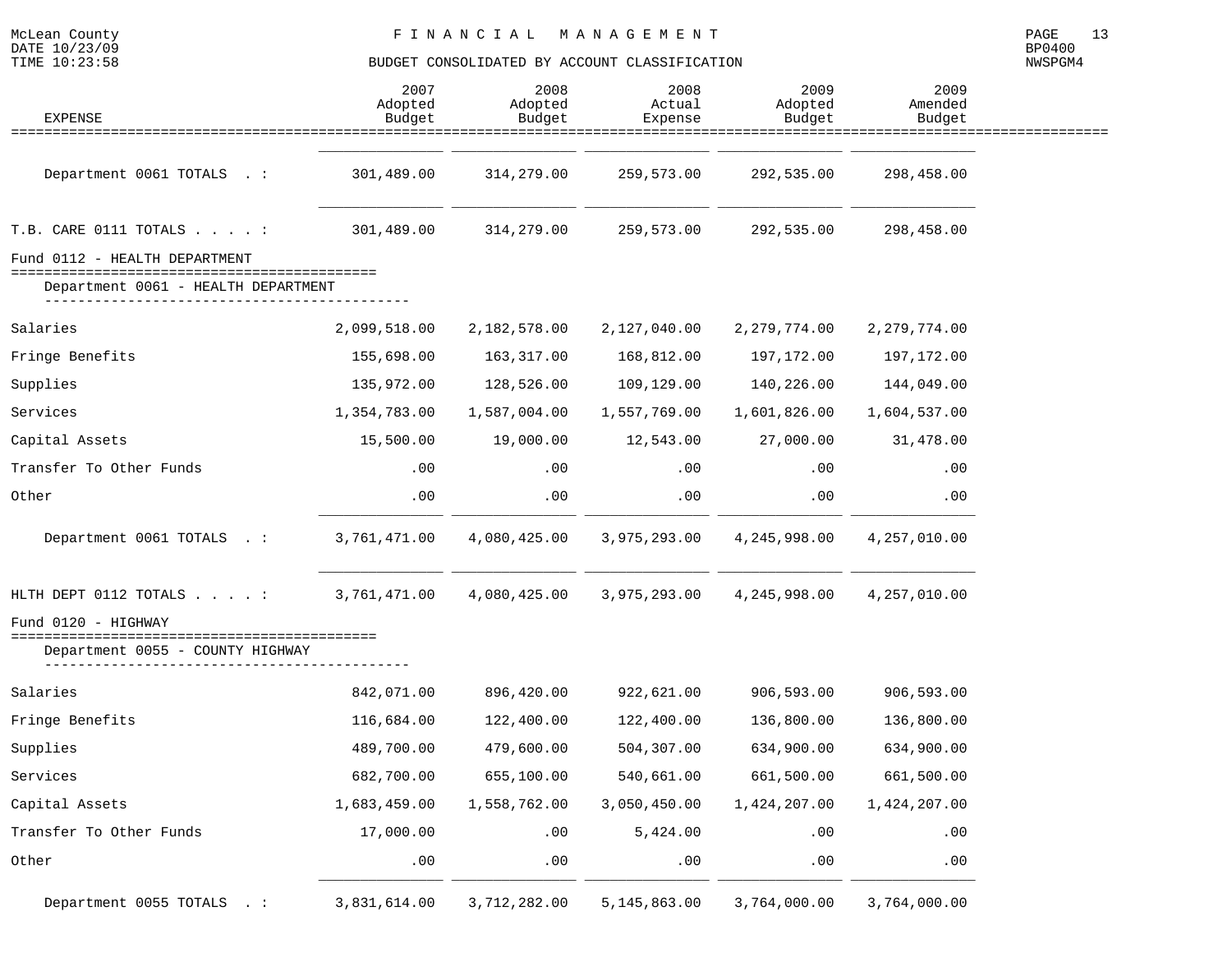# FINANCIAL MANAGEMENT

## BUDGET CONSOLIDATED BY ACCOUNT CLASSIFICATION

| EXPENSE | 2007 Adopted Budget | 2008 Adopted Budget | 2008 Actual Expense | 2009 Adopted Budget | 2009 Amended Budget |
|---|---|---|---|---|---|
| Department 0061 TOTALS . : | 301,489.00 | 314,279.00 | 259,573.00 | 292,535.00 | 298,458.00 |
| T.B. CARE 0111 TOTALS . . . . : | 301,489.00 | 314,279.00 | 259,573.00 | 292,535.00 | 298,458.00 |
| **Fund 0112 - HEALTH DEPARTMENT** | | | | | |
| Department 0061 - HEALTH DEPARTMENT | | | | | |
| Salaries | 2,099,518.00 | 2,182,578.00 | 2,127,040.00 | 2,279,774.00 | 2,279,774.00 |
| Fringe Benefits | 155,698.00 | 163,317.00 | 168,812.00 | 197,172.00 | 197,172.00 |
| Supplies | 135,972.00 | 128,526.00 | 109,129.00 | 140,226.00 | 144,049.00 |
| Services | 1,354,783.00 | 1,587,004.00 | 1,557,769.00 | 1,601,826.00 | 1,604,537.00 |
| Capital Assets | 15,500.00 | 19,000.00 | 12,543.00 | 27,000.00 | 31,478.00 |
| Transfer To Other Funds | .00 | .00 | .00 | .00 | .00 |
| Other | .00 | .00 | .00 | .00 | .00 |
| Department 0061 TOTALS . : | 3,761,471.00 | 4,080,425.00 | 3,975,293.00 | 4,245,998.00 | 4,257,010.00 |
| HLTH DEPT 0112 TOTALS . . . . : | 3,761,471.00 | 4,080,425.00 | 3,975,293.00 | 4,245,998.00 | 4,257,010.00 |
| **Fund 0120 - HIGHWAY** | | | | | |
| Department 0055 - COUNTY HIGHWAY | | | | | |
| Salaries | 842,071.00 | 896,420.00 | 922,621.00 | 906,593.00 | 906,593.00 |
| Fringe Benefits | 116,684.00 | 122,400.00 | 122,400.00 | 136,800.00 | 136,800.00 |
| Supplies | 489,700.00 | 479,600.00 | 504,307.00 | 634,900.00 | 634,900.00 |
| Services | 682,700.00 | 655,100.00 | 540,661.00 | 661,500.00 | 661,500.00 |
| Capital Assets | 1,683,459.00 | 1,558,762.00 | 3,050,450.00 | 1,424,207.00 | 1,424,207.00 |
| Transfer To Other Funds | 17,000.00 | .00 | 5,424.00 | .00 | .00 |
| Other | .00 | .00 | .00 | .00 | .00 |
| Department 0055 TOTALS . : | 3,831,614.00 | 3,712,282.00 | 5,145,863.00 | 3,764,000.00 | 3,764,000.00 |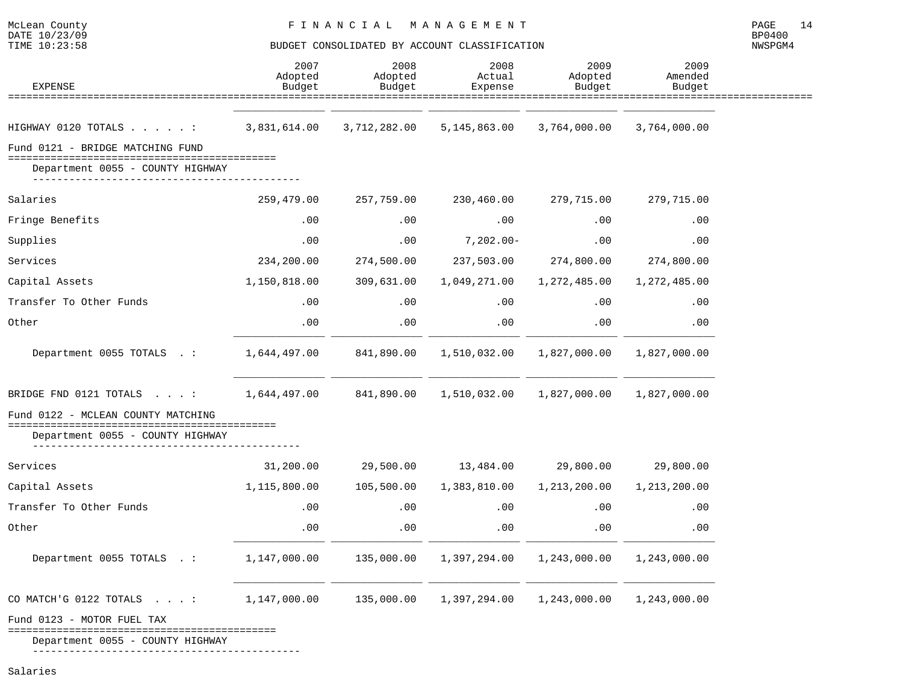# BUDGET CONSOLIDATED BY ACCOUNT CLASSIFICATION

| EXPENSE | 2007 Adopted Budget | 2008 Adopted Budget | 2008 Actual Expense | 2009 Adopted Budget | 2009 Amended Budget |
|---|---|---|---|---|---|
| HIGHWAY 0120 TOTALS . . . . . : | 3,831,614.00 | 3,712,282.00 | 5,145,863.00 | 3,764,000.00 | 3,764,000.00 |
| **Fund 0121 - BRIDGE MATCHING FUND** | | | | | |
| Department 0055 - COUNTY HIGHWAY | | | | | |
| Salaries | 259,479.00 | 257,759.00 | 230,460.00 | 279,715.00 | 279,715.00 |
| Fringe Benefits | .00 | .00 | .00 | .00 | .00 |
| Supplies | .00 | .00 | 7,202.00- | .00 | .00 |
| Services | 234,200.00 | 274,500.00 | 237,503.00 | 274,800.00 | 274,800.00 |
| Capital Assets | 1,150,818.00 | 309,631.00 | 1,049,271.00 | 1,272,485.00 | 1,272,485.00 |
| Transfer To Other Funds | .00 | .00 | .00 | .00 | .00 |
| Other | .00 | .00 | .00 | .00 | .00 |
| Department 0055 TOTALS . : | 1,644,497.00 | 841,890.00 | 1,510,032.00 | 1,827,000.00 | 1,827,000.00 |
| BRIDGE FND 0121 TOTALS . . . : | 1,644,497.00 | 841,890.00 | 1,510,032.00 | 1,827,000.00 | 1,827,000.00 |
| **Fund 0122 - MCLEAN COUNTY MATCHING** | | | | | |
| Department 0055 - COUNTY HIGHWAY | | | | | |
| Services | 31,200.00 | 29,500.00 | 13,484.00 | 29,800.00 | 29,800.00 |
| Capital Assets | 1,115,800.00 | 105,500.00 | 1,383,810.00 | 1,213,200.00 | 1,213,200.00 |
| Transfer To Other Funds | .00 | .00 | .00 | .00 | .00 |
| Other | .00 | .00 | .00 | .00 | .00 |
| Department 0055 TOTALS . : | 1,147,000.00 | 135,000.00 | 1,397,294.00 | 1,243,000.00 | 1,243,000.00 |
| CO MATCH'G 0122 TOTALS . . . : | 1,147,000.00 | 135,000.00 | 1,397,294.00 | 1,243,000.00 | 1,243,000.00 |
| **Fund 0123 - MOTOR FUEL TAX** | | | | | |
| Department 0055 - COUNTY HIGHWAY | | | | | |
| Salaries | | | | | |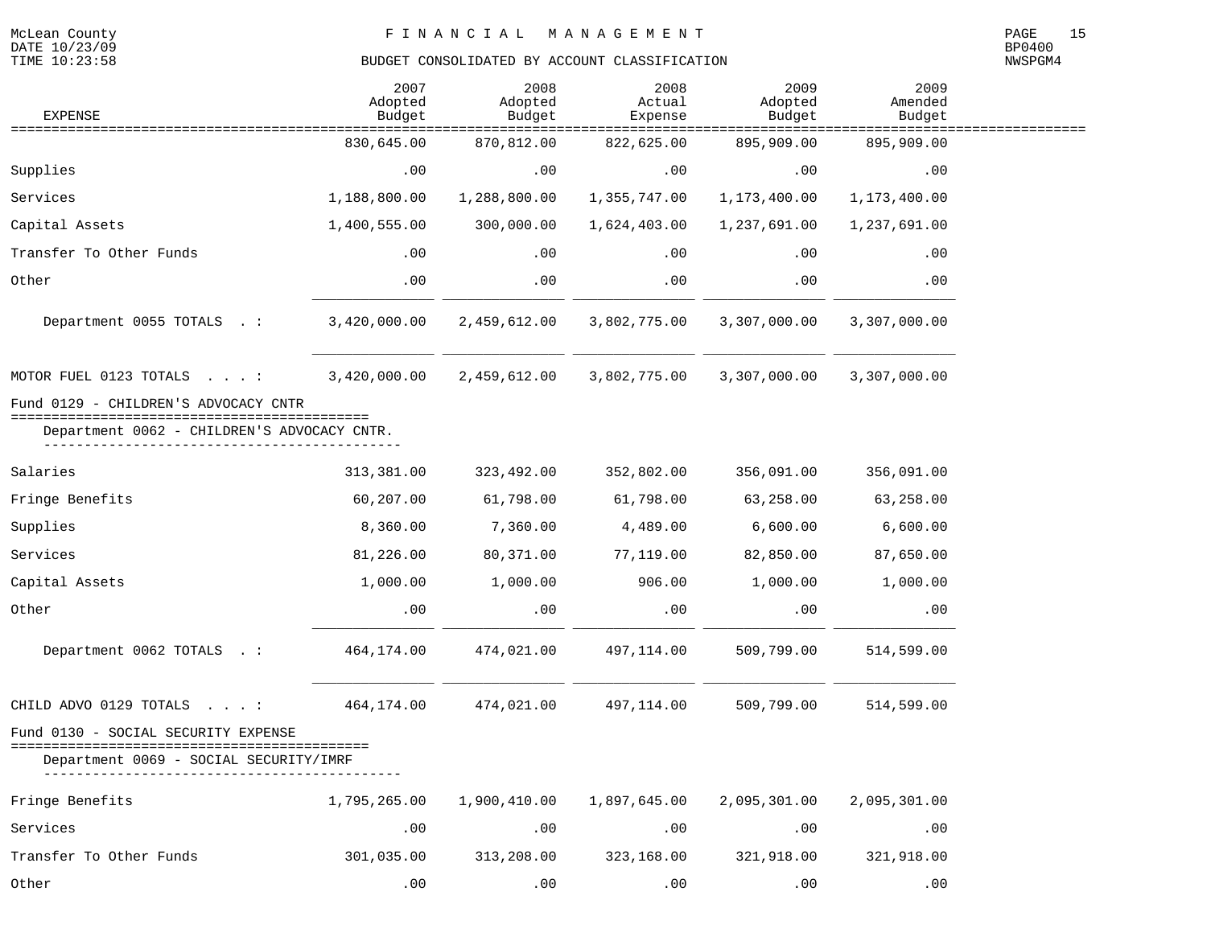McLean County
DATE 10/23/09
TIME 10:23:58

# FINANCIAL MANAGEMENT

## BUDGET CONSOLIDATED BY ACCOUNT CLASSIFICATION

BP0400
NWSPGM4

| EXPENSE | 2007 Adopted Budget | 2008 Adopted Budget | 2008 Actual Expense | 2009 Adopted Budget | 2009 Amended Budget |
|---|---|---|---|---|---|
| | 830,645.00 | 870,812.00 | 822,625.00 | 895,909.00 | 895,909.00 |
| Supplies | .00 | .00 | .00 | .00 | .00 |
| Services | 1,188,800.00 | 1,288,800.00 | 1,355,747.00 | 1,173,400.00 | 1,173,400.00 |
| Capital Assets | 1,400,555.00 | 300,000.00 | 1,624,403.00 | 1,237,691.00 | 1,237,691.00 |
| Transfer To Other Funds | .00 | .00 | .00 | .00 | .00 |
| Other | .00 | .00 | .00 | .00 | .00 |
| Department 0055 TOTALS . : | 3,420,000.00 | 2,459,612.00 | 3,802,775.00 | 3,307,000.00 | 3,307,000.00 |
| MOTOR FUEL 0123 TOTALS . . . : | 3,420,000.00 | 2,459,612.00 | 3,802,775.00 | 3,307,000.00 | 3,307,000.00 |
| **Fund 0129 - CHILDREN'S ADVOCACY CNTR** | | | | | |
| Department 0062 - CHILDREN'S ADVOCACY CNTR. | | | | | |
| Salaries | 313,381.00 | 323,492.00 | 352,802.00 | 356,091.00 | 356,091.00 |
| Fringe Benefits | 60,207.00 | 61,798.00 | 61,798.00 | 63,258.00 | 63,258.00 |
| Supplies | 8,360.00 | 7,360.00 | 4,489.00 | 6,600.00 | 6,600.00 |
| Services | 81,226.00 | 80,371.00 | 77,119.00 | 82,850.00 | 87,650.00 |
| Capital Assets | 1,000.00 | 1,000.00 | 906.00 | 1,000.00 | 1,000.00 |
| Other | .00 | .00 | .00 | .00 | .00 |
| Department 0062 TOTALS . : | 464,174.00 | 474,021.00 | 497,114.00 | 509,799.00 | 514,599.00 |
| CHILD ADVO 0129 TOTALS . . . : | 464,174.00 | 474,021.00 | 497,114.00 | 509,799.00 | 514,599.00 |
| **Fund 0130 - SOCIAL SECURITY EXPENSE** | | | | | |
| Department 0069 - SOCIAL SECURITY/IMRF | | | | | |
| Fringe Benefits | 1,795,265.00 | 1,900,410.00 | 1,897,645.00 | 2,095,301.00 | 2,095,301.00 |
| Services | .00 | .00 | .00 | .00 | .00 |
| Transfer To Other Funds | 301,035.00 | 313,208.00 | 323,168.00 | 321,918.00 | 321,918.00 |
| Other | .00 | .00 | .00 | .00 | .00 |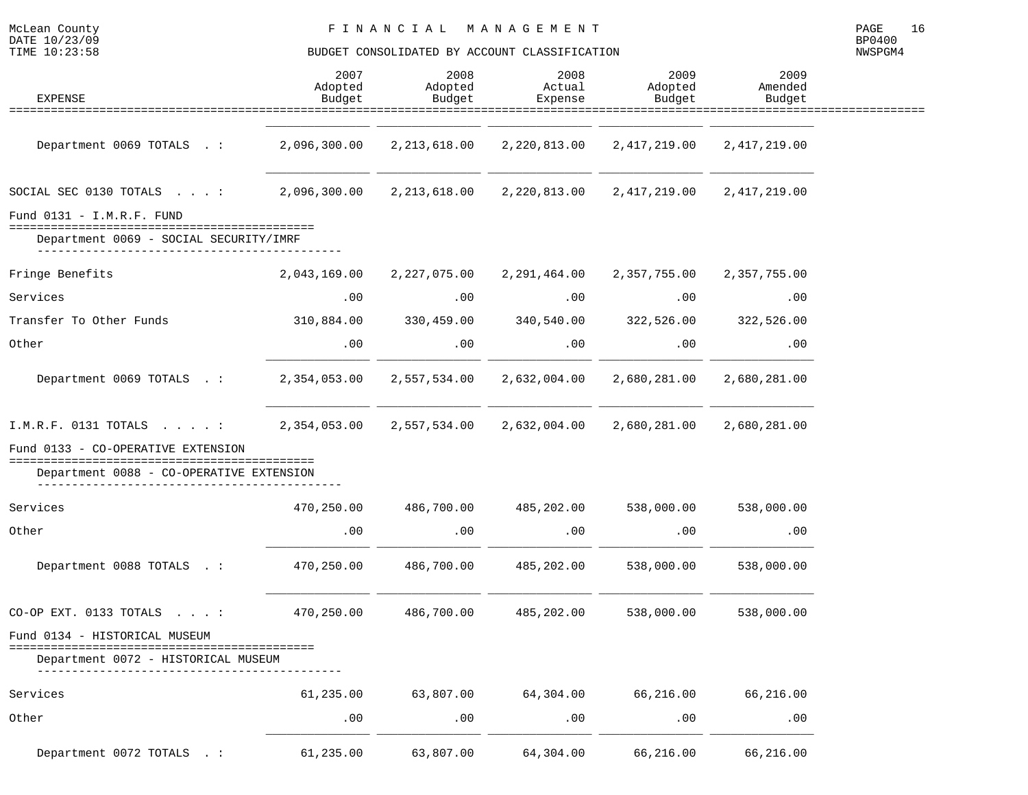McLean County — FINANCIAL MANAGEMENT

BUDGET CONSOLIDATED BY ACCOUNT CLASSIFICATION

| EXPENSE | 2007 Adopted Budget | 2008 Adopted Budget | 2008 Actual Expense | 2009 Adopted Budget | 2009 Amended Budget |
|---|---|---|---|---|---|
| Department 0069 TOTALS . : | 2,096,300.00 | 2,213,618.00 | 2,220,813.00 | 2,417,219.00 | 2,417,219.00 |
| SOCIAL SEC 0130 TOTALS . . . : | 2,096,300.00 | 2,213,618.00 | 2,220,813.00 | 2,417,219.00 | 2,417,219.00 |
| **Fund 0131 - I.M.R.F. FUND** | | | | | |
| Department 0069 - SOCIAL SECURITY/IMRF | | | | | |
| Fringe Benefits | 2,043,169.00 | 2,227,075.00 | 2,291,464.00 | 2,357,755.00 | 2,357,755.00 |
| Services | .00 | .00 | .00 | .00 | .00 |
| Transfer To Other Funds | 310,884.00 | 330,459.00 | 340,540.00 | 322,526.00 | 322,526.00 |
| Other | .00 | .00 | .00 | .00 | .00 |
| Department 0069 TOTALS . : | 2,354,053.00 | 2,557,534.00 | 2,632,004.00 | 2,680,281.00 | 2,680,281.00 |
| I.M.R.F. 0131 TOTALS . . . . : | 2,354,053.00 | 2,557,534.00 | 2,632,004.00 | 2,680,281.00 | 2,680,281.00 |
| **Fund 0133 - CO-OPERATIVE EXTENSION** | | | | | |
| Department 0088 - CO-OPERATIVE EXTENSION | | | | | |
| Services | 470,250.00 | 486,700.00 | 485,202.00 | 538,000.00 | 538,000.00 |
| Other | .00 | .00 | .00 | .00 | .00 |
| Department 0088 TOTALS . : | 470,250.00 | 486,700.00 | 485,202.00 | 538,000.00 | 538,000.00 |
| CO-OP EXT. 0133 TOTALS . . . : | 470,250.00 | 486,700.00 | 485,202.00 | 538,000.00 | 538,000.00 |
| **Fund 0134 - HISTORICAL MUSEUM** | | | | | |
| Department 0072 - HISTORICAL MUSEUM | | | | | |
| Services | 61,235.00 | 63,807.00 | 64,304.00 | 66,216.00 | 66,216.00 |
| Other | .00 | .00 | .00 | .00 | .00 |
| Department 0072 TOTALS . : | 61,235.00 | 63,807.00 | 64,304.00 | 66,216.00 | 66,216.00 |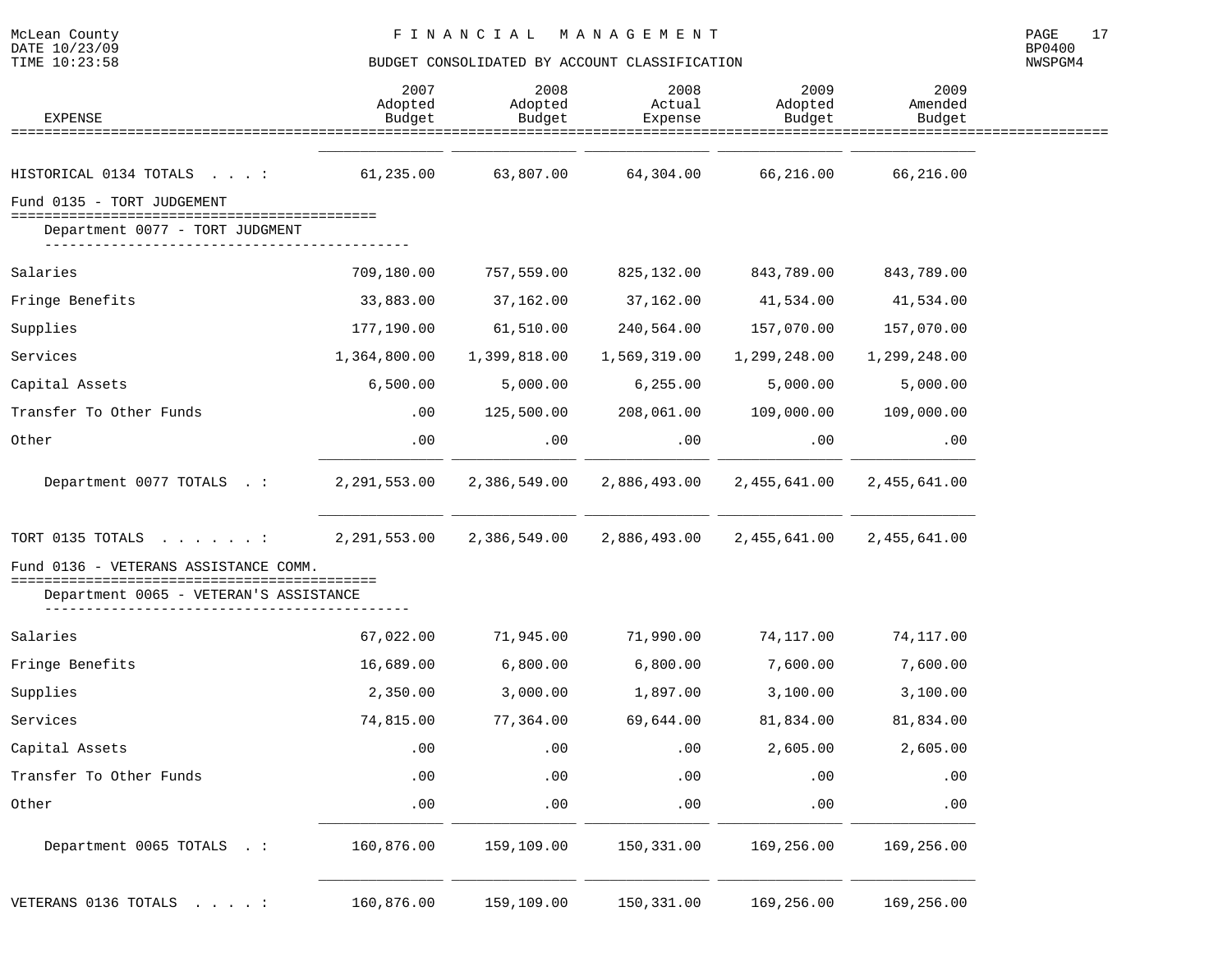| EXPENSE | 2007 Adopted Budget | 2008 Adopted Budget | 2008 Actual Expense | 2009 Adopted Budget | 2009 Amended Budget |
|---|---|---|---|---|---|
| HISTORICAL 0134 TOTALS . . . : | 61,235.00 | 63,807.00 | 64,304.00 | 66,216.00 | 66,216.00 |
| **Fund 0135 - TORT JUDGEMENT** | | | | | |
| Department 0077 - TORT JUDGMENT | | | | | |
| Salaries | 709,180.00 | 757,559.00 | 825,132.00 | 843,789.00 | 843,789.00 |
| Fringe Benefits | 33,883.00 | 37,162.00 | 37,162.00 | 41,534.00 | 41,534.00 |
| Supplies | 177,190.00 | 61,510.00 | 240,564.00 | 157,070.00 | 157,070.00 |
| Services | 1,364,800.00 | 1,399,818.00 | 1,569,319.00 | 1,299,248.00 | 1,299,248.00 |
| Capital Assets | 6,500.00 | 5,000.00 | 6,255.00 | 5,000.00 | 5,000.00 |
| Transfer To Other Funds | .00 | 125,500.00 | 208,061.00 | 109,000.00 | 109,000.00 |
| Other | .00 | .00 | .00 | .00 | .00 |
| Department 0077 TOTALS . : | 2,291,553.00 | 2,386,549.00 | 2,886,493.00 | 2,455,641.00 | 2,455,641.00 |
| TORT 0135 TOTALS . . . . . . : | 2,291,553.00 | 2,386,549.00 | 2,886,493.00 | 2,455,641.00 | 2,455,641.00 |
| **Fund 0136 - VETERANS ASSISTANCE COMM.** | | | | | |
| Department 0065 - VETERAN'S ASSISTANCE | | | | | |
| Salaries | 67,022.00 | 71,945.00 | 71,990.00 | 74,117.00 | 74,117.00 |
| Fringe Benefits | 16,689.00 | 6,800.00 | 6,800.00 | 7,600.00 | 7,600.00 |
| Supplies | 2,350.00 | 3,000.00 | 1,897.00 | 3,100.00 | 3,100.00 |
| Services | 74,815.00 | 77,364.00 | 69,644.00 | 81,834.00 | 81,834.00 |
| Capital Assets | .00 | .00 | .00 | 2,605.00 | 2,605.00 |
| Transfer To Other Funds | .00 | .00 | .00 | .00 | .00 |
| Other | .00 | .00 | .00 | .00 | .00 |
| Department 0065 TOTALS . : | 160,876.00 | 159,109.00 | 150,331.00 | 169,256.00 | 169,256.00 |
| VETERANS 0136 TOTALS . . . . : | 160,876.00 | 159,109.00 | 150,331.00 | 169,256.00 | 169,256.00 |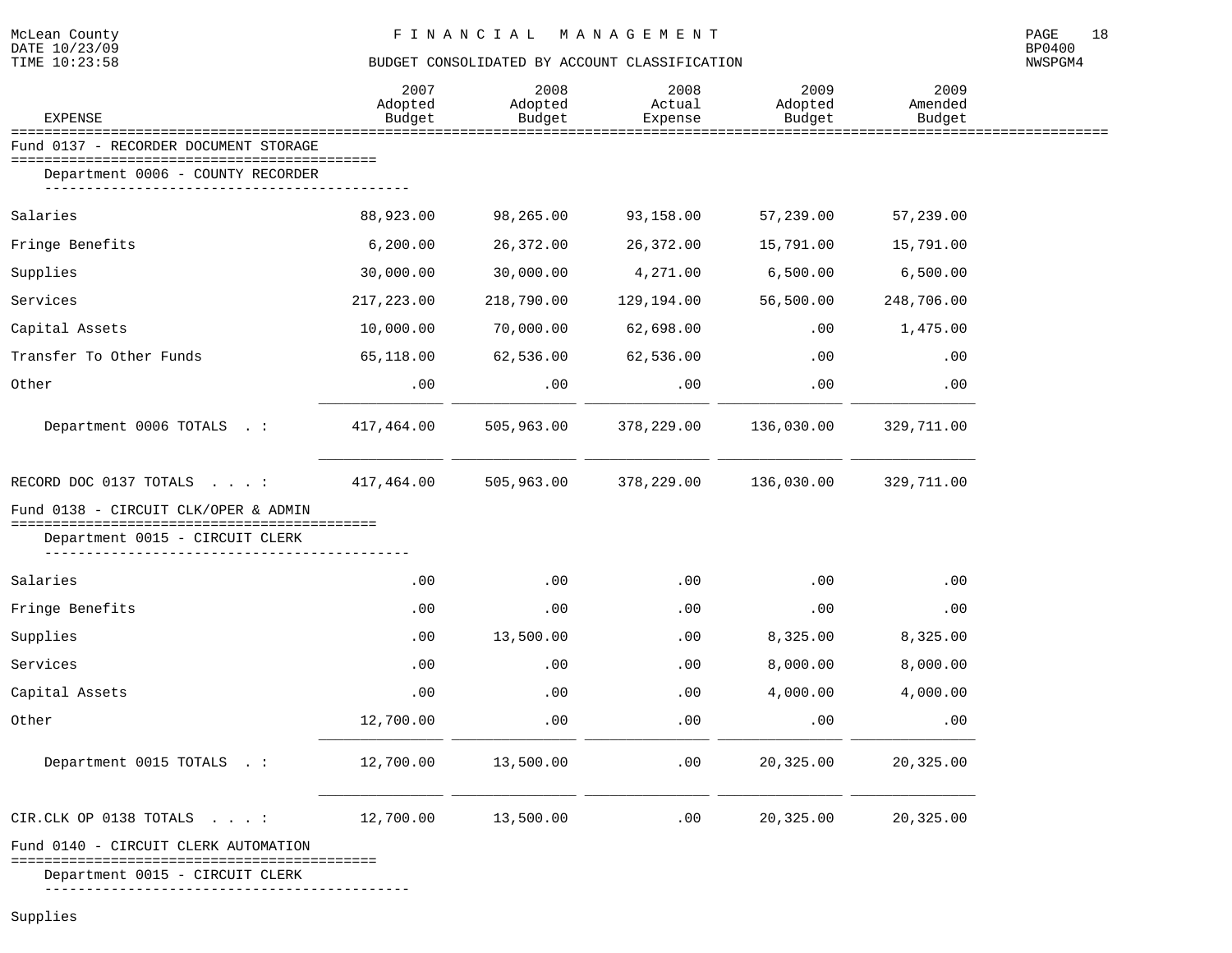McLean County
DATE 10/23/09
TIME 10:23:58

# FINANCIAL MANAGEMENT

## BUDGET CONSOLIDATED BY ACCOUNT CLASSIFICATION

BP0400
NWSPGM4

| EXPENSE | 2007 Adopted Budget | 2008 Adopted Budget | 2008 Actual Expense | 2009 Adopted Budget | 2009 Amended Budget |
|---|---|---|---|---|---|
| **Fund 0137 - RECORDER DOCUMENT STORAGE** | | | | | |
| Department 0006 - COUNTY RECORDER | | | | | |
| Salaries | 88,923.00 | 98,265.00 | 93,158.00 | 57,239.00 | 57,239.00 |
| Fringe Benefits | 6,200.00 | 26,372.00 | 26,372.00 | 15,791.00 | 15,791.00 |
| Supplies | 30,000.00 | 30,000.00 | 4,271.00 | 6,500.00 | 6,500.00 |
| Services | 217,223.00 | 218,790.00 | 129,194.00 | 56,500.00 | 248,706.00 |
| Capital Assets | 10,000.00 | 70,000.00 | 62,698.00 | .00 | 1,475.00 |
| Transfer To Other Funds | 65,118.00 | 62,536.00 | 62,536.00 | .00 | .00 |
| Other | .00 | .00 | .00 | .00 | .00 |
| Department 0006 TOTALS . : | 417,464.00 | 505,963.00 | 378,229.00 | 136,030.00 | 329,711.00 |
| RECORD DOC 0137 TOTALS . . . : | 417,464.00 | 505,963.00 | 378,229.00 | 136,030.00 | 329,711.00 |
| **Fund 0138 - CIRCUIT CLK/OPER & ADMIN** | | | | | |
| Department 0015 - CIRCUIT CLERK | | | | | |
| Salaries | .00 | .00 | .00 | .00 | .00 |
| Fringe Benefits | .00 | .00 | .00 | .00 | .00 |
| Supplies | .00 | 13,500.00 | .00 | 8,325.00 | 8,325.00 |
| Services | .00 | .00 | .00 | 8,000.00 | 8,000.00 |
| Capital Assets | .00 | .00 | .00 | 4,000.00 | 4,000.00 |
| Other | 12,700.00 | .00 | .00 | .00 | .00 |
| Department 0015 TOTALS . : | 12,700.00 | 13,500.00 | .00 | 20,325.00 | 20,325.00 |
| CIR.CLK OP 0138 TOTALS . . . : | 12,700.00 | 13,500.00 | .00 | 20,325.00 | 20,325.00 |
| **Fund 0140 - CIRCUIT CLERK AUTOMATION** | | | | | |
| Department 0015 - CIRCUIT CLERK | | | | | |
| Supplies | | | | | |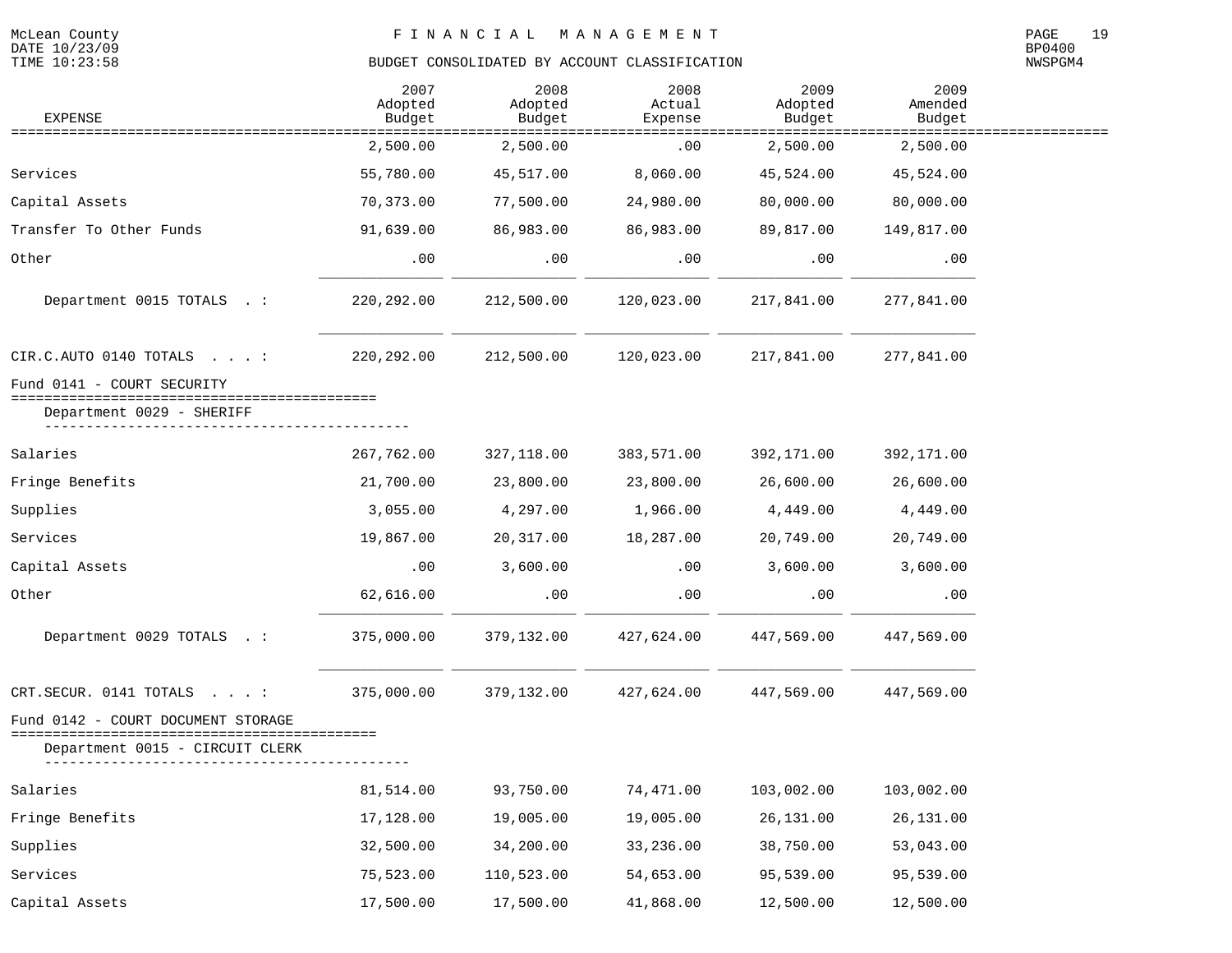**BUDGET CONSOLIDATED BY ACCOUNT CLASSIFICATION**

| EXPENSE | 2007 Adopted Budget | 2008 Adopted Budget | 2008 Actual Expense | 2009 Adopted Budget | 2009 Amended Budget |
|---|---|---|---|---|---|
| | 2,500.00 | 2,500.00 | .00 | 2,500.00 | 2,500.00 |
| Services | 55,780.00 | 45,517.00 | 8,060.00 | 45,524.00 | 45,524.00 |
| Capital Assets | 70,373.00 | 77,500.00 | 24,980.00 | 80,000.00 | 80,000.00 |
| Transfer To Other Funds | 91,639.00 | 86,983.00 | 86,983.00 | 89,817.00 | 149,817.00 |
| Other | .00 | .00 | .00 | .00 | .00 |
| Department 0015 TOTALS . : | 220,292.00 | 212,500.00 | 120,023.00 | 217,841.00 | 277,841.00 |
| CIR.C.AUTO 0140 TOTALS . . . : | 220,292.00 | 212,500.00 | 120,023.00 | 217,841.00 | 277,841.00 |

**Fund 0141 - COURT SECURITY**

Department 0029 - SHERIFF

| EXPENSE | 2007 Adopted Budget | 2008 Adopted Budget | 2008 Actual Expense | 2009 Adopted Budget | 2009 Amended Budget |
|---|---|---|---|---|---|
| Salaries | 267,762.00 | 327,118.00 | 383,571.00 | 392,171.00 | 392,171.00 |
| Fringe Benefits | 21,700.00 | 23,800.00 | 23,800.00 | 26,600.00 | 26,600.00 |
| Supplies | 3,055.00 | 4,297.00 | 1,966.00 | 4,449.00 | 4,449.00 |
| Services | 19,867.00 | 20,317.00 | 18,287.00 | 20,749.00 | 20,749.00 |
| Capital Assets | .00 | 3,600.00 | .00 | 3,600.00 | 3,600.00 |
| Other | 62,616.00 | .00 | .00 | .00 | .00 |
| Department 0029 TOTALS . : | 375,000.00 | 379,132.00 | 427,624.00 | 447,569.00 | 447,569.00 |
| CRT.SECUR. 0141 TOTALS . . . : | 375,000.00 | 379,132.00 | 427,624.00 | 447,569.00 | 447,569.00 |

**Fund 0142 - COURT DOCUMENT STORAGE**

Department 0015 - CIRCUIT CLERK

| EXPENSE | 2007 Adopted Budget | 2008 Adopted Budget | 2008 Actual Expense | 2009 Adopted Budget | 2009 Amended Budget |
|---|---|---|---|---|---|
| Salaries | 81,514.00 | 93,750.00 | 74,471.00 | 103,002.00 | 103,002.00 |
| Fringe Benefits | 17,128.00 | 19,005.00 | 19,005.00 | 26,131.00 | 26,131.00 |
| Supplies | 32,500.00 | 34,200.00 | 33,236.00 | 38,750.00 | 53,043.00 |
| Services | 75,523.00 | 110,523.00 | 54,653.00 | 95,539.00 | 95,539.00 |
| Capital Assets | 17,500.00 | 17,500.00 | 41,868.00 | 12,500.00 | 12,500.00 |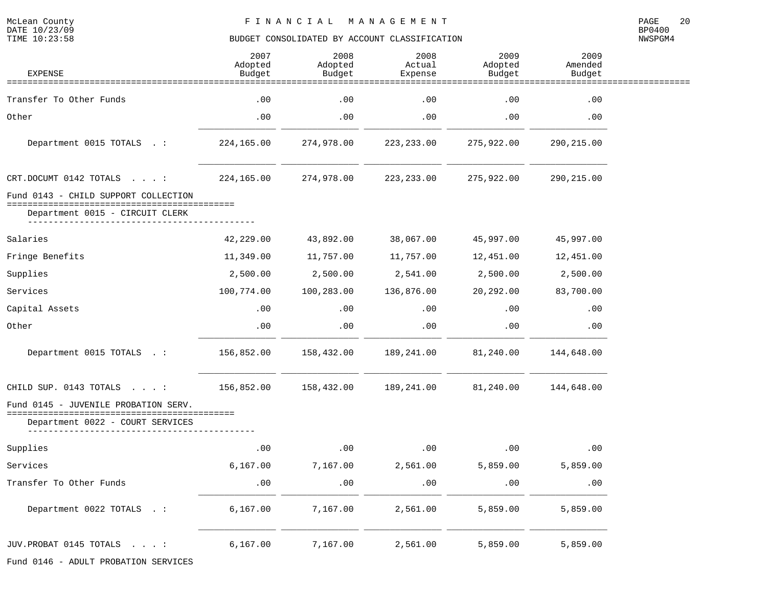| EXPENSE | 2007 Adopted Budget | 2008 Adopted Budget | 2008 Actual Expense | 2009 Adopted Budget | 2009 Amended Budget |
|---|---|---|---|---|---|
| Transfer To Other Funds | .00 | .00 | .00 | .00 | .00 |
| Other | .00 | .00 | .00 | .00 | .00 |
| Department 0015 TOTALS . : | 224,165.00 | 274,978.00 | 223,233.00 | 275,922.00 | 290,215.00 |
| CRT.DOCUMT 0142 TOTALS . . . : | 224,165.00 | 274,978.00 | 223,233.00 | 275,922.00 | 290,215.00 |
| **Fund 0143 - CHILD SUPPORT COLLECTION** | | | | | |
| Department 0015 - CIRCUIT CLERK | | | | | |
| Salaries | 42,229.00 | 43,892.00 | 38,067.00 | 45,997.00 | 45,997.00 |
| Fringe Benefits | 11,349.00 | 11,757.00 | 11,757.00 | 12,451.00 | 12,451.00 |
| Supplies | 2,500.00 | 2,500.00 | 2,541.00 | 2,500.00 | 2,500.00 |
| Services | 100,774.00 | 100,283.00 | 136,876.00 | 20,292.00 | 83,700.00 |
| Capital Assets | .00 | .00 | .00 | .00 | .00 |
| Other | .00 | .00 | .00 | .00 | .00 |
| Department 0015 TOTALS . : | 156,852.00 | 158,432.00 | 189,241.00 | 81,240.00 | 144,648.00 |
| CHILD SUP. 0143 TOTALS . . . : | 156,852.00 | 158,432.00 | 189,241.00 | 81,240.00 | 144,648.00 |
| **Fund 0145 - JUVENILE PROBATION SERV.** | | | | | |
| Department 0022 - COURT SERVICES | | | | | |
| Supplies | .00 | .00 | .00 | .00 | .00 |
| Services | 6,167.00 | 7,167.00 | 2,561.00 | 5,859.00 | 5,859.00 |
| Transfer To Other Funds | .00 | .00 | .00 | .00 | .00 |
| Department 0022 TOTALS . : | 6,167.00 | 7,167.00 | 2,561.00 | 5,859.00 | 5,859.00 |
| JUV.PROBAT 0145 TOTALS . . . : | 6,167.00 | 7,167.00 | 2,561.00 | 5,859.00 | 5,859.00 |

Fund 0146 - ADULT PROBATION SERVICES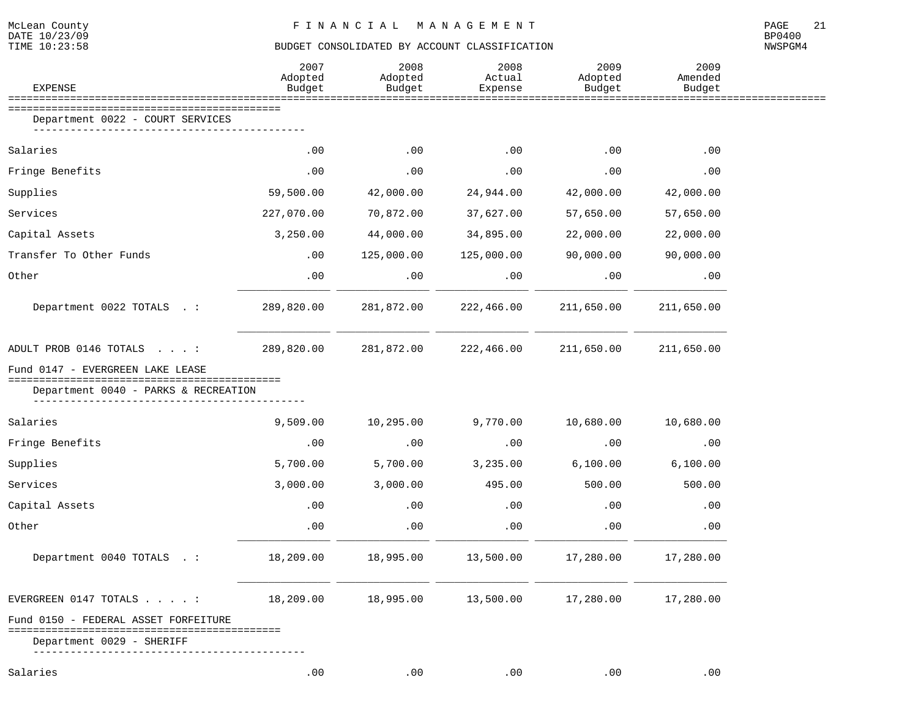# BUDGET CONSOLIDATED BY ACCOUNT CLASSIFICATION

| EXPENSE | 2007 Adopted Budget | 2008 Adopted Budget | 2008 Actual Expense | 2009 Adopted Budget | 2009 Amended Budget |
|---|---|---|---|---|---|
| **Department 0022 - COURT SERVICES** | | | | | |
| Salaries | .00 | .00 | .00 | .00 | .00 |
| Fringe Benefits | .00 | .00 | .00 | .00 | .00 |
| Supplies | 59,500.00 | 42,000.00 | 24,944.00 | 42,000.00 | 42,000.00 |
| Services | 227,070.00 | 70,872.00 | 37,627.00 | 57,650.00 | 57,650.00 |
| Capital Assets | 3,250.00 | 44,000.00 | 34,895.00 | 22,000.00 | 22,000.00 |
| Transfer To Other Funds | .00 | 125,000.00 | 125,000.00 | 90,000.00 | 90,000.00 |
| Other | .00 | .00 | .00 | .00 | .00 |
| Department 0022 TOTALS . : | 289,820.00 | 281,872.00 | 222,466.00 | 211,650.00 | 211,650.00 |
| ADULT PROB 0146 TOTALS . . . : | 289,820.00 | 281,872.00 | 222,466.00 | 211,650.00 | 211,650.00 |
| **Fund 0147 - EVERGREEN LAKE LEASE** | | | | | |
| **Department 0040 - PARKS & RECREATION** | | | | | |
| Salaries | 9,509.00 | 10,295.00 | 9,770.00 | 10,680.00 | 10,680.00 |
| Fringe Benefits | .00 | .00 | .00 | .00 | .00 |
| Supplies | 5,700.00 | 5,700.00 | 3,235.00 | 6,100.00 | 6,100.00 |
| Services | 3,000.00 | 3,000.00 | 495.00 | 500.00 | 500.00 |
| Capital Assets | .00 | .00 | .00 | .00 | .00 |
| Other | .00 | .00 | .00 | .00 | .00 |
| Department 0040 TOTALS . : | 18,209.00 | 18,995.00 | 13,500.00 | 17,280.00 | 17,280.00 |
| EVERGREEN 0147 TOTALS . . . . : | 18,209.00 | 18,995.00 | 13,500.00 | 17,280.00 | 17,280.00 |
| **Fund 0150 - FEDERAL ASSET FORFEITURE** | | | | | |
| **Department 0029 - SHERIFF** | | | | | |
| Salaries | .00 | .00 | .00 | .00 | .00 |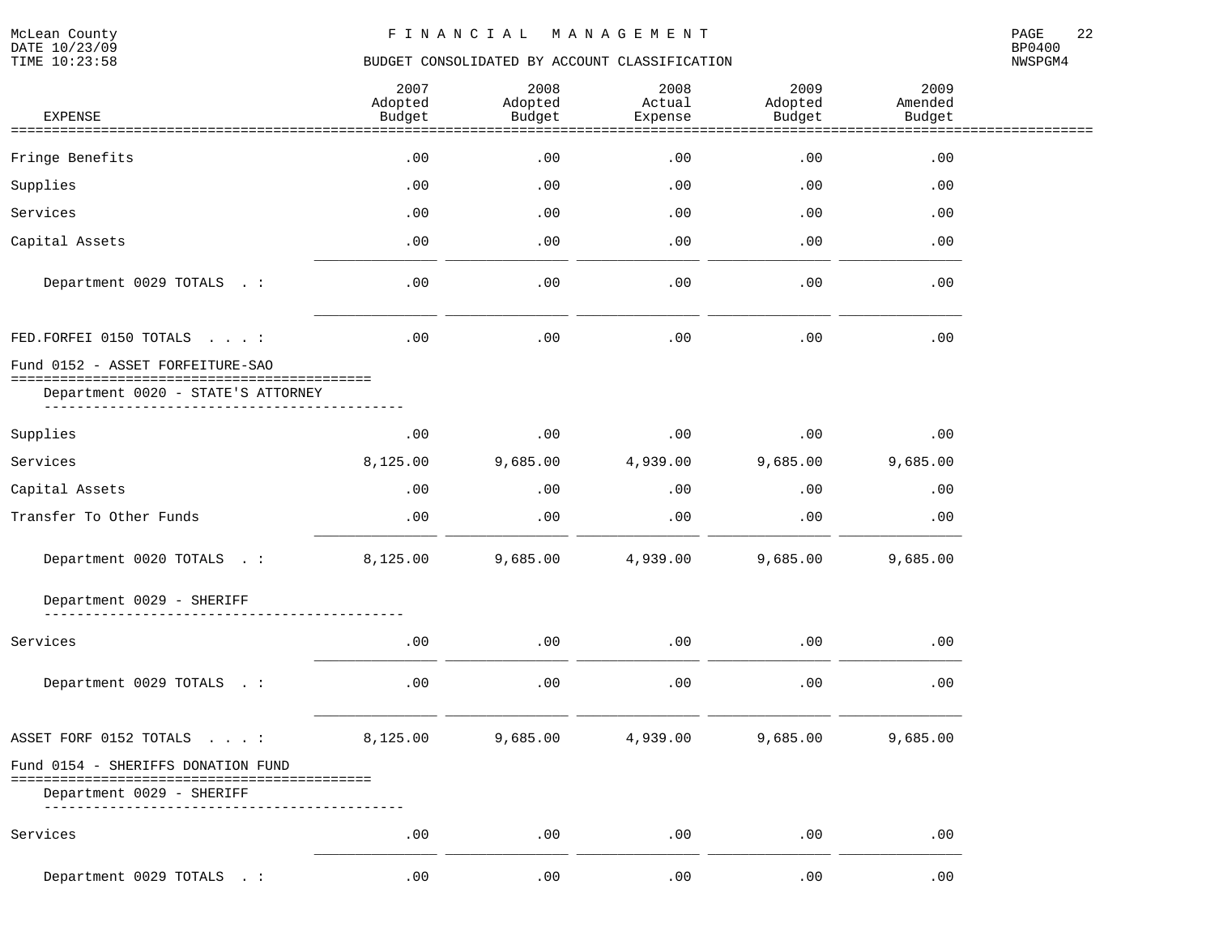BUDGET CONSOLIDATED BY ACCOUNT CLASSIFICATION

| EXPENSE | 2007 Adopted Budget | 2008 Adopted Budget | 2008 Actual Expense | 2009 Adopted Budget | 2009 Amended Budget |
|---|---|---|---|---|---|
| Fringe Benefits | .00 | .00 | .00 | .00 | .00 |
| Supplies | .00 | .00 | .00 | .00 | .00 |
| Services | .00 | .00 | .00 | .00 | .00 |
| Capital Assets | .00 | .00 | .00 | .00 | .00 |
| Department 0029 TOTALS . : | .00 | .00 | .00 | .00 | .00 |
| FED.FORFEI 0150 TOTALS . . . : | .00 | .00 | .00 | .00 | .00 |
| **Fund 0152 - ASSET FORFEITURE-SAO** | | | | | |
| Department 0020 - STATE'S ATTORNEY | | | | | |
| Supplies | .00 | .00 | .00 | .00 | .00 |
| Services | 8,125.00 | 9,685.00 | 4,939.00 | 9,685.00 | 9,685.00 |
| Capital Assets | .00 | .00 | .00 | .00 | .00 |
| Transfer To Other Funds | .00 | .00 | .00 | .00 | .00 |
| Department 0020 TOTALS . : | 8,125.00 | 9,685.00 | 4,939.00 | 9,685.00 | 9,685.00 |
| Department 0029 - SHERIFF | | | | | |
| Services | .00 | .00 | .00 | .00 | .00 |
| Department 0029 TOTALS . : | .00 | .00 | .00 | .00 | .00 |
| ASSET FORF 0152 TOTALS . . . : | 8,125.00 | 9,685.00 | 4,939.00 | 9,685.00 | 9,685.00 |
| **Fund 0154 - SHERIFFS DONATION FUND** | | | | | |
| Department 0029 - SHERIFF | | | | | |
| Services | .00 | .00 | .00 | .00 | .00 |
| Department 0029 TOTALS . : | .00 | .00 | .00 | .00 | .00 |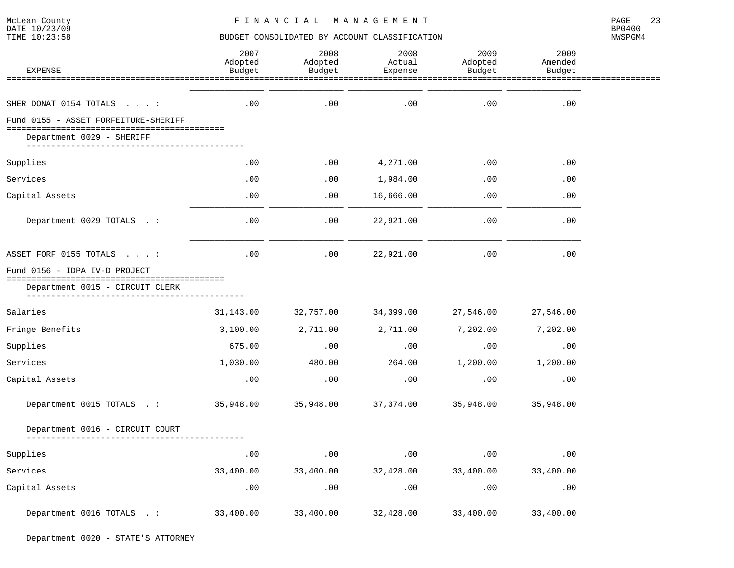## BUDGET CONSOLIDATED BY ACCOUNT CLASSIFICATION

| EXPENSE | 2007 Adopted Budget | 2008 Adopted Budget | 2008 Actual Expense | 2009 Adopted Budget | 2009 Amended Budget |
|---|---|---|---|---|---|
| SHER DONAT 0154 TOTALS . . . : | .00 | .00 | .00 | .00 | .00 |
| **Fund 0155 - ASSET FORFEITURE-SHERIFF** | | | | | |
| Department 0029 - SHERIFF | | | | | |
| Supplies | .00 | .00 | 4,271.00 | .00 | .00 |
| Services | .00 | .00 | 1,984.00 | .00 | .00 |
| Capital Assets | .00 | .00 | 16,666.00 | .00 | .00 |
| Department 0029 TOTALS . : | .00 | .00 | 22,921.00 | .00 | .00 |
| ASSET FORF 0155 TOTALS . . . : | .00 | .00 | 22,921.00 | .00 | .00 |
| **Fund 0156 - IDPA IV-D PROJECT** | | | | | |
| Department 0015 - CIRCUIT CLERK | | | | | |
| Salaries | 31,143.00 | 32,757.00 | 34,399.00 | 27,546.00 | 27,546.00 |
| Fringe Benefits | 3,100.00 | 2,711.00 | 2,711.00 | 7,202.00 | 7,202.00 |
| Supplies | 675.00 | .00 | .00 | .00 | .00 |
| Services | 1,030.00 | 480.00 | 264.00 | 1,200.00 | 1,200.00 |
| Capital Assets | .00 | .00 | .00 | .00 | .00 |
| Department 0015 TOTALS . : | 35,948.00 | 35,948.00 | 37,374.00 | 35,948.00 | 35,948.00 |
| Department 0016 - CIRCUIT COURT | | | | | |
| Supplies | .00 | .00 | .00 | .00 | .00 |
| Services | 33,400.00 | 33,400.00 | 32,428.00 | 33,400.00 | 33,400.00 |
| Capital Assets | .00 | .00 | .00 | .00 | .00 |
| Department 0016 TOTALS . : | 33,400.00 | 33,400.00 | 32,428.00 | 33,400.00 | 33,400.00 |
| Department 0020 - STATE'S ATTORNEY | | | | | |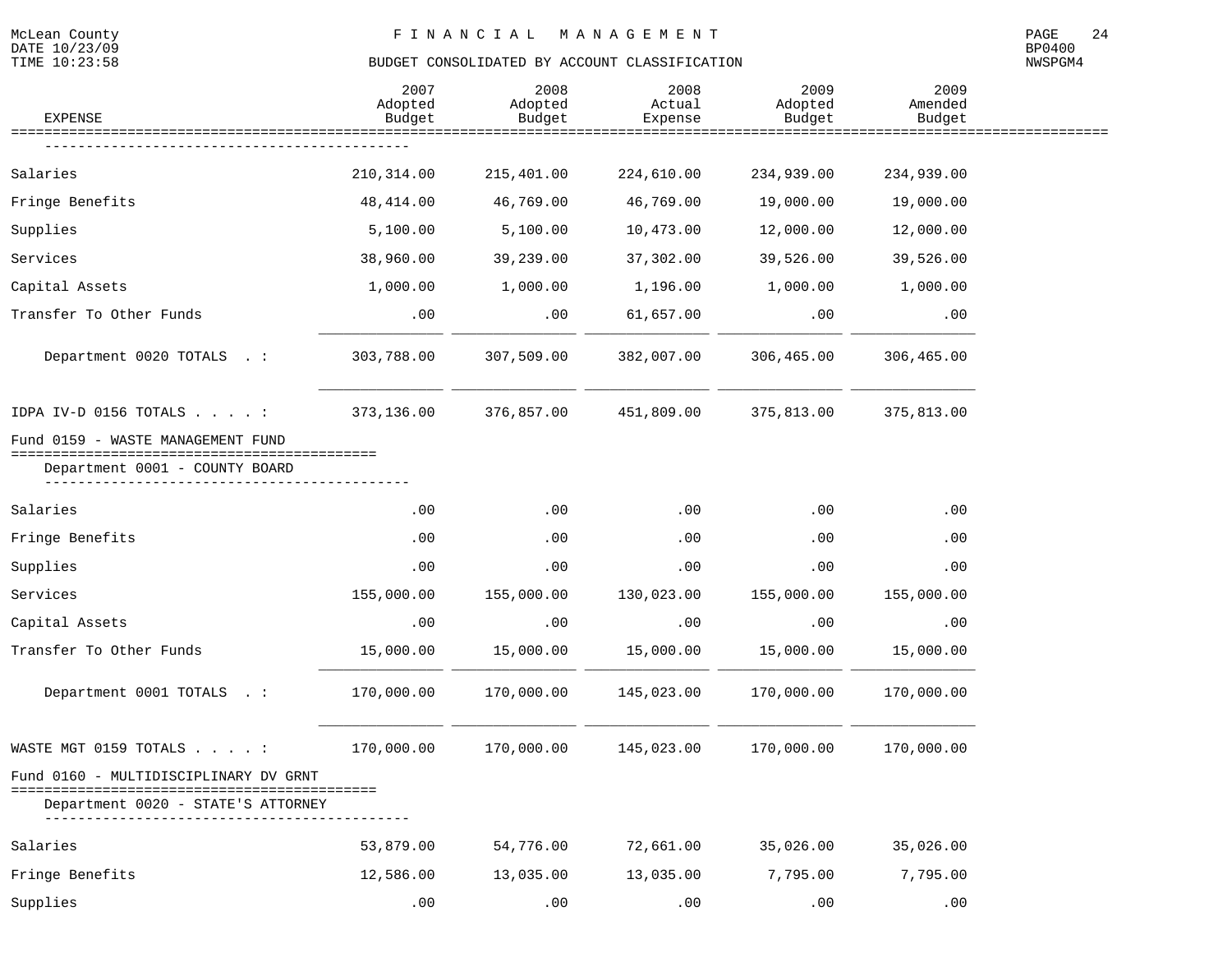## BUDGET CONSOLIDATED BY ACCOUNT CLASSIFICATION

| EXPENSE | 2007 Adopted Budget | 2008 Adopted Budget | 2008 Actual Expense | 2009 Adopted Budget | 2009 Amended Budget |
|---|---|---|---|---|---|
| Salaries | 210,314.00 | 215,401.00 | 224,610.00 | 234,939.00 | 234,939.00 |
| Fringe Benefits | 48,414.00 | 46,769.00 | 46,769.00 | 19,000.00 | 19,000.00 |
| Supplies | 5,100.00 | 5,100.00 | 10,473.00 | 12,000.00 | 12,000.00 |
| Services | 38,960.00 | 39,239.00 | 37,302.00 | 39,526.00 | 39,526.00 |
| Capital Assets | 1,000.00 | 1,000.00 | 1,196.00 | 1,000.00 | 1,000.00 |
| Transfer To Other Funds | .00 | .00 | 61,657.00 | .00 | .00 |
| Department 0020 TOTALS . : | 303,788.00 | 307,509.00 | 382,007.00 | 306,465.00 | 306,465.00 |
| IDPA IV-D 0156 TOTALS . . . . : | 373,136.00 | 376,857.00 | 451,809.00 | 375,813.00 | 375,813.00 |
| **Fund 0159 - WASTE MANAGEMENT FUND** | | | | | |
| Department 0001 - COUNTY BOARD | | | | | |
| Salaries | .00 | .00 | .00 | .00 | .00 |
| Fringe Benefits | .00 | .00 | .00 | .00 | .00 |
| Supplies | .00 | .00 | .00 | .00 | .00 |
| Services | 155,000.00 | 155,000.00 | 130,023.00 | 155,000.00 | 155,000.00 |
| Capital Assets | .00 | .00 | .00 | .00 | .00 |
| Transfer To Other Funds | 15,000.00 | 15,000.00 | 15,000.00 | 15,000.00 | 15,000.00 |
| Department 0001 TOTALS . : | 170,000.00 | 170,000.00 | 145,023.00 | 170,000.00 | 170,000.00 |
| WASTE MGT 0159 TOTALS . . . . : | 170,000.00 | 170,000.00 | 145,023.00 | 170,000.00 | 170,000.00 |
| **Fund 0160 - MULTIDISCIPLINARY DV GRNT** | | | | | |
| Department 0020 - STATE'S ATTORNEY | | | | | |
| Salaries | 53,879.00 | 54,776.00 | 72,661.00 | 35,026.00 | 35,026.00 |
| Fringe Benefits | 12,586.00 | 13,035.00 | 13,035.00 | 7,795.00 | 7,795.00 |
| Supplies | .00 | .00 | .00 | .00 | .00 |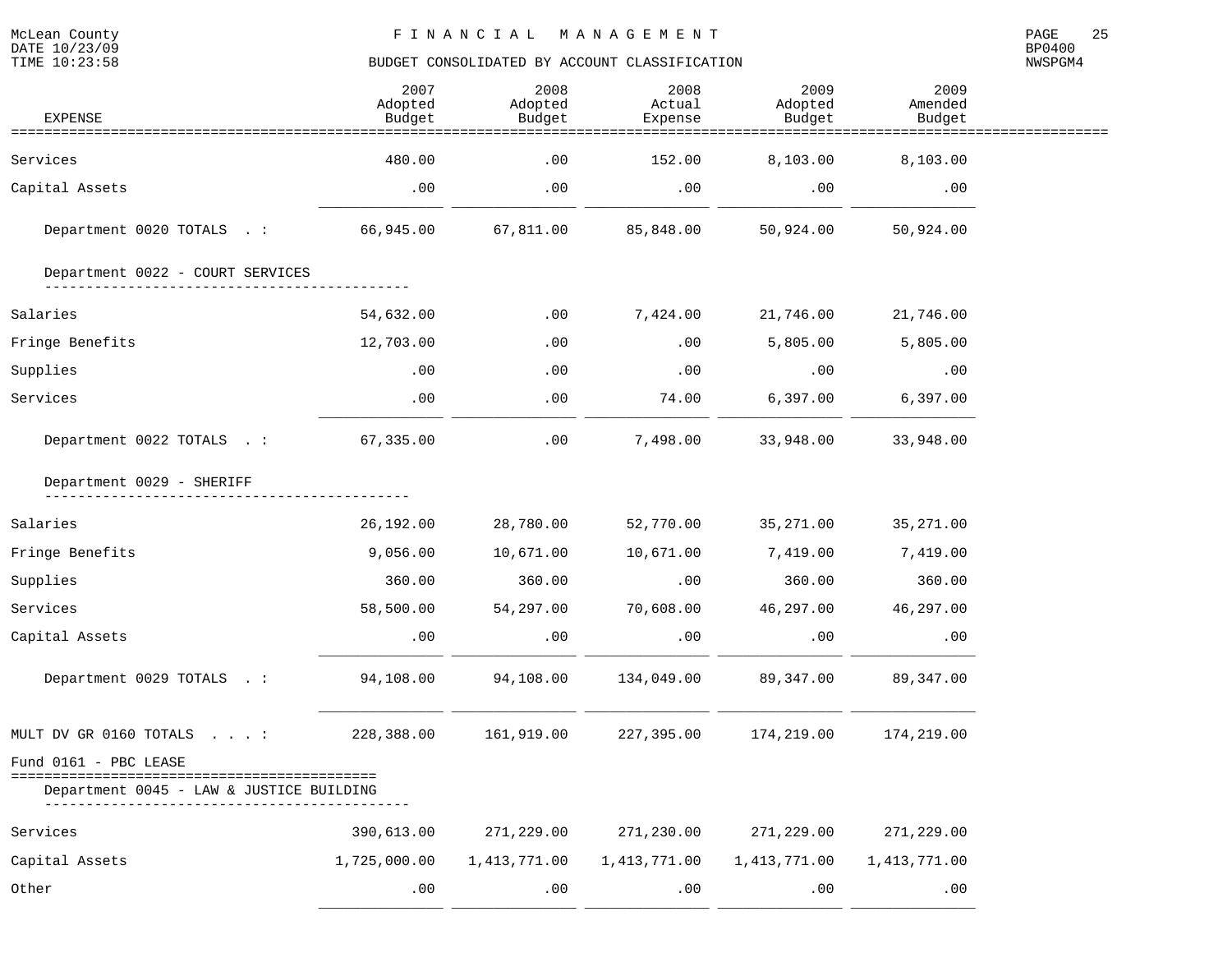# FINANCIAL MANAGEMENT

## BUDGET CONSOLIDATED BY ACCOUNT CLASSIFICATION

McLean County
DATE 10/23/09
TIME 10:23:58

BP0400
NWSPGM4

| EXPENSE | 2007 Adopted Budget | 2008 Adopted Budget | 2008 Actual Expense | 2009 Adopted Budget | 2009 Amended Budget |
|---|---|---|---|---|---|
| Services | 480.00 | .00 | 152.00 | 8,103.00 | 8,103.00 |
| Capital Assets | .00 | .00 | .00 | .00 | .00 |
| Department 0020 TOTALS . : | 66,945.00 | 67,811.00 | 85,848.00 | 50,924.00 | 50,924.00 |
| **Department 0022 - COURT SERVICES** | | | | | |
| Salaries | 54,632.00 | .00 | 7,424.00 | 21,746.00 | 21,746.00 |
| Fringe Benefits | 12,703.00 | .00 | .00 | 5,805.00 | 5,805.00 |
| Supplies | .00 | .00 | .00 | .00 | .00 |
| Services | .00 | .00 | 74.00 | 6,397.00 | 6,397.00 |
| Department 0022 TOTALS . : | 67,335.00 | .00 | 7,498.00 | 33,948.00 | 33,948.00 |
| **Department 0029 - SHERIFF** | | | | | |
| Salaries | 26,192.00 | 28,780.00 | 52,770.00 | 35,271.00 | 35,271.00 |
| Fringe Benefits | 9,056.00 | 10,671.00 | 10,671.00 | 7,419.00 | 7,419.00 |
| Supplies | 360.00 | 360.00 | .00 | 360.00 | 360.00 |
| Services | 58,500.00 | 54,297.00 | 70,608.00 | 46,297.00 | 46,297.00 |
| Capital Assets | .00 | .00 | .00 | .00 | .00 |
| Department 0029 TOTALS . : | 94,108.00 | 94,108.00 | 134,049.00 | 89,347.00 | 89,347.00 |
| MULT DV GR 0160 TOTALS . . . : | 228,388.00 | 161,919.00 | 227,395.00 | 174,219.00 | 174,219.00 |
| **Fund 0161 - PBC LEASE** | | | | | |
| **Department 0045 - LAW & JUSTICE BUILDING** | | | | | |
| Services | 390,613.00 | 271,229.00 | 271,230.00 | 271,229.00 | 271,229.00 |
| Capital Assets | 1,725,000.00 | 1,413,771.00 | 1,413,771.00 | 1,413,771.00 | 1,413,771.00 |
| Other | .00 | .00 | .00 | .00 | .00 |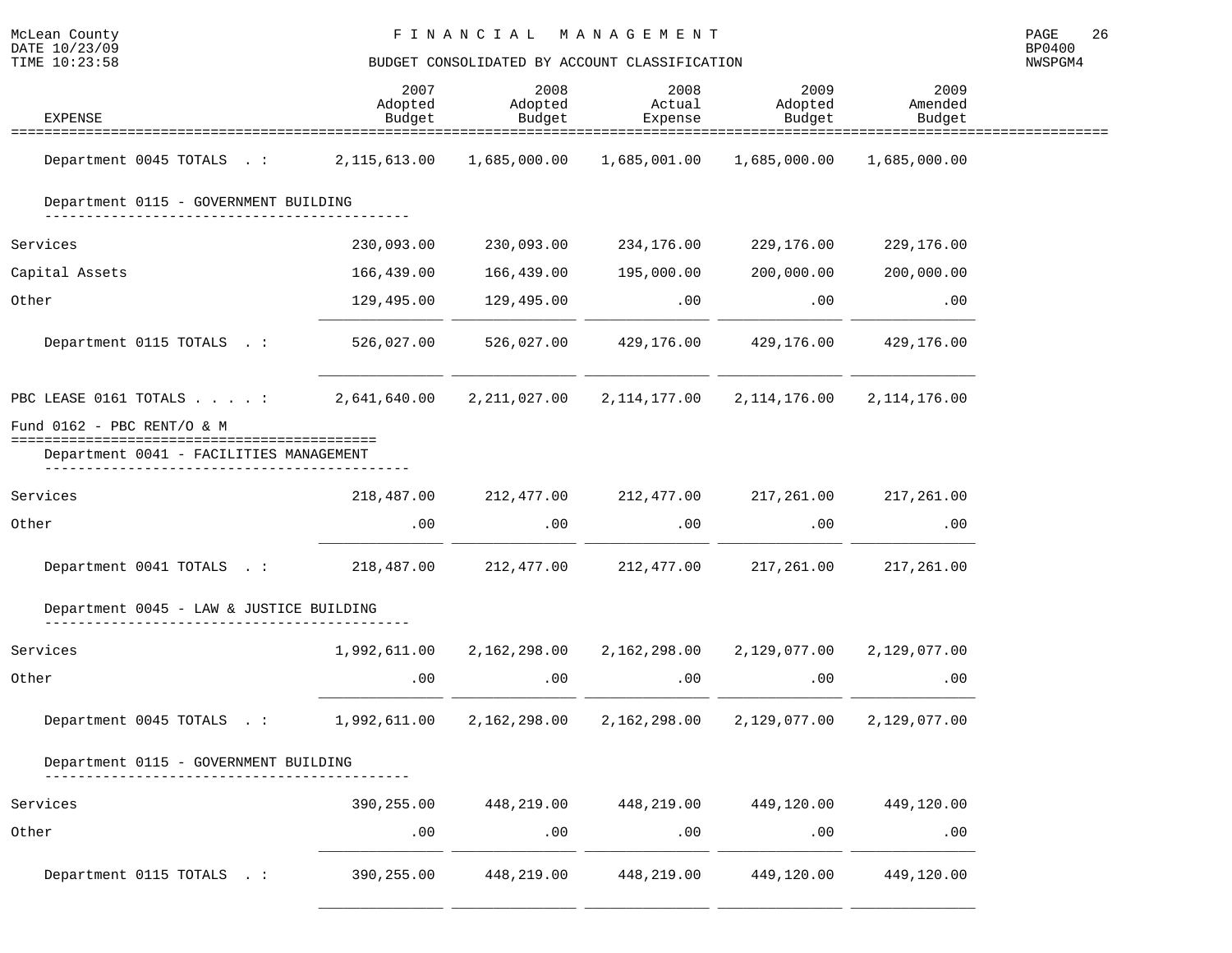## FINANCIAL MANAGEMENT

### BUDGET CONSOLIDATED BY ACCOUNT CLASSIFICATION

| EXPENSE | 2007 Adopted Budget | 2008 Adopted Budget | 2008 Actual Expense | 2009 Adopted Budget | 2009 Amended Budget |
|---|---|---|---|---|---|
| Department 0045 TOTALS . : | 2,115,613.00 | 1,685,000.00 | 1,685,001.00 | 1,685,000.00 | 1,685,000.00 |
| **Department 0115 - GOVERNMENT BUILDING** | | | | | |
| Services | 230,093.00 | 230,093.00 | 234,176.00 | 229,176.00 | 229,176.00 |
| Capital Assets | 166,439.00 | 166,439.00 | 195,000.00 | 200,000.00 | 200,000.00 |
| Other | 129,495.00 | 129,495.00 | .00 | .00 | .00 |
| Department 0115 TOTALS . : | 526,027.00 | 526,027.00 | 429,176.00 | 429,176.00 | 429,176.00 |
| PBC LEASE 0161 TOTALS . . . . : | 2,641,640.00 | 2,211,027.00 | 2,114,177.00 | 2,114,176.00 | 2,114,176.00 |
| **Fund 0162 - PBC RENT/O & M** | | | | | |
| **Department 0041 - FACILITIES MANAGEMENT** | | | | | |
| Services | 218,487.00 | 212,477.00 | 212,477.00 | 217,261.00 | 217,261.00 |
| Other | .00 | .00 | .00 | .00 | .00 |
| Department 0041 TOTALS . : | 218,487.00 | 212,477.00 | 212,477.00 | 217,261.00 | 217,261.00 |
| **Department 0045 - LAW & JUSTICE BUILDING** | | | | | |
| Services | 1,992,611.00 | 2,162,298.00 | 2,162,298.00 | 2,129,077.00 | 2,129,077.00 |
| Other | .00 | .00 | .00 | .00 | .00 |
| Department 0045 TOTALS . : | 1,992,611.00 | 2,162,298.00 | 2,162,298.00 | 2,129,077.00 | 2,129,077.00 |
| **Department 0115 - GOVERNMENT BUILDING** | | | | | |
| Services | 390,255.00 | 448,219.00 | 448,219.00 | 449,120.00 | 449,120.00 |
| Other | .00 | .00 | .00 | .00 | .00 |
| Department 0115 TOTALS . : | 390,255.00 | 448,219.00 | 448,219.00 | 449,120.00 | 449,120.00 |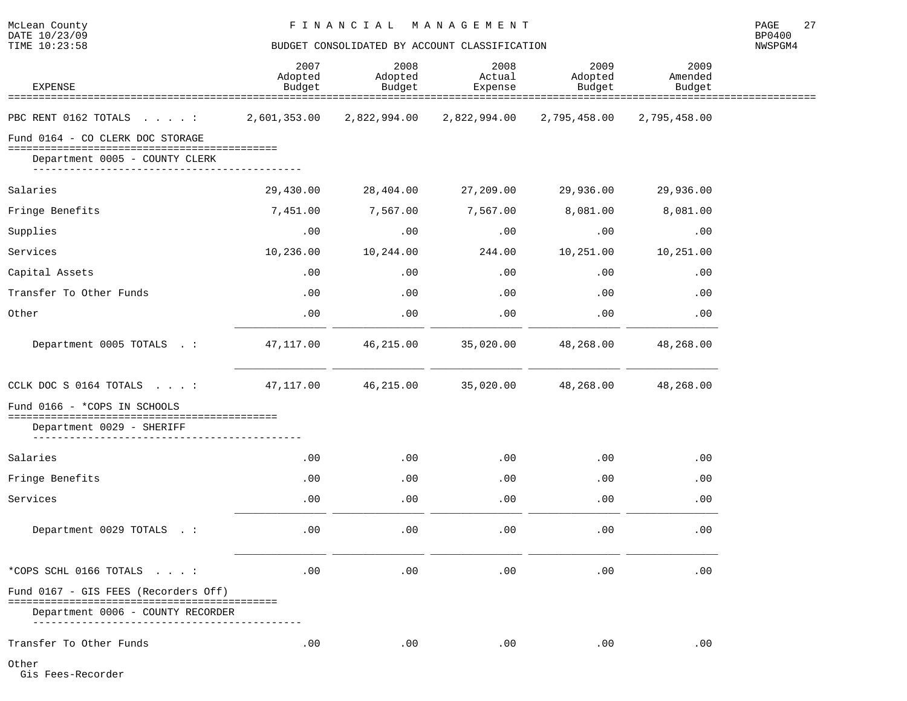McLean County — FINANCIAL MANAGEMENT

DATE 10/23/09
TIME 10:23:58

BUDGET CONSOLIDATED BY ACCOUNT CLASSIFICATION

BP0400
NWSPGM4

| EXPENSE | 2007 Adopted Budget | 2008 Adopted Budget | 2008 Actual Expense | 2009 Adopted Budget | 2009 Amended Budget |
|---|---|---|---|---|---|
| PBC RENT 0162 TOTALS . . . . : | 2,601,353.00 | 2,822,994.00 | 2,822,994.00 | 2,795,458.00 | 2,795,458.00 |
| **Fund 0164 - CO CLERK DOC STORAGE** | | | | | |
| Department 0005 - COUNTY CLERK | | | | | |
| Salaries | 29,430.00 | 28,404.00 | 27,209.00 | 29,936.00 | 29,936.00 |
| Fringe Benefits | 7,451.00 | 7,567.00 | 7,567.00 | 8,081.00 | 8,081.00 |
| Supplies | .00 | .00 | .00 | .00 | .00 |
| Services | 10,236.00 | 10,244.00 | 244.00 | 10,251.00 | 10,251.00 |
| Capital Assets | .00 | .00 | .00 | .00 | .00 |
| Transfer To Other Funds | .00 | .00 | .00 | .00 | .00 |
| Other | .00 | .00 | .00 | .00 | .00 |
| Department 0005 TOTALS . : | 47,117.00 | 46,215.00 | 35,020.00 | 48,268.00 | 48,268.00 |
| CCLK DOC S 0164 TOTALS . . . : | 47,117.00 | 46,215.00 | 35,020.00 | 48,268.00 | 48,268.00 |
| **Fund 0166 - *COPS IN SCHOOLS** | | | | | |
| Department 0029 - SHERIFF | | | | | |
| Salaries | .00 | .00 | .00 | .00 | .00 |
| Fringe Benefits | .00 | .00 | .00 | .00 | .00 |
| Services | .00 | .00 | .00 | .00 | .00 |
| Department 0029 TOTALS . : | .00 | .00 | .00 | .00 | .00 |
| *COPS SCHL 0166 TOTALS . . . : | .00 | .00 | .00 | .00 | .00 |
| **Fund 0167 - GIS FEES (Recorders Off)** | | | | | |
| Department 0006 - COUNTY RECORDER | | | | | |
| Transfer To Other Funds | .00 | .00 | .00 | .00 | .00 |
| Other | | | | | |
| Gis Fees-Recorder | | | | | |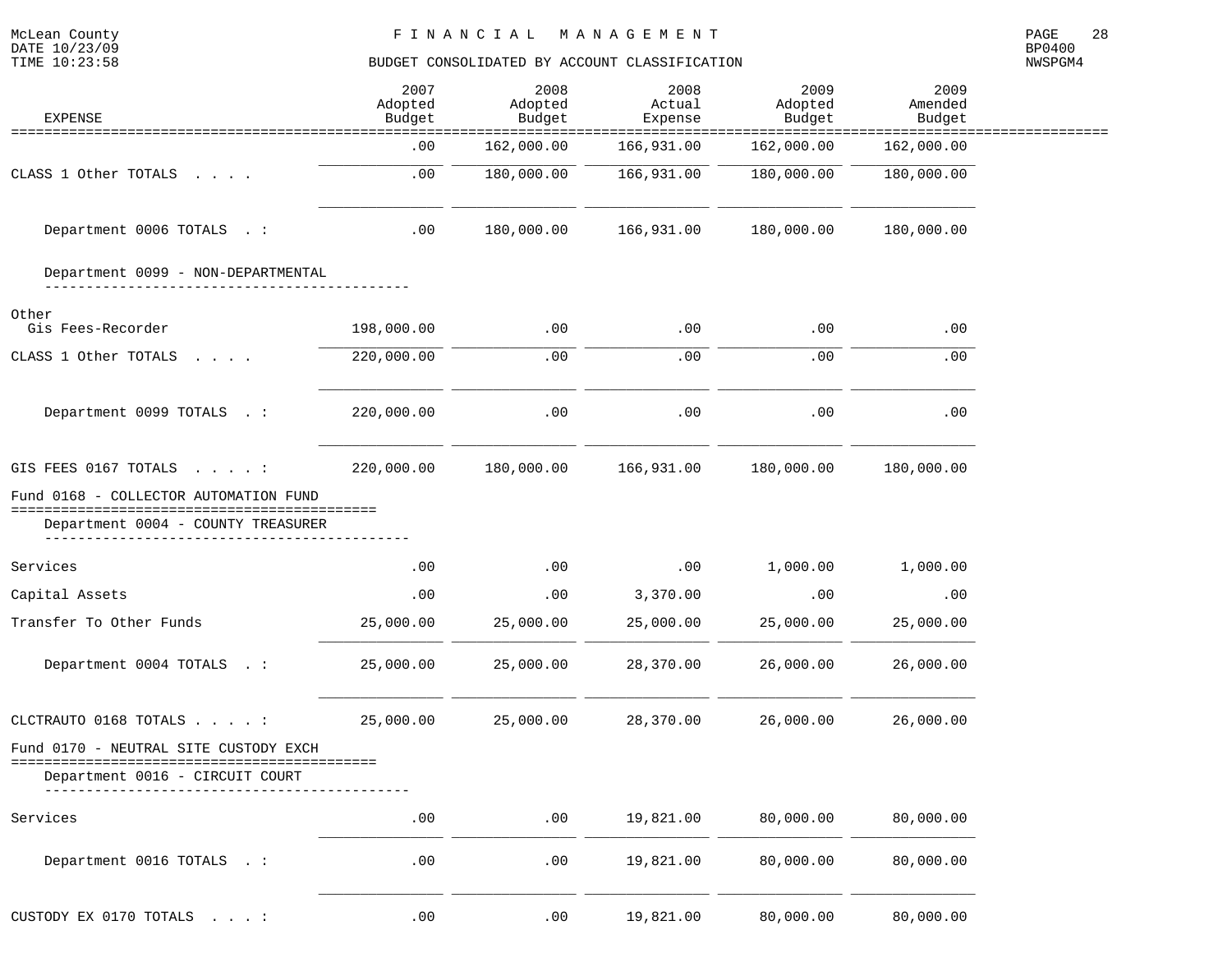# BUDGET CONSOLIDATED BY ACCOUNT CLASSIFICATION

| EXPENSE | 2007 Adopted Budget | 2008 Adopted Budget | 2008 Actual Expense | 2009 Adopted Budget | 2009 Amended Budget |
|---|---|---|---|---|---|
| | .00 | 162,000.00 | 166,931.00 | 162,000.00 | 162,000.00 |
| CLASS 1 Other TOTALS . . . . | .00 | 180,000.00 | 166,931.00 | 180,000.00 | 180,000.00 |
| Department 0006 TOTALS . : | .00 | 180,000.00 | 166,931.00 | 180,000.00 | 180,000.00 |
| **Department 0099 - NON-DEPARTMENTAL** | | | | | |
| Other | | | | | |
| Gis Fees-Recorder | 198,000.00 | .00 | .00 | .00 | .00 |
| CLASS 1 Other TOTALS . . . . | 220,000.00 | .00 | .00 | .00 | .00 |
| Department 0099 TOTALS . : | 220,000.00 | .00 | .00 | .00 | .00 |
| GIS FEES 0167 TOTALS . . . . : | 220,000.00 | 180,000.00 | 166,931.00 | 180,000.00 | 180,000.00 |
| **Fund 0168 - COLLECTOR AUTOMATION FUND** | | | | | |
| **Department 0004 - COUNTY TREASURER** | | | | | |
| Services | .00 | .00 | .00 | 1,000.00 | 1,000.00 |
| Capital Assets | .00 | .00 | 3,370.00 | .00 | .00 |
| Transfer To Other Funds | 25,000.00 | 25,000.00 | 25,000.00 | 25,000.00 | 25,000.00 |
| Department 0004 TOTALS . : | 25,000.00 | 25,000.00 | 28,370.00 | 26,000.00 | 26,000.00 |
| CLCTRAUTO 0168 TOTALS . . . . : | 25,000.00 | 25,000.00 | 28,370.00 | 26,000.00 | 26,000.00 |
| **Fund 0170 - NEUTRAL SITE CUSTODY EXCH** | | | | | |
| **Department 0016 - CIRCUIT COURT** | | | | | |
| Services | .00 | .00 | 19,821.00 | 80,000.00 | 80,000.00 |
| Department 0016 TOTALS . : | .00 | .00 | 19,821.00 | 80,000.00 | 80,000.00 |
| CUSTODY EX 0170 TOTALS . . . : | .00 | .00 | 19,821.00 | 80,000.00 | 80,000.00 |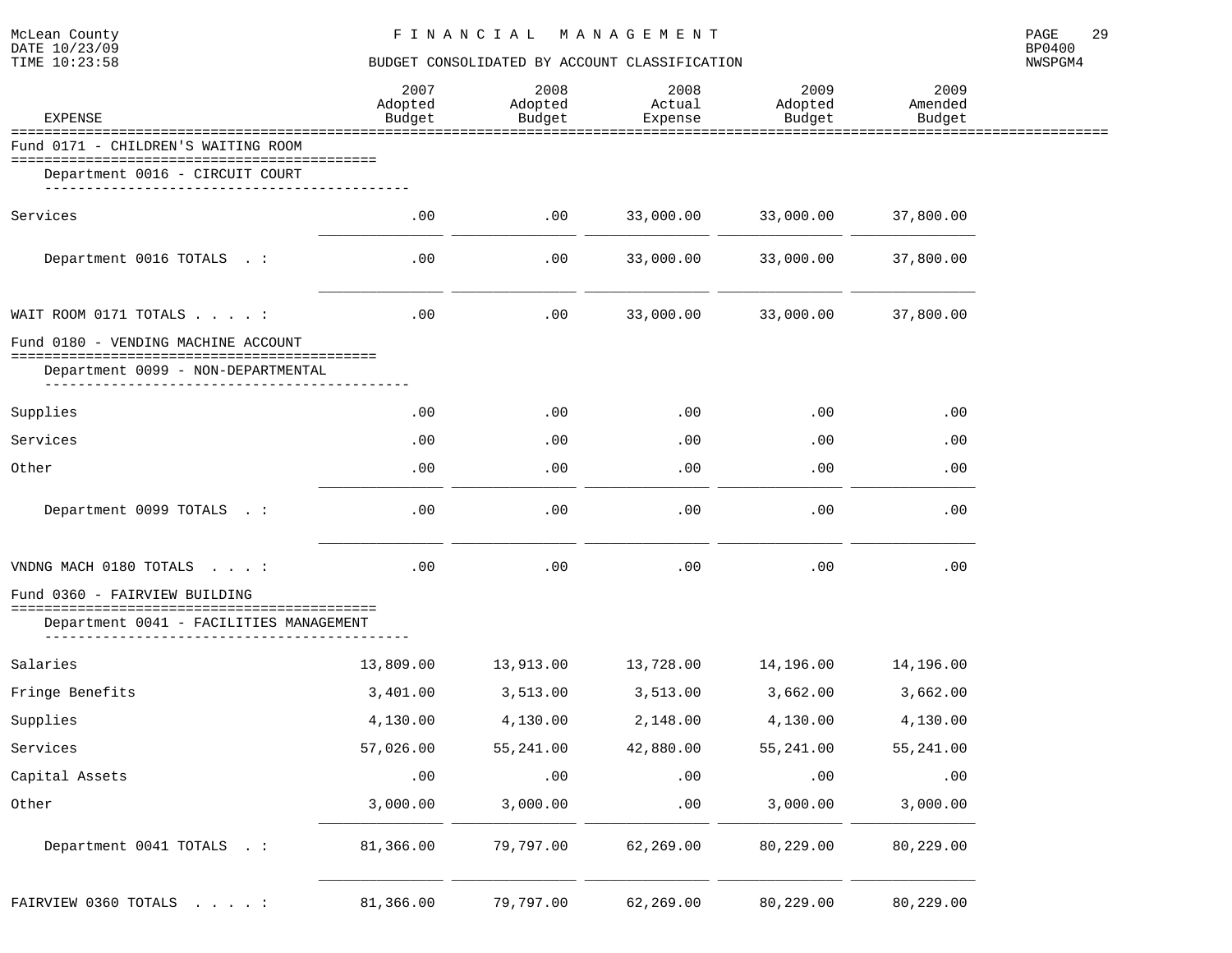FINANCIAL MANAGEMENT

BUDGET CONSOLIDATED BY ACCOUNT CLASSIFICATION

| EXPENSE | 2007 Adopted Budget | 2008 Adopted Budget | 2008 Actual Expense | 2009 Adopted Budget | 2009 Amended Budget |
|---|---|---|---|---|---|
| **Fund 0171 - CHILDREN'S WAITING ROOM** | | | | | |
| Department 0016 - CIRCUIT COURT | | | | | |
| Services | .00 | .00 | 33,000.00 | 33,000.00 | 37,800.00 |
| Department 0016 TOTALS . : | .00 | .00 | 33,000.00 | 33,000.00 | 37,800.00 |
| WAIT ROOM 0171 TOTALS . . . . : | .00 | .00 | 33,000.00 | 33,000.00 | 37,800.00 |
| **Fund 0180 - VENDING MACHINE ACCOUNT** | | | | | |
| Department 0099 - NON-DEPARTMENTAL | | | | | |
| Supplies | .00 | .00 | .00 | .00 | .00 |
| Services | .00 | .00 | .00 | .00 | .00 |
| Other | .00 | .00 | .00 | .00 | .00 |
| Department 0099 TOTALS . : | .00 | .00 | .00 | .00 | .00 |
| VNDNG MACH 0180 TOTALS . . . : | .00 | .00 | .00 | .00 | .00 |
| **Fund 0360 - FAIRVIEW BUILDING** | | | | | |
| Department 0041 - FACILITIES MANAGEMENT | | | | | |
| Salaries | 13,809.00 | 13,913.00 | 13,728.00 | 14,196.00 | 14,196.00 |
| Fringe Benefits | 3,401.00 | 3,513.00 | 3,513.00 | 3,662.00 | 3,662.00 |
| Supplies | 4,130.00 | 4,130.00 | 2,148.00 | 4,130.00 | 4,130.00 |
| Services | 57,026.00 | 55,241.00 | 42,880.00 | 55,241.00 | 55,241.00 |
| Capital Assets | .00 | .00 | .00 | .00 | .00 |
| Other | 3,000.00 | 3,000.00 | .00 | 3,000.00 | 3,000.00 |
| Department 0041 TOTALS . : | 81,366.00 | 79,797.00 | 62,269.00 | 80,229.00 | 80,229.00 |
| FAIRVIEW 0360 TOTALS . . . . : | 81,366.00 | 79,797.00 | 62,269.00 | 80,229.00 | 80,229.00 |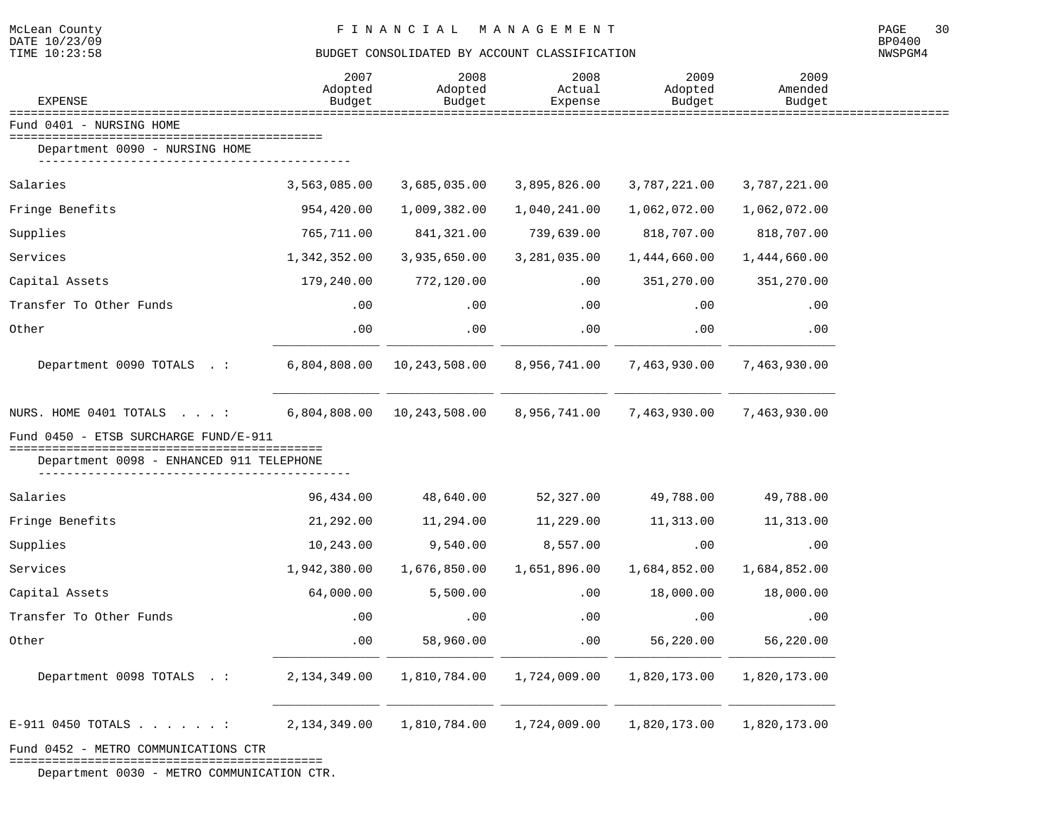McLean County — FINANCIAL MANAGEMENT — BUDGET CONSOLIDATED BY ACCOUNT CLASSIFICATION

DATE 10/23/09
TIME 10:23:58

| EXPENSE | 2007 Adopted Budget | 2008 Adopted Budget | 2008 Actual Expense | 2009 Adopted Budget | 2009 Amended Budget |
|---|---|---|---|---|---|
| **Fund 0401 - NURSING HOME** | | | | | |
| Department 0090 - NURSING HOME | | | | | |
| Salaries | 3,563,085.00 | 3,685,035.00 | 3,895,826.00 | 3,787,221.00 | 3,787,221.00 |
| Fringe Benefits | 954,420.00 | 1,009,382.00 | 1,040,241.00 | 1,062,072.00 | 1,062,072.00 |
| Supplies | 765,711.00 | 841,321.00 | 739,639.00 | 818,707.00 | 818,707.00 |
| Services | 1,342,352.00 | 3,935,650.00 | 3,281,035.00 | 1,444,660.00 | 1,444,660.00 |
| Capital Assets | 179,240.00 | 772,120.00 | .00 | 351,270.00 | 351,270.00 |
| Transfer To Other Funds | .00 | .00 | .00 | .00 | .00 |
| Other | .00 | .00 | .00 | .00 | .00 |
| Department 0090 TOTALS . : | 6,804,808.00 | 10,243,508.00 | 8,956,741.00 | 7,463,930.00 | 7,463,930.00 |
| NURS. HOME 0401 TOTALS . . . : | 6,804,808.00 | 10,243,508.00 | 8,956,741.00 | 7,463,930.00 | 7,463,930.00 |
| **Fund 0450 - ETSB SURCHARGE FUND/E-911** | | | | | |
| Department 0098 - ENHANCED 911 TELEPHONE | | | | | |
| Salaries | 96,434.00 | 48,640.00 | 52,327.00 | 49,788.00 | 49,788.00 |
| Fringe Benefits | 21,292.00 | 11,294.00 | 11,229.00 | 11,313.00 | 11,313.00 |
| Supplies | 10,243.00 | 9,540.00 | 8,557.00 | .00 | .00 |
| Services | 1,942,380.00 | 1,676,850.00 | 1,651,896.00 | 1,684,852.00 | 1,684,852.00 |
| Capital Assets | 64,000.00 | 5,500.00 | .00 | 18,000.00 | 18,000.00 |
| Transfer To Other Funds | .00 | .00 | .00 | .00 | .00 |
| Other | .00 | 58,960.00 | .00 | 56,220.00 | 56,220.00 |
| Department 0098 TOTALS . : | 2,134,349.00 | 1,810,784.00 | 1,724,009.00 | 1,820,173.00 | 1,820,173.00 |
| E-911 0450 TOTALS . . . . . . . : | 2,134,349.00 | 1,810,784.00 | 1,724,009.00 | 1,820,173.00 | 1,820,173.00 |

**Fund 0452 - METRO COMMUNICATIONS CTR**

Department 0030 - METRO COMMUNICATION CTR.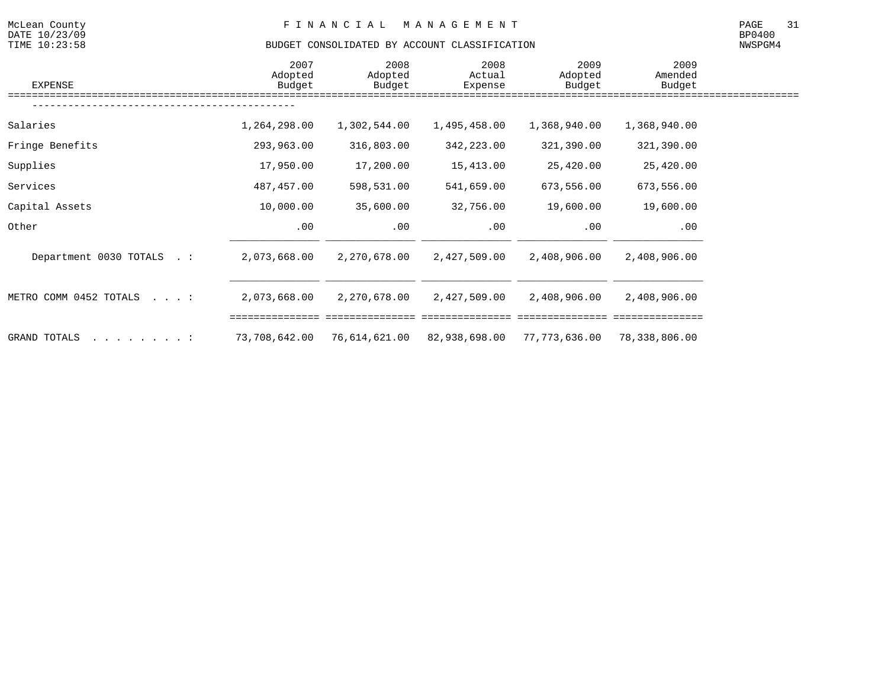McLean County

DATE 10/23/09

TIME 10:23:58

# FINANCIAL MANAGEMENT

## BUDGET CONSOLIDATED BY ACCOUNT CLASSIFICATION

BP0400

NWSPGM4

| EXPENSE | 2007 Adopted Budget | 2008 Adopted Budget | 2008 Actual Expense | 2009 Adopted Budget | 2009 Amended Budget |
|---|---|---|---|---|---|
| Salaries | 1,264,298.00 | 1,302,544.00 | 1,495,458.00 | 1,368,940.00 | 1,368,940.00 |
| Fringe Benefits | 293,963.00 | 316,803.00 | 342,223.00 | 321,390.00 | 321,390.00 |
| Supplies | 17,950.00 | 17,200.00 | 15,413.00 | 25,420.00 | 25,420.00 |
| Services | 487,457.00 | 598,531.00 | 541,659.00 | 673,556.00 | 673,556.00 |
| Capital Assets | 10,000.00 | 35,600.00 | 32,756.00 | 19,600.00 | 19,600.00 |
| Other | .00 | .00 | .00 | .00 | .00 |
| Department 0030 TOTALS . : | 2,073,668.00 | 2,270,678.00 | 2,427,509.00 | 2,408,906.00 | 2,408,906.00 |
| METRO COMM 0452 TOTALS . . . : | 2,073,668.00 | 2,270,678.00 | 2,427,509.00 | 2,408,906.00 | 2,408,906.00 |
| GRAND TOTALS . . . . . . . . : | 73,708,642.00 | 76,614,621.00 | 82,938,698.00 | 77,773,636.00 | 78,338,806.00 |